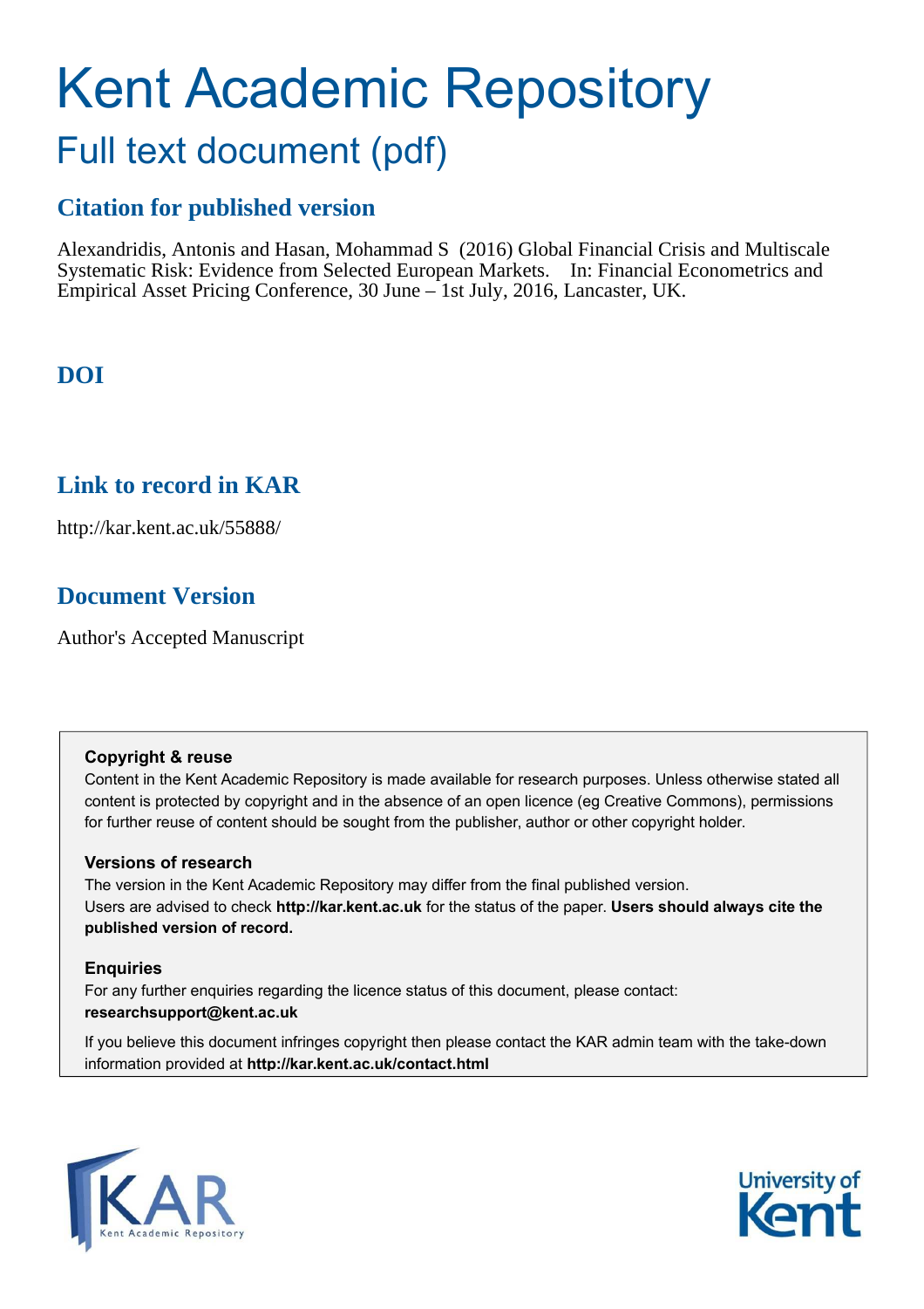# Kent Academic Repository

## Full text document (pdf)

### Citation for published version

Alexandridis, Antonis and Hasan, Mohammad S (2016) Global Financial Crisis and Multiscale Systematic Risk: Evidence from Selected European Markets. In: Financial Econometrics and Empirical Asset Pricing Conference, 30 June – 1st July, 2016, Lancaster, UK.

### DOI

### Link to record in KAR

http://kar.kent.ac.uk/55888/

### Document Version

Author's Accepted Manuscript

**Copyright & reuse**

Content in the Kent Academic Repository is made available for research purposes. Unless otherwise stated all content is protected by copyright and in the absence of an open licence (eg Creative Commons), permissions for further reuse of content should be sought from the publisher, author or other copyright holder.

**Versions of research**

The version in the Kent Academic Repository may differ from the final published version. Users are advised to check **http://kar.kent.ac.uk** for the status of the paper. **Users should always cite the published version of record.**

**Enquiries**

For any further enquiries regarding the licence status of this document, please contact: **researchsupport@kent.ac.uk**

If you believe this document infringes copyright then please contact the KAR admin team with the take-down information provided at **http://kar.kent.ac.uk/contact.html**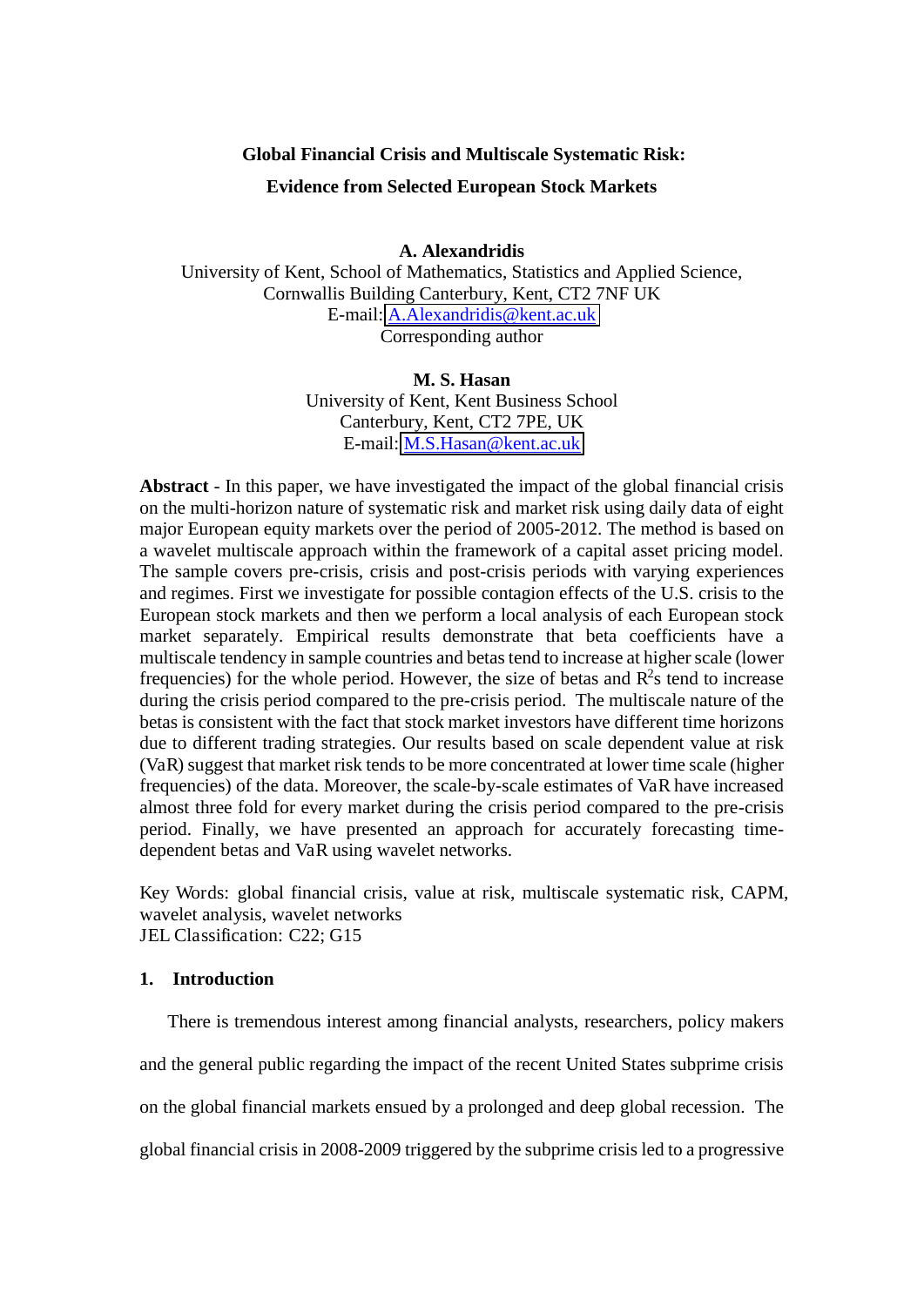**Global Financial Crisis and Multiscale Systematic Risk:**

**Evidence from Selected European Stock Markets**

**A. Alexandridis**
University of Kent, School of Mathematics, Statistics and Applied Science,
Cornwallis Building Canterbury, Kent, CT2 7NF UK
E-mail: A.Alexandridis@kent.ac.uk
Corresponding author

**M. S. Hasan**
University of Kent, Kent Business School
Canterbury, Kent, CT2 7PE, UK
E-mail: M.S.Hasan@kent.ac.uk

**Abstract** - In this paper, we have investigated the impact of the global financial crisis on the multi-horizon nature of systematic risk and market risk using daily data of eight major European equity markets over the period of 2005-2012. The method is based on a wavelet multiscale approach within the framework of a capital asset pricing model. The sample covers pre-crisis, crisis and post-crisis periods with varying experiences and regimes. First we investigate for possible contagion effects of the U.S. crisis to the European stock markets and then we perform a local analysis of each European stock market separately. Empirical results demonstrate that beta coefficients have a multiscale tendency in sample countries and betas tend to increase at higher scale (lower frequencies) for the whole period. However, the size of betas and $R^2$s tend to increase during the crisis period compared to the pre-crisis period. The multiscale nature of the betas is consistent with the fact that stock market investors have different time horizons due to different trading strategies. Our results based on scale dependent value at risk (VaR) suggest that market risk tends to be more concentrated at lower time scale (higher frequencies) of the data. Moreover, the scale-by-scale estimates of VaR have increased almost three fold for every market during the crisis period compared to the pre-crisis period. Finally, we have presented an approach for accurately forecasting time-dependent betas and VaR using wavelet networks.

Key Words: global financial crisis, value at risk, multiscale systematic risk, CAPM, wavelet analysis, wavelet networks
JEL Classification: C22; G15

## 1. Introduction

There is tremendous interest among financial analysts, researchers, policy makers and the general public regarding the impact of the recent United States subprime crisis on the global financial markets ensued by a prolonged and deep global recession. The global financial crisis in 2008-2009 triggered by the subprime crisis led to a progressive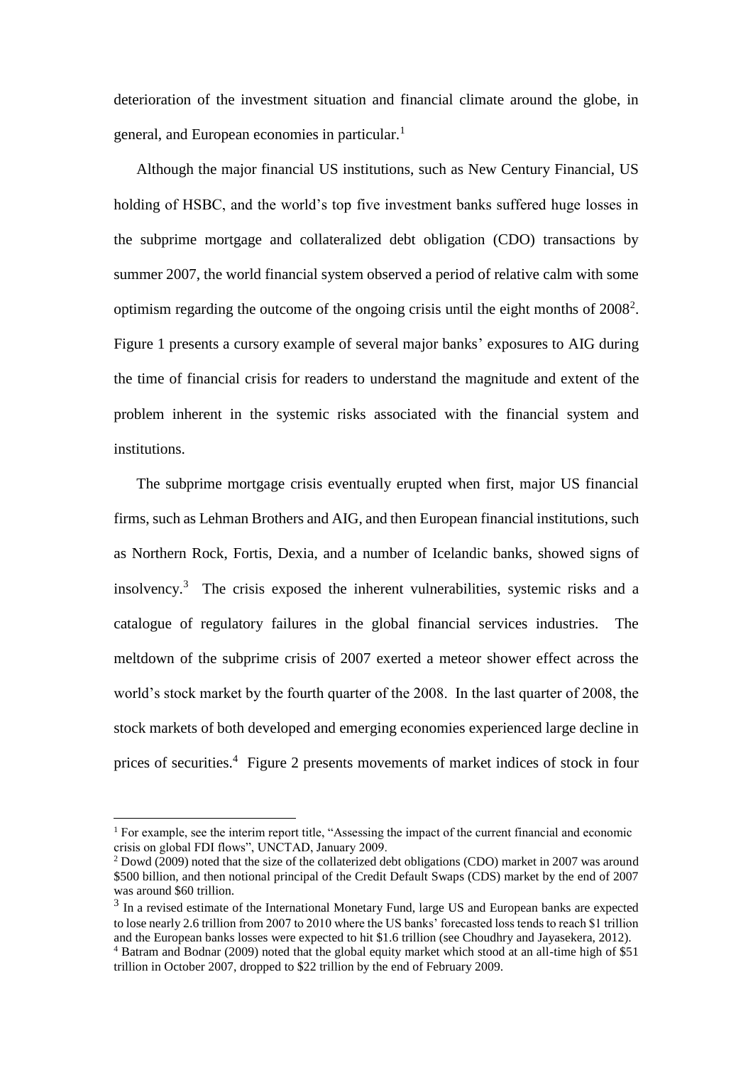deterioration of the investment situation and financial climate around the globe, in general, and European economies in particular.[1]

Although the major financial US institutions, such as New Century Financial, US holding of HSBC, and the world's top five investment banks suffered huge losses in the subprime mortgage and collateralized debt obligation (CDO) transactions by summer 2007, the world financial system observed a period of relative calm with some optimism regarding the outcome of the ongoing crisis until the eight months of 2008[2]. Figure 1 presents a cursory example of several major banks' exposures to AIG during the time of financial crisis for readers to understand the magnitude and extent of the problem inherent in the systemic risks associated with the financial system and institutions.

The subprime mortgage crisis eventually erupted when first, major US financial firms, such as Lehman Brothers and AIG, and then European financial institutions, such as Northern Rock, Fortis, Dexia, and a number of Icelandic banks, showed signs of insolvency.[3] The crisis exposed the inherent vulnerabilities, systemic risks and a catalogue of regulatory failures in the global financial services industries. The meltdown of the subprime crisis of 2007 exerted a meteor shower effect across the world's stock market by the fourth quarter of the 2008. In the last quarter of 2008, the stock markets of both developed and emerging economies experienced large decline in prices of securities.[4] Figure 2 presents movements of market indices of stock in four

---

[1] For example, see the interim report title, "Assessing the impact of the current financial and economic crisis on global FDI flows", UNCTAD, January 2009.

[2] Dowd (2009) noted that the size of the collaterized debt obligations (CDO) market in 2007 was around \$500 billion, and then notional principal of the Credit Default Swaps (CDS) market by the end of 2007 was around \$60 trillion.

[3] In a revised estimate of the International Monetary Fund, large US and European banks are expected to lose nearly 2.6 trillion from 2007 to 2010 where the US banks' forecasted loss tends to reach \$1 trillion and the European banks losses were expected to hit \$1.6 trillion (see Choudhry and Jayasekera, 2012).

[4] Batram and Bodnar (2009) noted that the global equity market which stood at an all-time high of \$51 trillion in October 2007, dropped to \$22 trillion by the end of February 2009.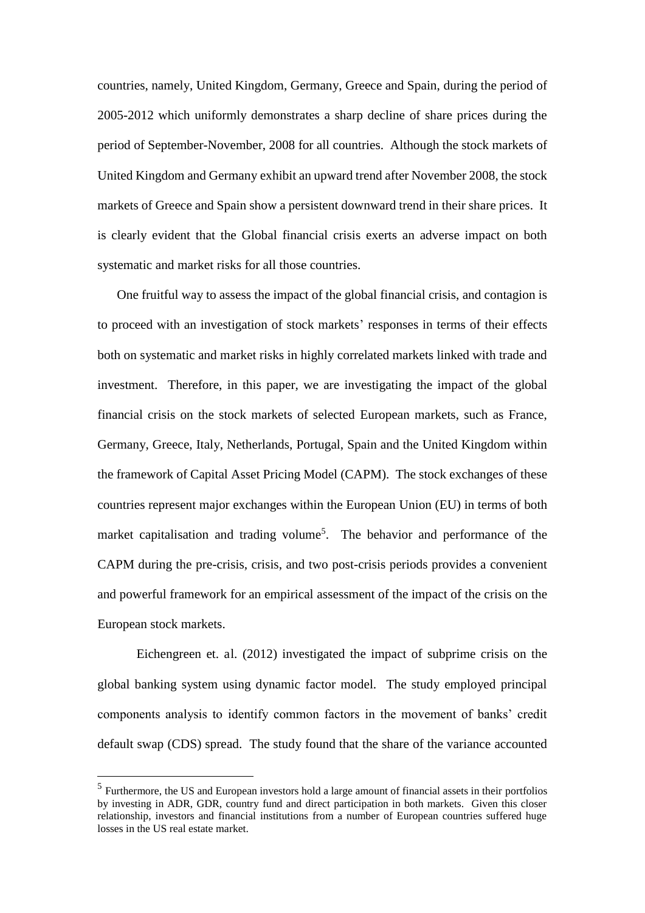countries, namely, United Kingdom, Germany, Greece and Spain, during the period of 2005-2012 which uniformly demonstrates a sharp decline of share prices during the period of September-November, 2008 for all countries. Although the stock markets of United Kingdom and Germany exhibit an upward trend after November 2008, the stock markets of Greece and Spain show a persistent downward trend in their share prices. It is clearly evident that the Global financial crisis exerts an adverse impact on both systematic and market risks for all those countries.

One fruitful way to assess the impact of the global financial crisis, and contagion is to proceed with an investigation of stock markets' responses in terms of their effects both on systematic and market risks in highly correlated markets linked with trade and investment. Therefore, in this paper, we are investigating the impact of the global financial crisis on the stock markets of selected European markets, such as France, Germany, Greece, Italy, Netherlands, Portugal, Spain and the United Kingdom within the framework of Capital Asset Pricing Model (CAPM). The stock exchanges of these countries represent major exchanges within the European Union (EU) in terms of both market capitalisation and trading volume[5]. The behavior and performance of the CAPM during the pre-crisis, crisis, and two post-crisis periods provides a convenient and powerful framework for an empirical assessment of the impact of the crisis on the European stock markets.

Eichengreen et. al. (2012) investigated the impact of subprime crisis on the global banking system using dynamic factor model. The study employed principal components analysis to identify common factors in the movement of banks' credit default swap (CDS) spread. The study found that the share of the variance accounted

[5] Furthermore, the US and European investors hold a large amount of financial assets in their portfolios by investing in ADR, GDR, country fund and direct participation in both markets. Given this closer relationship, investors and financial institutions from a number of European countries suffered huge losses in the US real estate market.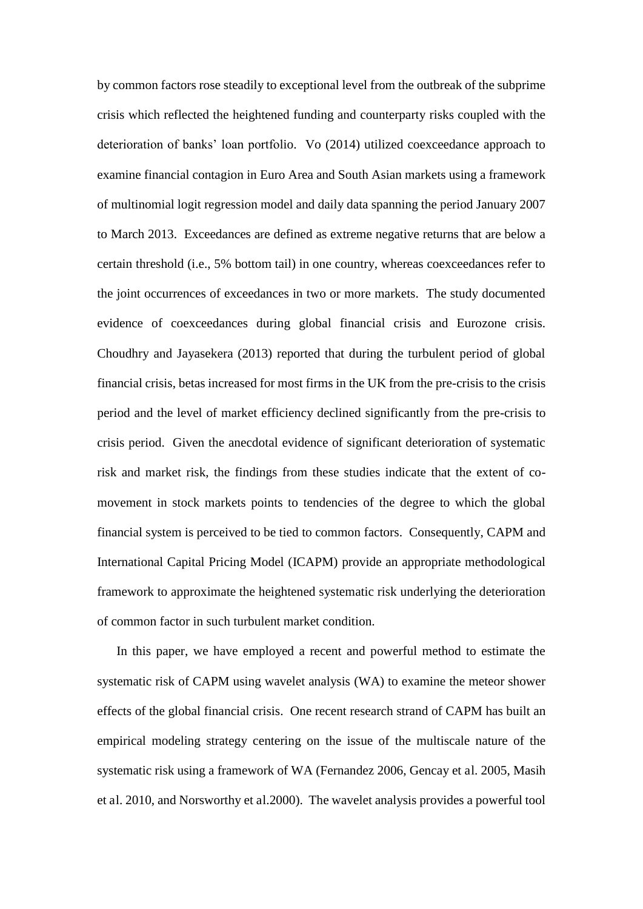by common factors rose steadily to exceptional level from the outbreak of the subprime crisis which reflected the heightened funding and counterparty risks coupled with the deterioration of banks' loan portfolio. Vo (2014) utilized coexceedance approach to examine financial contagion in Euro Area and South Asian markets using a framework of multinomial logit regression model and daily data spanning the period January 2007 to March 2013. Exceedances are defined as extreme negative returns that are below a certain threshold (i.e., 5% bottom tail) in one country, whereas coexceedances refer to the joint occurrences of exceedances in two or more markets. The study documented evidence of coexceedances during global financial crisis and Eurozone crisis. Choudhry and Jayasekera (2013) reported that during the turbulent period of global financial crisis, betas increased for most firms in the UK from the pre-crisis to the crisis period and the level of market efficiency declined significantly from the pre-crisis to crisis period. Given the anecdotal evidence of significant deterioration of systematic risk and market risk, the findings from these studies indicate that the extent of co-movement in stock markets points to tendencies of the degree to which the global financial system is perceived to be tied to common factors. Consequently, CAPM and International Capital Pricing Model (ICAPM) provide an appropriate methodological framework to approximate the heightened systematic risk underlying the deterioration of common factor in such turbulent market condition.

In this paper, we have employed a recent and powerful method to estimate the systematic risk of CAPM using wavelet analysis (WA) to examine the meteor shower effects of the global financial crisis. One recent research strand of CAPM has built an empirical modeling strategy centering on the issue of the multiscale nature of the systematic risk using a framework of WA (Fernandez 2006, Gencay et al. 2005, Masih et al. 2010, and Norsworthy et al.2000). The wavelet analysis provides a powerful tool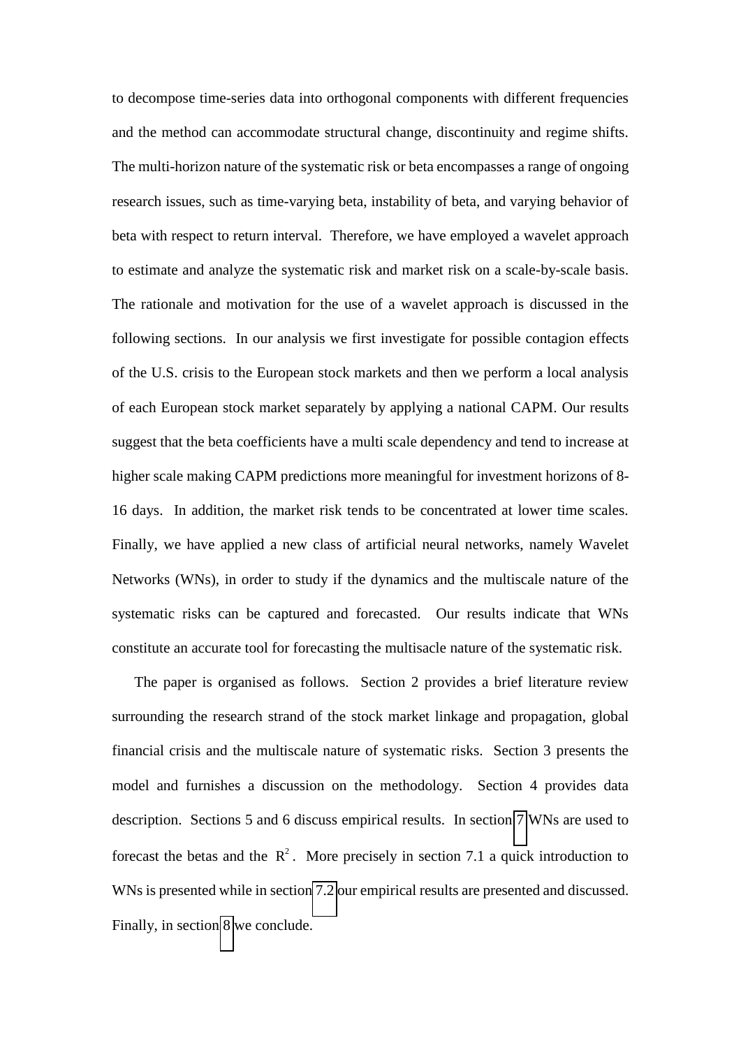to decompose time-series data into orthogonal components with different frequencies and the method can accommodate structural change, discontinuity and regime shifts. The multi-horizon nature of the systematic risk or beta encompasses a range of ongoing research issues, such as time-varying beta, instability of beta, and varying behavior of beta with respect to return interval. Therefore, we have employed a wavelet approach to estimate and analyze the systematic risk and market risk on a scale-by-scale basis. The rationale and motivation for the use of a wavelet approach is discussed in the following sections. In our analysis we first investigate for possible contagion effects of the U.S. crisis to the European stock markets and then we perform a local analysis of each European stock market separately by applying a national CAPM. Our results suggest that the beta coefficients have a multi scale dependency and tend to increase at higher scale making CAPM predictions more meaningful for investment horizons of 8-16 days. In addition, the market risk tends to be concentrated at lower time scales. Finally, we have applied a new class of artificial neural networks, namely Wavelet Networks (WNs), in order to study if the dynamics and the multiscale nature of the systematic risks can be captured and forecasted. Our results indicate that WNs constitute an accurate tool for forecasting the multisacle nature of the systematic risk.

The paper is organised as follows. Section 2 provides a brief literature review surrounding the research strand of the stock market linkage and propagation, global financial crisis and the multiscale nature of systematic risks. Section 3 presents the model and furnishes a discussion on the methodology. Section 4 provides data description. Sections 5 and 6 discuss empirical results. In section 7 WNs are used to forecast the betas and the $R^2$. More precisely in section 7.1 a quick introduction to WNs is presented while in section 7.2 our empirical results are presented and discussed. Finally, in section 8 we conclude.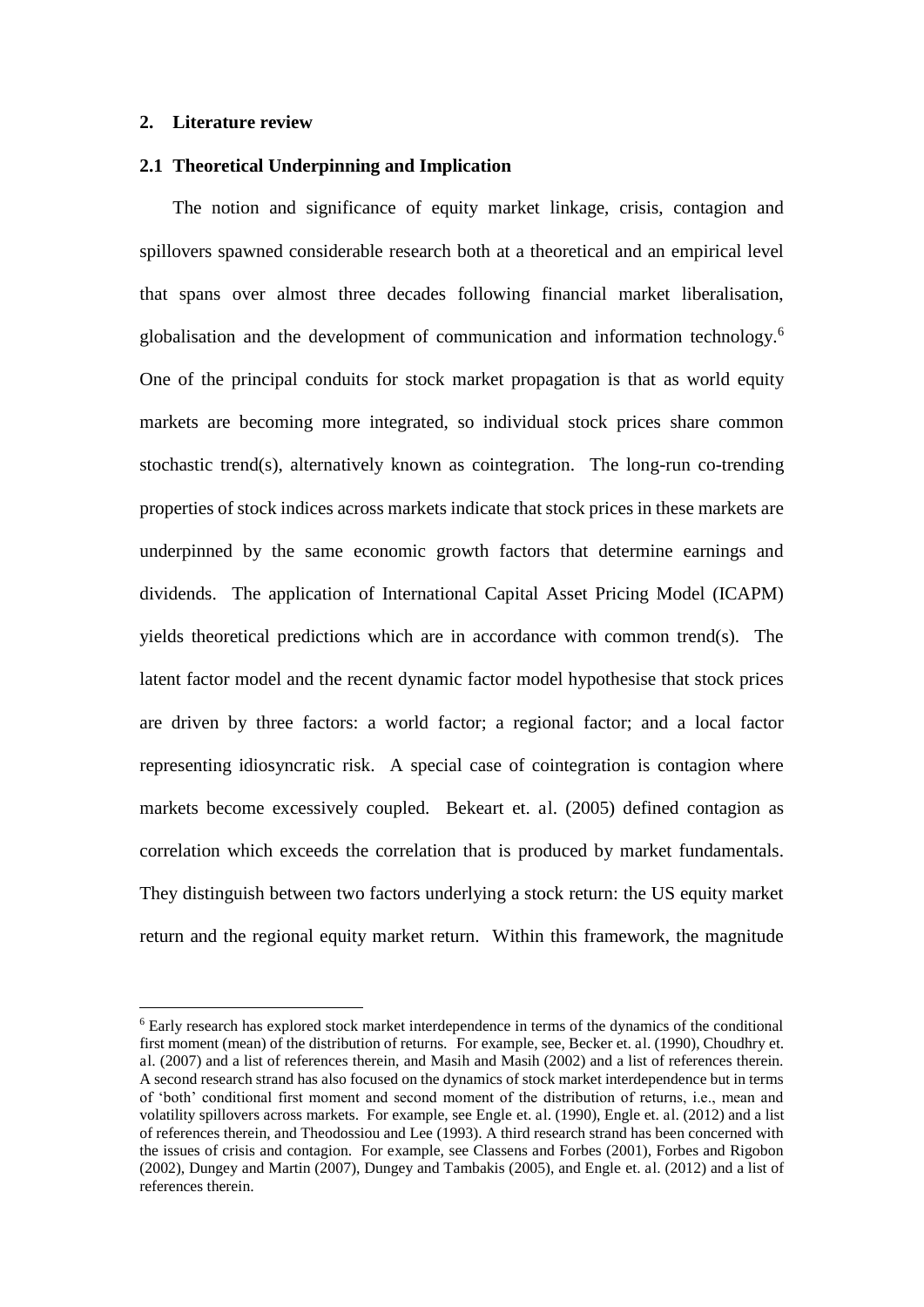## 2. Literature review

### 2.1 Theoretical Underpinning and Implication

The notion and significance of equity market linkage, crisis, contagion and spillovers spawned considerable research both at a theoretical and an empirical level that spans over almost three decades following financial market liberalisation, globalisation and the development of communication and information technology.[6] One of the principal conduits for stock market propagation is that as world equity markets are becoming more integrated, so individual stock prices share common stochastic trend(s), alternatively known as cointegration. The long-run co-trending properties of stock indices across markets indicate that stock prices in these markets are underpinned by the same economic growth factors that determine earnings and dividends. The application of International Capital Asset Pricing Model (ICAPM) yields theoretical predictions which are in accordance with common trend(s). The latent factor model and the recent dynamic factor model hypothesise that stock prices are driven by three factors: a world factor; a regional factor; and a local factor representing idiosyncratic risk. A special case of cointegration is contagion where markets become excessively coupled. Bekeart et. al. (2005) defined contagion as correlation which exceeds the correlation that is produced by market fundamentals. They distinguish between two factors underlying a stock return: the US equity market return and the regional equity market return. Within this framework, the magnitude

[6] Early research has explored stock market interdependence in terms of the dynamics of the conditional first moment (mean) of the distribution of returns. For example, see, Becker et. al. (1990), Choudhry et. al. (2007) and a list of references therein, and Masih and Masih (2002) and a list of references therein. A second research strand has also focused on the dynamics of stock market interdependence but in terms of 'both' conditional first moment and second moment of the distribution of returns, i.e., mean and volatility spillovers across markets. For example, see Engle et. al. (1990), Engle et. al. (2012) and a list of references therein, and Theodossiou and Lee (1993). A third research strand has been concerned with the issues of crisis and contagion. For example, see Classens and Forbes (2001), Forbes and Rigobon (2002), Dungey and Martin (2007), Dungey and Tambakis (2005), and Engle et. al. (2012) and a list of references therein.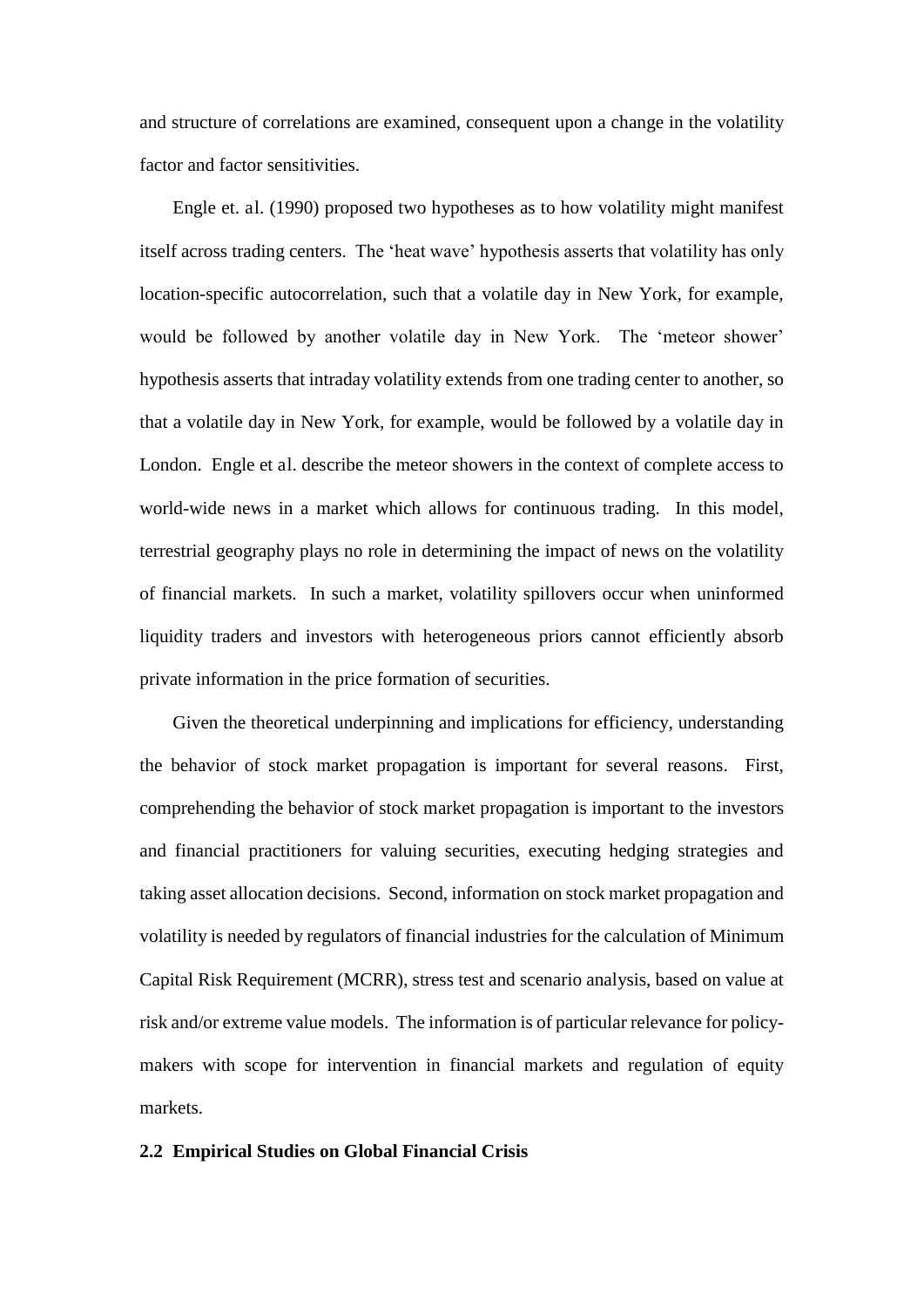and structure of correlations are examined, consequent upon a change in the volatility factor and factor sensitivities.

Engle et. al. (1990) proposed two hypotheses as to how volatility might manifest itself across trading centers. The 'heat wave' hypothesis asserts that volatility has only location-specific autocorrelation, such that a volatile day in New York, for example, would be followed by another volatile day in New York. The 'meteor shower' hypothesis asserts that intraday volatility extends from one trading center to another, so that a volatile day in New York, for example, would be followed by a volatile day in London. Engle et al. describe the meteor showers in the context of complete access to world-wide news in a market which allows for continuous trading. In this model, terrestrial geography plays no role in determining the impact of news on the volatility of financial markets. In such a market, volatility spillovers occur when uninformed liquidity traders and investors with heterogeneous priors cannot efficiently absorb private information in the price formation of securities.

Given the theoretical underpinning and implications for efficiency, understanding the behavior of stock market propagation is important for several reasons. First, comprehending the behavior of stock market propagation is important to the investors and financial practitioners for valuing securities, executing hedging strategies and taking asset allocation decisions. Second, information on stock market propagation and volatility is needed by regulators of financial industries for the calculation of Minimum Capital Risk Requirement (MCRR), stress test and scenario analysis, based on value at risk and/or extreme value models. The information is of particular relevance for policy-makers with scope for intervention in financial markets and regulation of equity markets.

## 2.2 Empirical Studies on Global Financial Crisis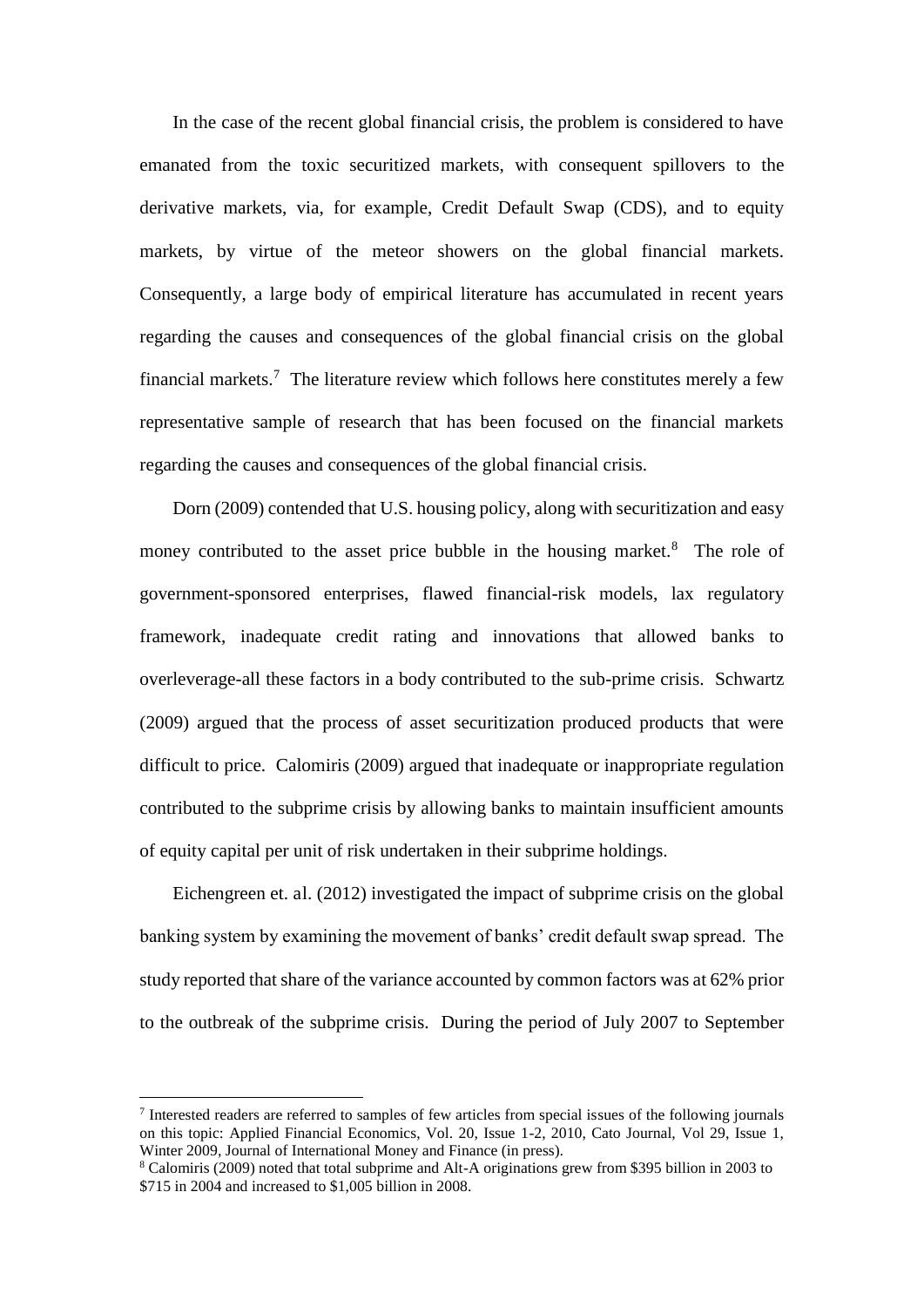In the case of the recent global financial crisis, the problem is considered to have emanated from the toxic securitized markets, with consequent spillovers to the derivative markets, via, for example, Credit Default Swap (CDS), and to equity markets, by virtue of the meteor showers on the global financial markets. Consequently, a large body of empirical literature has accumulated in recent years regarding the causes and consequences of the global financial crisis on the global financial markets.[7] The literature review which follows here constitutes merely a few representative sample of research that has been focused on the financial markets regarding the causes and consequences of the global financial crisis.

Dorn (2009) contended that U.S. housing policy, along with securitization and easy money contributed to the asset price bubble in the housing market.[8] The role of government-sponsored enterprises, flawed financial-risk models, lax regulatory framework, inadequate credit rating and innovations that allowed banks to overleverage-all these factors in a body contributed to the sub-prime crisis. Schwartz (2009) argued that the process of asset securitization produced products that were difficult to price. Calomiris (2009) argued that inadequate or inappropriate regulation contributed to the subprime crisis by allowing banks to maintain insufficient amounts of equity capital per unit of risk undertaken in their subprime holdings.

Eichengreen et. al. (2012) investigated the impact of subprime crisis on the global banking system by examining the movement of banks' credit default swap spread. The study reported that share of the variance accounted by common factors was at 62% prior to the outbreak of the subprime crisis. During the period of July 2007 to September

---

[7] Interested readers are referred to samples of few articles from special issues of the following journals on this topic: Applied Financial Economics, Vol. 20, Issue 1-2, 2010, Cato Journal, Vol 29, Issue 1, Winter 2009, Journal of International Money and Finance (in press).

[8] Calomiris (2009) noted that total subprime and Alt-A originations grew from $395 billion in 2003 to $715 in 2004 and increased to $1,005 billion in 2008.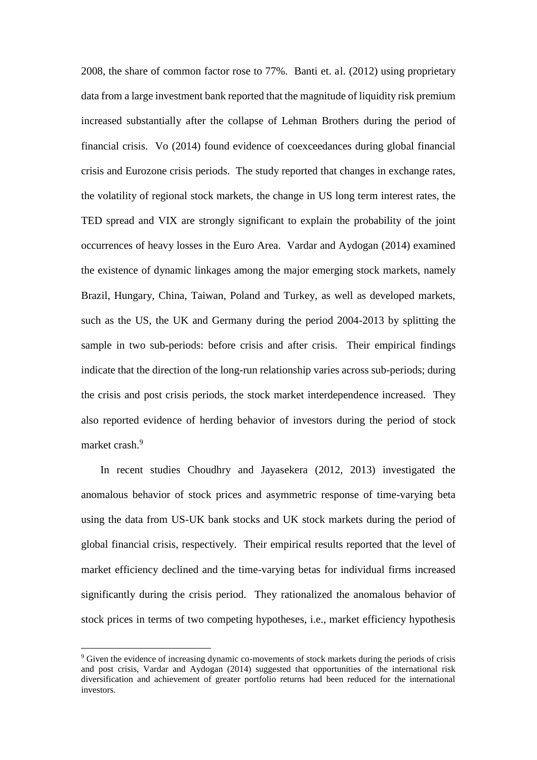2008, the share of common factor rose to 77%. Banti et. al. (2012) using proprietary data from a large investment bank reported that the magnitude of liquidity risk premium increased substantially after the collapse of Lehman Brothers during the period of financial crisis. Vo (2014) found evidence of coexceedances during global financial crisis and Eurozone crisis periods. The study reported that changes in exchange rates, the volatility of regional stock markets, the change in US long term interest rates, the TED spread and VIX are strongly significant to explain the probability of the joint occurrences of heavy losses in the Euro Area. Vardar and Aydogan (2014) examined the existence of dynamic linkages among the major emerging stock markets, namely Brazil, Hungary, China, Taiwan, Poland and Turkey, as well as developed markets, such as the US, the UK and Germany during the period 2004-2013 by splitting the sample in two sub-periods: before crisis and after crisis. Their empirical findings indicate that the direction of the long-run relationship varies across sub-periods; during the crisis and post crisis periods, the stock market interdependence increased. They also reported evidence of herding behavior of investors during the period of stock market crash.[9]

In recent studies Choudhry and Jayasekera (2012, 2013) investigated the anomalous behavior of stock prices and asymmetric response of time-varying beta using the data from US-UK bank stocks and UK stock markets during the period of global financial crisis, respectively. Their empirical results reported that the level of market efficiency declined and the time-varying betas for individual firms increased significantly during the crisis period. They rationalized the anomalous behavior of stock prices in terms of two competing hypotheses, i.e., market efficiency hypothesis

[9] Given the evidence of increasing dynamic co-movements of stock markets during the periods of crisis and post crisis, Vardar and Aydogan (2014) suggested that opportunities of the international risk diversification and achievement of greater portfolio returns had been reduced for the international investors.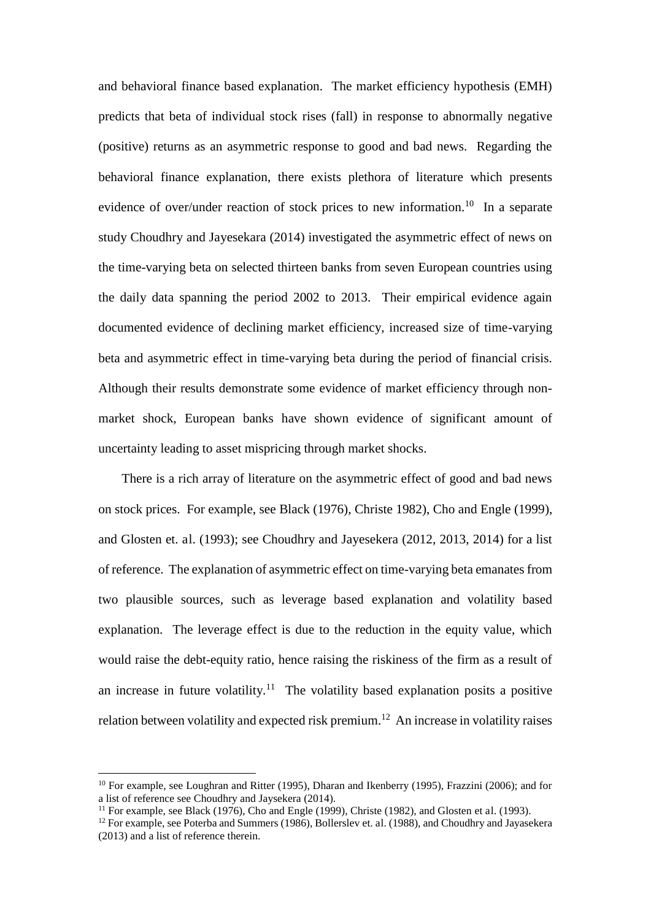and behavioral finance based explanation. The market efficiency hypothesis (EMH) predicts that beta of individual stock rises (fall) in response to abnormally negative (positive) returns as an asymmetric response to good and bad news. Regarding the behavioral finance explanation, there exists plethora of literature which presents evidence of over/under reaction of stock prices to new information.[10] In a separate study Choudhry and Jayesekara (2014) investigated the asymmetric effect of news on the time-varying beta on selected thirteen banks from seven European countries using the daily data spanning the period 2002 to 2013. Their empirical evidence again documented evidence of declining market efficiency, increased size of time-varying beta and asymmetric effect in time-varying beta during the period of financial crisis. Although their results demonstrate some evidence of market efficiency through non-market shock, European banks have shown evidence of significant amount of uncertainty leading to asset mispricing through market shocks.

There is a rich array of literature on the asymmetric effect of good and bad news on stock prices. For example, see Black (1976), Christe 1982), Cho and Engle (1999), and Glosten et. al. (1993); see Choudhry and Jayesekera (2012, 2013, 2014) for a list of reference. The explanation of asymmetric effect on time-varying beta emanates from two plausible sources, such as leverage based explanation and volatility based explanation. The leverage effect is due to the reduction in the equity value, which would raise the debt-equity ratio, hence raising the riskiness of the firm as a result of an increase in future volatility.[11] The volatility based explanation posits a positive relation between volatility and expected risk premium.[12] An increase in volatility raises

[10] For example, see Loughran and Ritter (1995), Dharan and Ikenberry (1995), Frazzini (2006); and for a list of reference see Choudhry and Jaysekera (2014).

[11] For example, see Black (1976), Cho and Engle (1999), Christe (1982), and Glosten et al. (1993).

[12] For example, see Poterba and Summers (1986), Bollerslev et. al. (1988), and Choudhry and Jayasekera (2013) and a list of reference therein.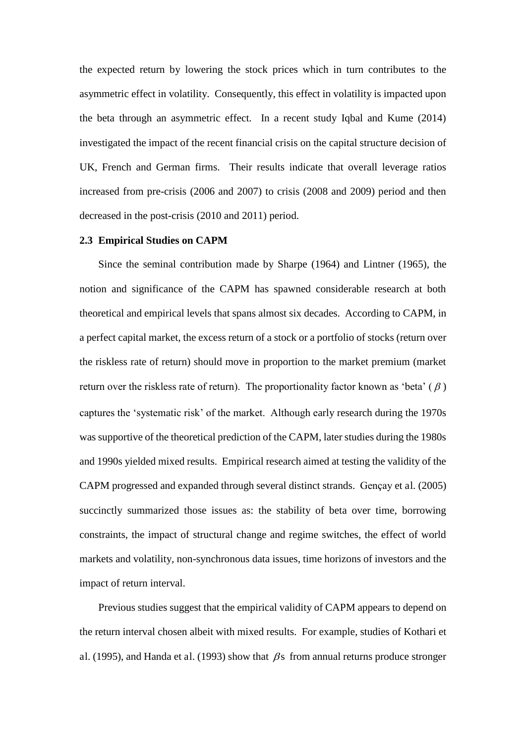the expected return by lowering the stock prices which in turn contributes to the asymmetric effect in volatility. Consequently, this effect in volatility is impacted upon the beta through an asymmetric effect. In a recent study Iqbal and Kume (2014) investigated the impact of the recent financial crisis on the capital structure decision of UK, French and German firms. Their results indicate that overall leverage ratios increased from pre-crisis (2006 and 2007) to crisis (2008 and 2009) period and then decreased in the post-crisis (2010 and 2011) period.

### 2.3 Empirical Studies on CAPM

Since the seminal contribution made by Sharpe (1964) and Lintner (1965), the notion and significance of the CAPM has spawned considerable research at both theoretical and empirical levels that spans almost six decades. According to CAPM, in a perfect capital market, the excess return of a stock or a portfolio of stocks (return over the riskless rate of return) should move in proportion to the market premium (market return over the riskless rate of return). The proportionality factor known as 'beta' ( $\beta$ ) captures the 'systematic risk' of the market. Although early research during the 1970s was supportive of the theoretical prediction of the CAPM, later studies during the 1980s and 1990s yielded mixed results. Empirical research aimed at testing the validity of the CAPM progressed and expanded through several distinct strands. Gençay et al. (2005) succinctly summarized those issues as: the stability of beta over time, borrowing constraints, the impact of structural change and regime switches, the effect of world markets and volatility, non-synchronous data issues, time horizons of investors and the impact of return interval.

Previous studies suggest that the empirical validity of CAPM appears to depend on the return interval chosen albeit with mixed results. For example, studies of Kothari et al. (1995), and Handa et al. (1993) show that $\beta$s from annual returns produce stronger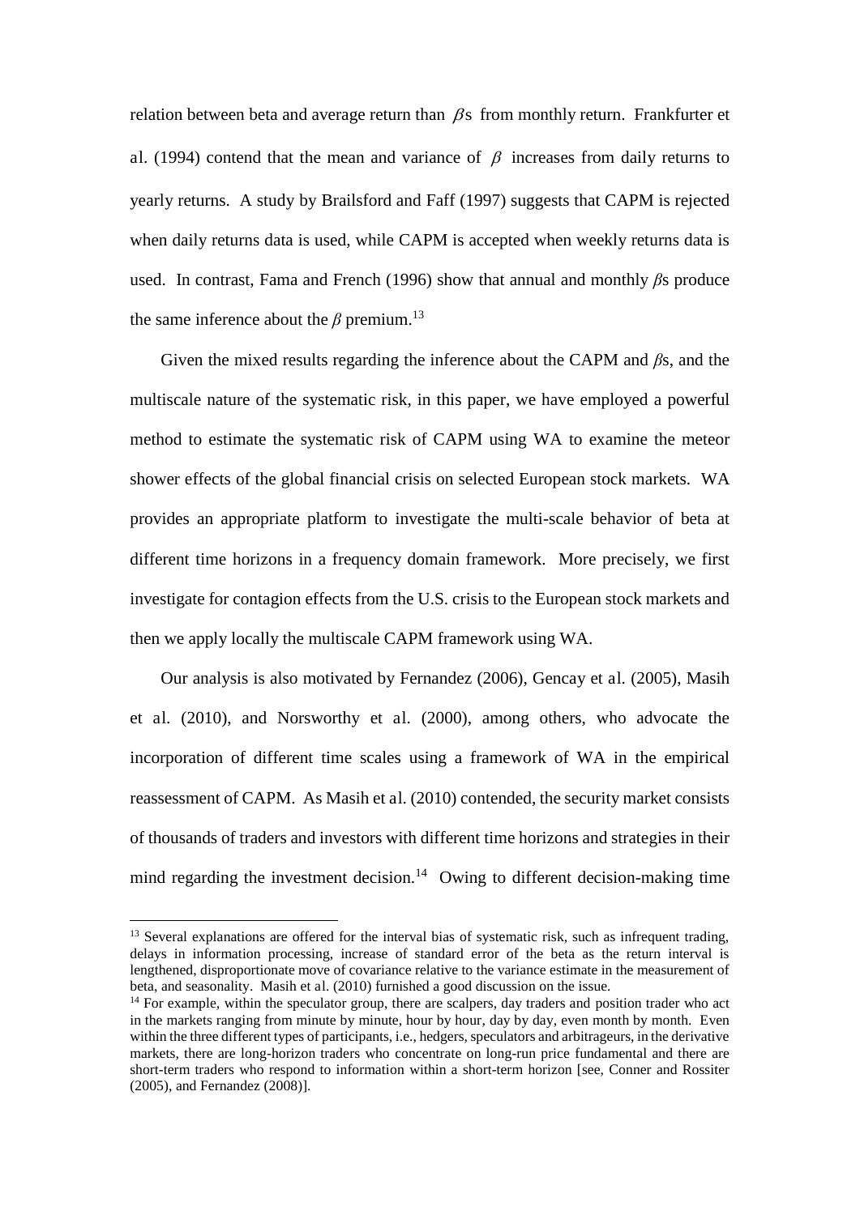relation between beta and average return than $\beta$s from monthly return. Frankfurter et al. (1994) contend that the mean and variance of $\beta$ increases from daily returns to yearly returns. A study by Brailsford and Faff (1997) suggests that CAPM is rejected when daily returns data is used, while CAPM is accepted when weekly returns data is used. In contrast, Fama and French (1996) show that annual and monthly $\beta$s produce the same inference about the $\beta$ premium.[13]

Given the mixed results regarding the inference about the CAPM and $\beta$s, and the multiscale nature of the systematic risk, in this paper, we have employed a powerful method to estimate the systematic risk of CAPM using WA to examine the meteor shower effects of the global financial crisis on selected European stock markets. WA provides an appropriate platform to investigate the multi-scale behavior of beta at different time horizons in a frequency domain framework. More precisely, we first investigate for contagion effects from the U.S. crisis to the European stock markets and then we apply locally the multiscale CAPM framework using WA.

Our analysis is also motivated by Fernandez (2006), Gencay et al. (2005), Masih et al. (2010), and Norsworthy et al. (2000), among others, who advocate the incorporation of different time scales using a framework of WA in the empirical reassessment of CAPM. As Masih et al. (2010) contended, the security market consists of thousands of traders and investors with different time horizons and strategies in their mind regarding the investment decision.[14] Owing to different decision-making time

[13] Several explanations are offered for the interval bias of systematic risk, such as infrequent trading, delays in information processing, increase of standard error of the beta as the return interval is lengthened, disproportionate move of covariance relative to the variance estimate in the measurement of beta, and seasonality. Masih et al. (2010) furnished a good discussion on the issue.

[14] For example, within the speculator group, there are scalpers, day traders and position trader who act in the markets ranging from minute by minute, hour by hour, day by day, even month by month. Even within the three different types of participants, i.e., hedgers, speculators and arbitrageurs, in the derivative markets, there are long-horizon traders who concentrate on long-run price fundamental and there are short-term traders who respond to information within a short-term horizon [see, Conner and Rossiter (2005), and Fernandez (2008)].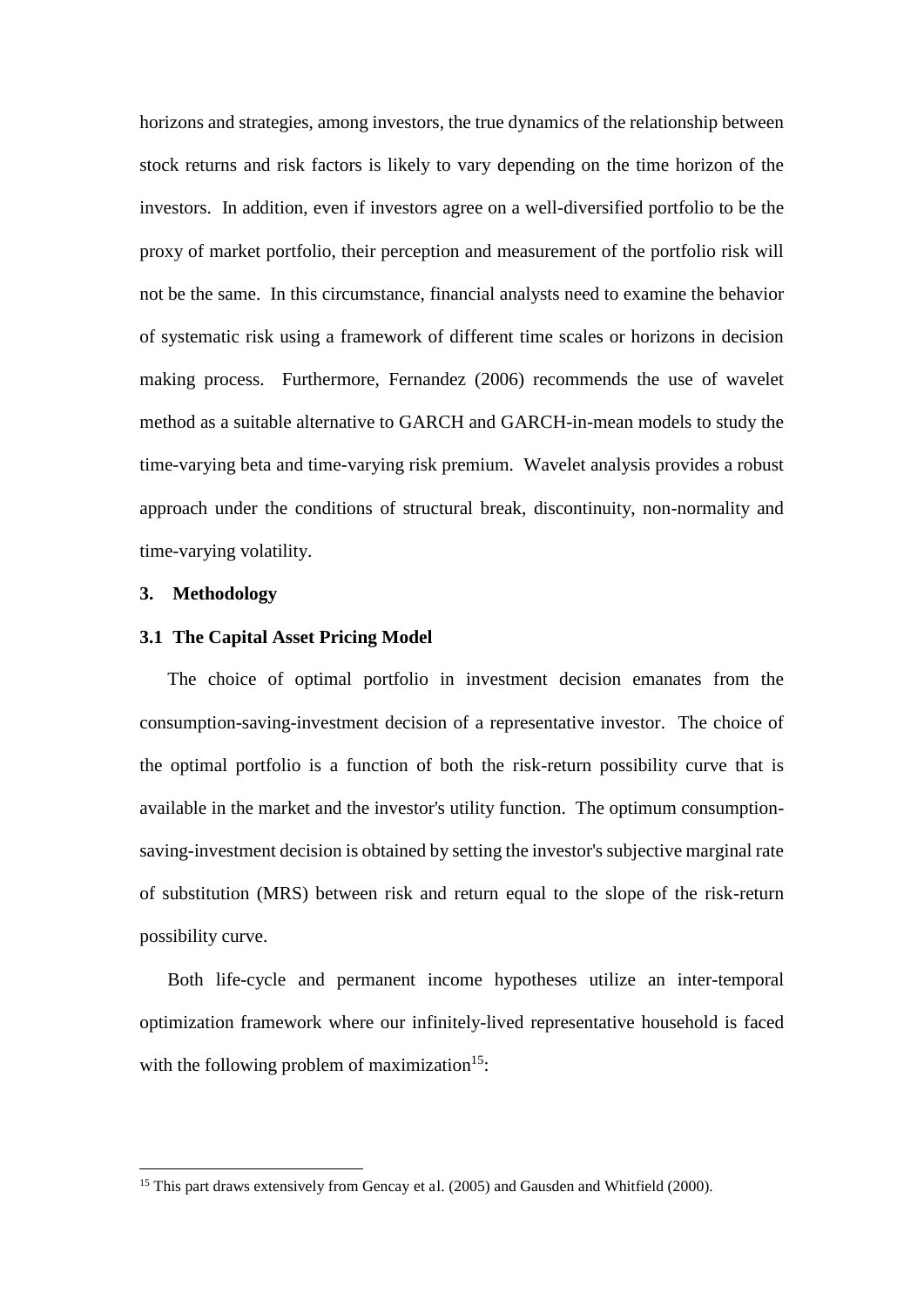horizons and strategies, among investors, the true dynamics of the relationship between stock returns and risk factors is likely to vary depending on the time horizon of the investors. In addition, even if investors agree on a well-diversified portfolio to be the proxy of market portfolio, their perception and measurement of the portfolio risk will not be the same. In this circumstance, financial analysts need to examine the behavior of systematic risk using a framework of different time scales or horizons in decision making process. Furthermore, Fernandez (2006) recommends the use of wavelet method as a suitable alternative to GARCH and GARCH-in-mean models to study the time-varying beta and time-varying risk premium. Wavelet analysis provides a robust approach under the conditions of structural break, discontinuity, non-normality and time-varying volatility.

## 3. Methodology

### 3.1 The Capital Asset Pricing Model

The choice of optimal portfolio in investment decision emanates from the consumption-saving-investment decision of a representative investor. The choice of the optimal portfolio is a function of both the risk-return possibility curve that is available in the market and the investor's utility function. The optimum consumption-saving-investment decision is obtained by setting the investor's subjective marginal rate of substitution (MRS) between risk and return equal to the slope of the risk-return possibility curve.

Both life-cycle and permanent income hypotheses utilize an inter-temporal optimization framework where our infinitely-lived representative household is faced with the following problem of maximization[15]:

---

[15] This part draws extensively from Gencay et al. (2005) and Gausden and Whitfield (2000).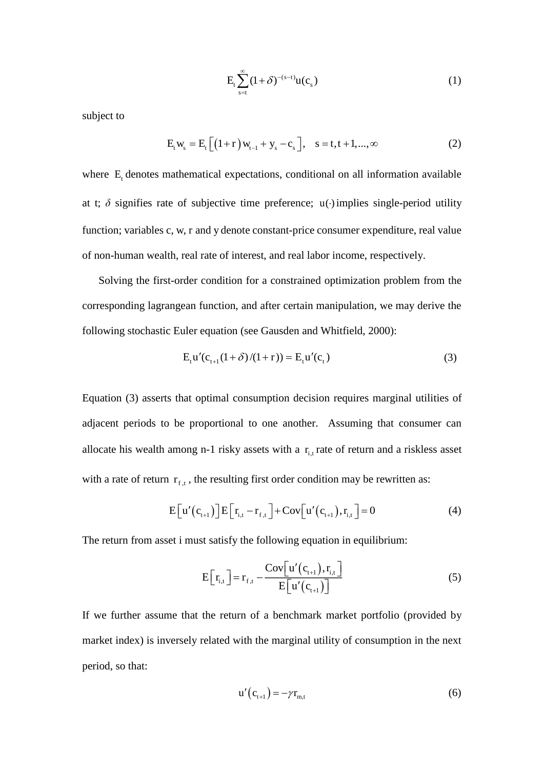$$E_t \sum_{s=t}^{\infty} (1+\delta)^{-(s-t)} u(c_s) \tag{1}$$

subject to

$$E_t w_s = E_t \left[ \left(1+r\right) w_{t-1} + y_s - c_s \right], \quad s = t, t+1, ..., \infty \tag{2}$$

where $E_t$ denotes mathematical expectations, conditional on all information available at t; $\delta$ signifies rate of subjective time preference; $u(\cdot)$ implies single-period utility function; variables c, w, r and y denote constant-price consumer expenditure, real value of non-human wealth, real rate of interest, and real labor income, respectively.

Solving the first-order condition for a constrained optimization problem from the corresponding lagrangean function, and after certain manipulation, we may derive the following stochastic Euler equation (see Gausden and Whitfield, 2000):

$$E_t u'(c_{t+1}(1+\delta)/(1+r)) = E_t u'(c_t) \tag{3}$$

Equation (3) asserts that optimal consumption decision requires marginal utilities of adjacent periods to be proportional to one another. Assuming that consumer can allocate his wealth among n-1 risky assets with a $r_{i,t}$ rate of return and a riskless asset with a rate of return $r_{f,t}$, the resulting first order condition may be rewritten as:

$$E\left[u'\left(c_{t+1}\right)\right] E\left[r_{i,t} - r_{f,t}\right] + \mathrm{Cov}\left[u'\left(c_{t+1}\right), r_{i,t}\right] = 0 \tag{4}$$

The return from asset i must satisfy the following equation in equilibrium:

$$E\left[r_{i,t}\right] = r_{f,t} - \frac{\mathrm{Cov}\left[u'\left(c_{t+1}\right), r_{i,t}\right]}{E\left[u'\left(c_{t+1}\right)\right]} \tag{5}$$

If we further assume that the return of a benchmark market portfolio (provided by market index) is inversely related with the marginal utility of consumption in the next period, so that:

$$u'\left(c_{t+1}\right) = -\gamma r_{m,t} \tag{6}$$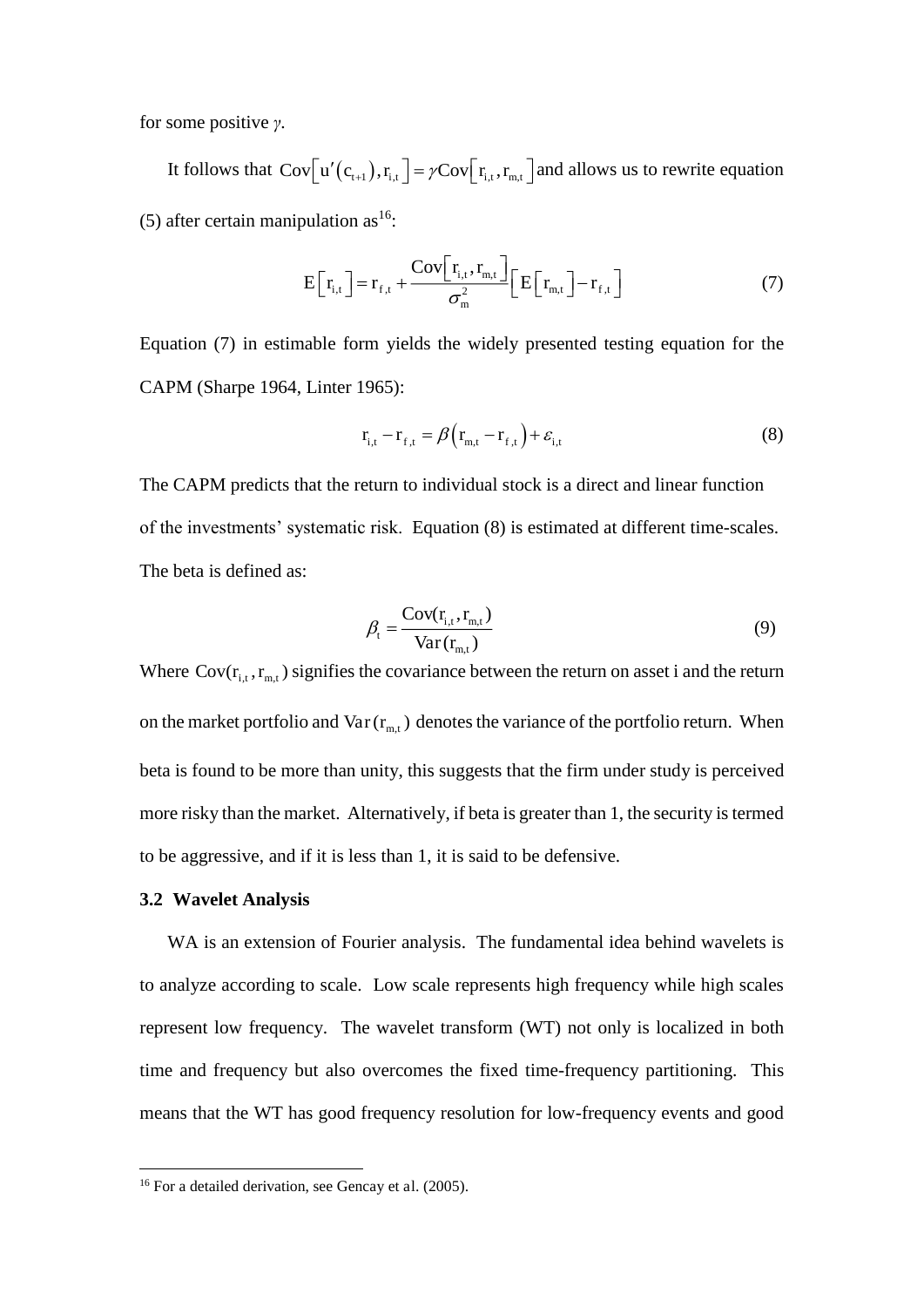for some positive *γ*.

It follows that $\text{Cov}\left[u'(c_{t+1}), r_{i,t}\right] = \gamma \text{Cov}\left[r_{i,t}, r_{m,t}\right]$ and allows us to rewrite equation (5) after certain manipulation as[16]:

$$E\left[r_{i,t}\right] = r_{f,t} + \frac{\text{Cov}\left[r_{i,t}, r_{m,t}\right]}{\sigma_m^2}\left[E\left[r_{m,t}\right] - r_{f,t}\right] \tag{7}$$

Equation (7) in estimable form yields the widely presented testing equation for the CAPM (Sharpe 1964, Linter 1965):

$$r_{i,t} - r_{f,t} = \beta\left(r_{m,t} - r_{f,t}\right) + \varepsilon_{i,t} \tag{8}$$

The CAPM predicts that the return to individual stock is a direct and linear function of the investments' systematic risk. Equation (8) is estimated at different time-scales. The beta is defined as:

$$\beta_t = \frac{\text{Cov}(r_{i,t}, r_{m,t})}{\text{Var}(r_{m,t})} \tag{9}$$

Where $\text{Cov}(r_{i,t}, r_{m,t})$ signifies the covariance between the return on asset i and the return on the market portfolio and $\text{Var}(r_{m,t})$ denotes the variance of the portfolio return. When beta is found to be more than unity, this suggests that the firm under study is perceived more risky than the market. Alternatively, if beta is greater than 1, the security is termed to be aggressive, and if it is less than 1, it is said to be defensive.

### 3.2 Wavelet Analysis

WA is an extension of Fourier analysis. The fundamental idea behind wavelets is to analyze according to scale. Low scale represents high frequency while high scales represent low frequency. The wavelet transform (WT) not only is localized in both time and frequency but also overcomes the fixed time-frequency partitioning. This means that the WT has good frequency resolution for low-frequency events and good

---

[16] For a detailed derivation, see Gencay et al. (2005).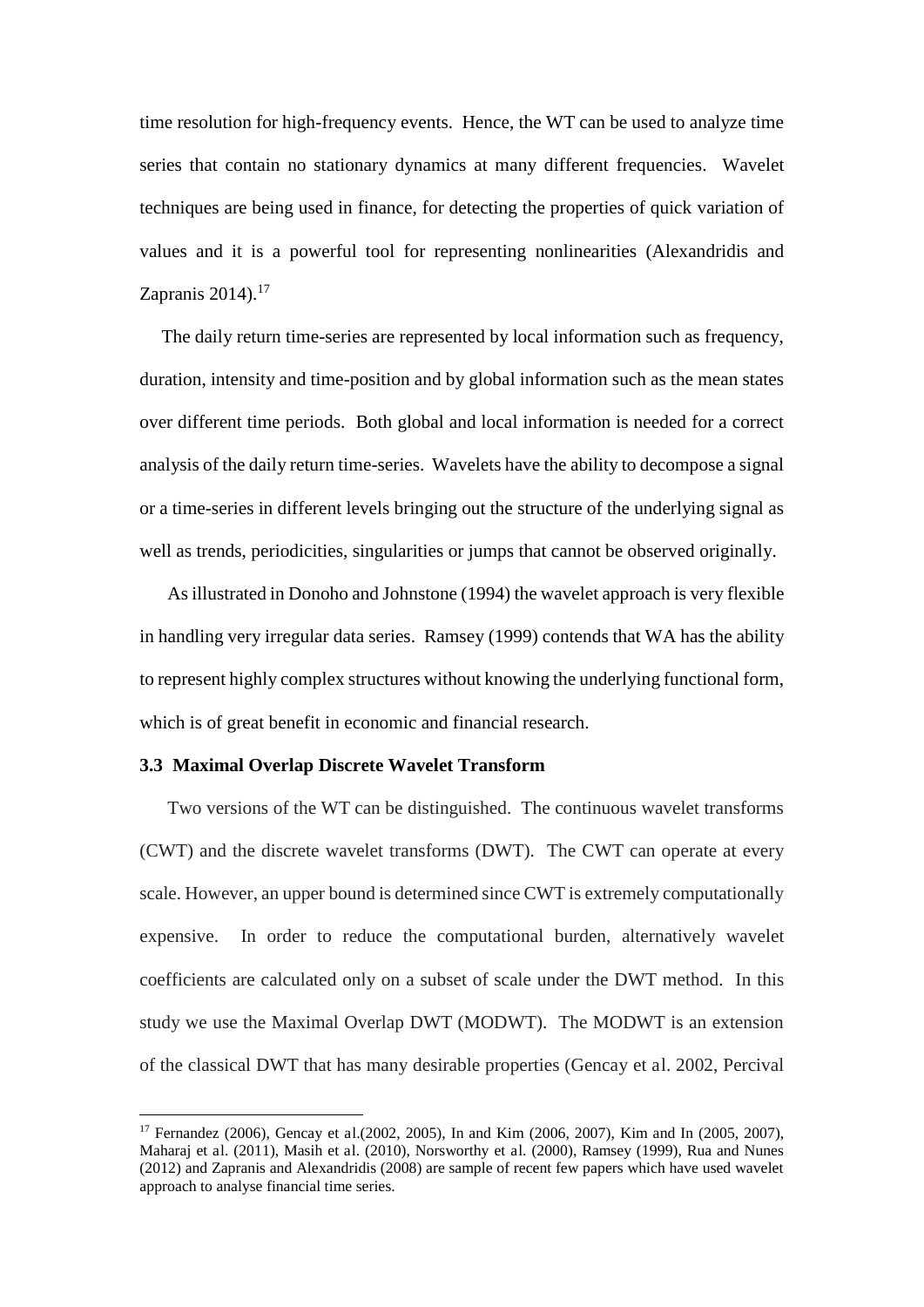time resolution for high-frequency events. Hence, the WT can be used to analyze time series that contain no stationary dynamics at many different frequencies. Wavelet techniques are being used in finance, for detecting the properties of quick variation of values and it is a powerful tool for representing nonlinearities (Alexandridis and Zapranis 2014).[17]

The daily return time-series are represented by local information such as frequency, duration, intensity and time-position and by global information such as the mean states over different time periods. Both global and local information is needed for a correct analysis of the daily return time-series. Wavelets have the ability to decompose a signal or a time-series in different levels bringing out the structure of the underlying signal as well as trends, periodicities, singularities or jumps that cannot be observed originally.

As illustrated in Donoho and Johnstone (1994) the wavelet approach is very flexible in handling very irregular data series. Ramsey (1999) contends that WA has the ability to represent highly complex structures without knowing the underlying functional form, which is of great benefit in economic and financial research.

### 3.3 Maximal Overlap Discrete Wavelet Transform

Two versions of the WT can be distinguished. The continuous wavelet transforms (CWT) and the discrete wavelet transforms (DWT). The CWT can operate at every scale. However, an upper bound is determined since CWT is extremely computationally expensive. In order to reduce the computational burden, alternatively wavelet coefficients are calculated only on a subset of scale under the DWT method. In this study we use the Maximal Overlap DWT (MODWT). The MODWT is an extension of the classical DWT that has many desirable properties (Gencay et al. 2002, Percival

---

[17] Fernandez (2006), Gencay et al.(2002, 2005), In and Kim (2006, 2007), Kim and In (2005, 2007), Maharaj et al. (2011), Masih et al. (2010), Norsworthy et al. (2000), Ramsey (1999), Rua and Nunes (2012) and Zapranis and Alexandridis (2008) are sample of recent few papers which have used wavelet approach to analyse financial time series.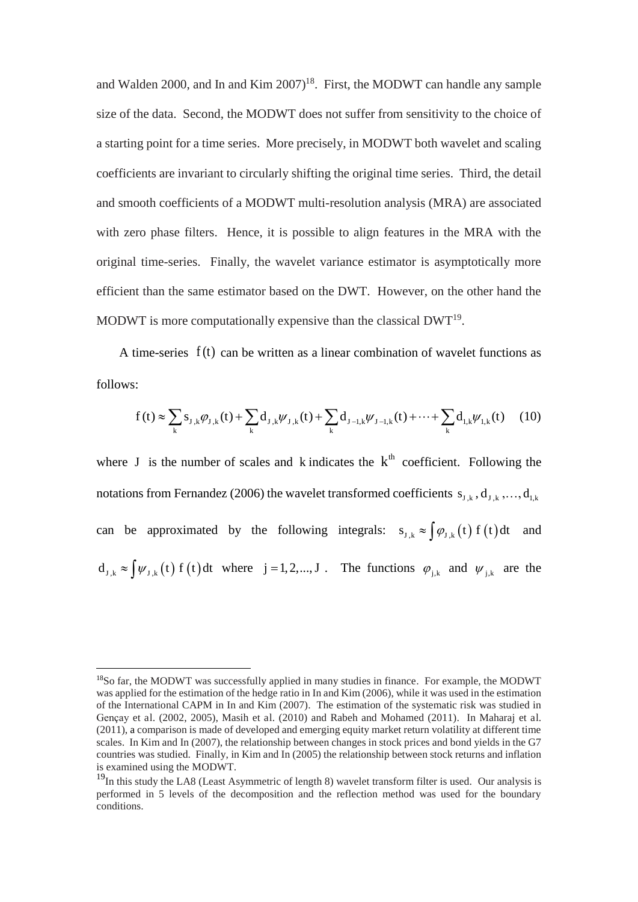and Walden 2000, and In and Kim 2007)[18]. First, the MODWT can handle any sample size of the data. Second, the MODWT does not suffer from sensitivity to the choice of a starting point for a time series. More precisely, in MODWT both wavelet and scaling coefficients are invariant to circularly shifting the original time series. Third, the detail and smooth coefficients of a MODWT multi-resolution analysis (MRA) are associated with zero phase filters. Hence, it is possible to align features in the MRA with the original time-series. Finally, the wavelet variance estimator is asymptotically more efficient than the same estimator based on the DWT. However, on the other hand the MODWT is more computationally expensive than the classical DWT[19].

A time-series $f(t)$ can be written as a linear combination of wavelet functions as follows:

$$f(t) \approx \sum_k s_{J,k}\varphi_{J,k}(t) + \sum_k d_{J,k}\psi_{J,k}(t) + \sum_k d_{J-1,k}\psi_{J-1,k}(t) + \cdots + \sum_k d_{1,k}\psi_{1,k}(t) \quad (10)$$

where $J$ is the number of scales and $k$ indicates the $k^{th}$ coefficient. Following the notations from Fernandez (2006) the wavelet transformed coefficients $s_{J,k}, d_{J,k}, \ldots, d_{1,k}$ can be approximated by the following integrals: $s_{J,k} \approx \int \varphi_{J,k}(t)\, f(t)\, dt$ and $d_{J,k} \approx \int \psi_{J,k}(t)\, f(t)\, dt$ where $j = 1, 2, ..., J$. The functions $\varphi_{j,k}$ and $\psi_{j,k}$ are the

---

[18] So far, the MODWT was successfully applied in many studies in finance. For example, the MODWT was applied for the estimation of the hedge ratio in In and Kim (2006), while it was used in the estimation of the International CAPM in In and Kim (2007). The estimation of the systematic risk was studied in Gençay et al. (2002, 2005), Masih et al. (2010) and Rabeh and Mohamed (2011). In Maharaj et al. (2011), a comparison is made of developed and emerging equity market return volatility at different time scales. In Kim and In (2007), the relationship between changes in stock prices and bond yields in the G7 countries was studied. Finally, in Kim and In (2005) the relationship between stock returns and inflation is examined using the MODWT.

[19] In this study the LA8 (Least Asymmetric of length 8) wavelet transform filter is used. Our analysis is performed in 5 levels of the decomposition and the reflection method was used for the boundary conditions.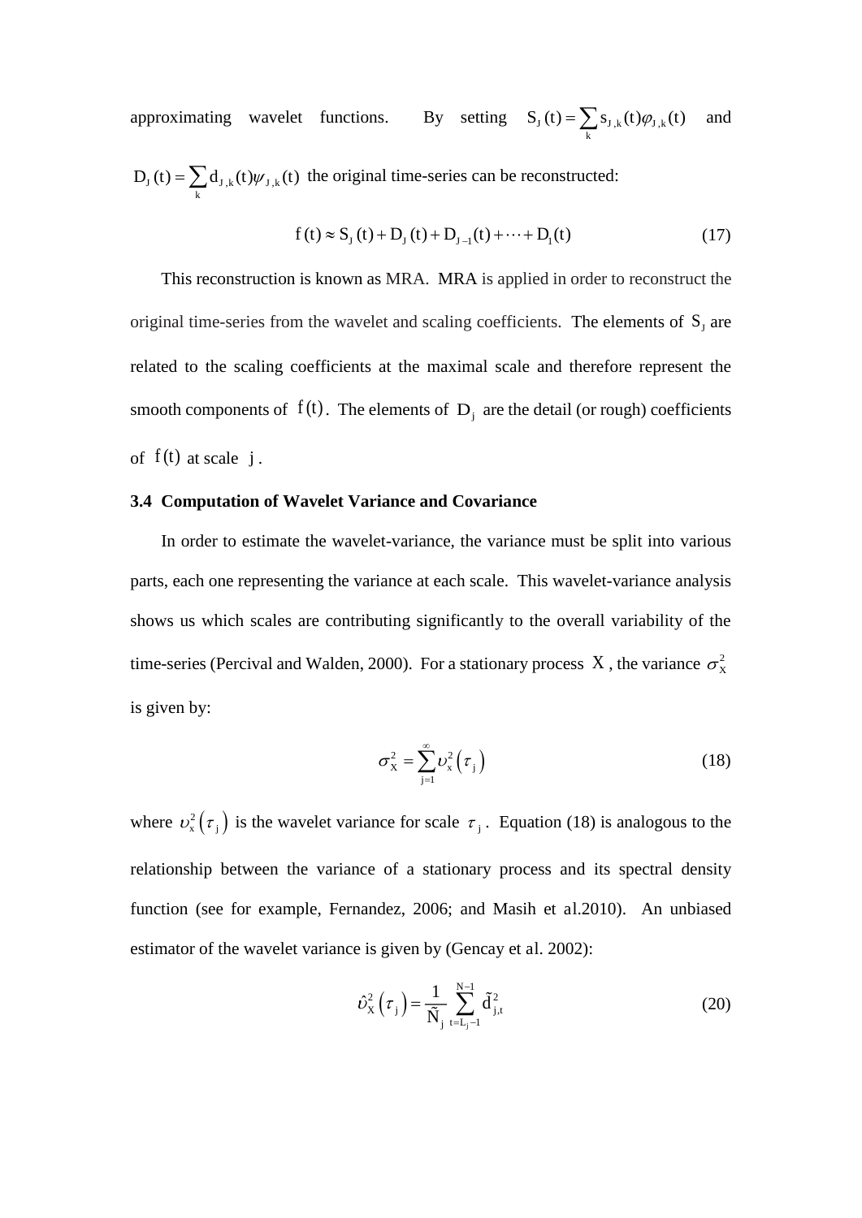approximating wavelet functions. By setting $S_J(t) = \sum_k s_{J,k}(t)\varphi_{J,k}(t)$ and $D_J(t) = \sum_k d_{J,k}(t)\psi_{J,k}(t)$ the original time-series can be reconstructed:

$$f(t) \approx S_J(t) + D_J(t) + D_{J-1}(t) + \cdots + D_1(t) \tag{17}$$

This reconstruction is known as MRA. MRA is applied in order to reconstruct the original time-series from the wavelet and scaling coefficients. The elements of $S_J$ are related to the scaling coefficients at the maximal scale and therefore represent the smooth components of $f(t)$. The elements of $D_j$ are the detail (or rough) coefficients of $f(t)$ at scale $j$.

### 3.4 Computation of Wavelet Variance and Covariance

In order to estimate the wavelet-variance, the variance must be split into various parts, each one representing the variance at each scale. This wavelet-variance analysis shows us which scales are contributing significantly to the overall variability of the time-series (Percival and Walden, 2000). For a stationary process $X$, the variance $\sigma_X^2$ is given by:

$$\sigma_X^2 = \sum_{j=1}^{\infty} \upsilon_x^2\left(\tau_j\right) \tag{18}$$

where $\upsilon_x^2\left(\tau_j\right)$ is the wavelet variance for scale $\tau_j$. Equation (18) is analogous to the relationship between the variance of a stationary process and its spectral density function (see for example, Fernandez, 2006; and Masih et al.2010). An unbiased estimator of the wavelet variance is given by (Gencay et al. 2002):

$$\hat{\upsilon}_X^2\left(\tau_j\right) = \frac{1}{\tilde{N}_j} \sum_{t=L_j-1}^{N-1} \tilde{d}_{j,t}^2 \tag{20}$$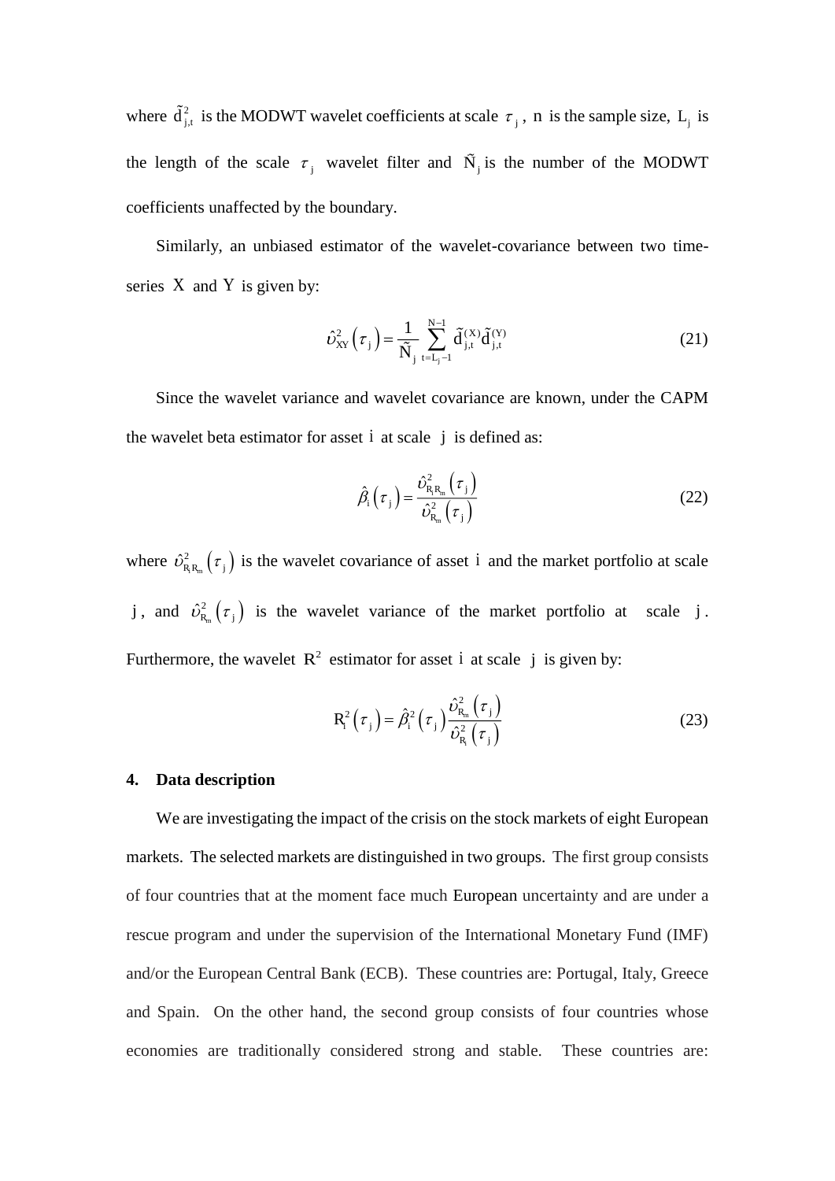where $\tilde{d}^2_{j,t}$ is the MODWT wavelet coefficients at scale $\tau_j$, $n$ is the sample size, $L_j$ is the length of the scale $\tau_j$ wavelet filter and $\tilde{N}_j$ is the number of the MODWT coefficients unaffected by the boundary.

Similarly, an unbiased estimator of the wavelet-covariance between two time-series $X$ and $Y$ is given by:

$$\hat{\upsilon}^2_{XY}\left(\tau_j\right) = \frac{1}{\tilde{N}_j} \sum_{t=L_j-1}^{N-1} \tilde{d}^{(X)}_{j,t} \tilde{d}^{(Y)}_{j,t} \tag{21}$$

Since the wavelet variance and wavelet covariance are known, under the CAPM the wavelet beta estimator for asset $i$ at scale $j$ is defined as:

$$\hat{\beta}_i\left(\tau_j\right) = \frac{\hat{\upsilon}^2_{R_i R_m}\left(\tau_j\right)}{\hat{\upsilon}^2_{R_m}\left(\tau_j\right)} \tag{22}$$

where $\hat{\upsilon}^2_{R_i R_m}\left(\tau_j\right)$ is the wavelet covariance of asset $i$ and the market portfolio at scale $j$, and $\hat{\upsilon}^2_{R_m}\left(\tau_j\right)$ is the wavelet variance of the market portfolio at scale $j$. Furthermore, the wavelet $R^2$ estimator for asset $i$ at scale $j$ is given by:

$$R^2_i\left(\tau_j\right) = \hat{\beta}^2_i\left(\tau_j\right) \frac{\hat{\upsilon}^2_{R_m}\left(\tau_j\right)}{\hat{\upsilon}^2_{R_i}\left(\tau_j\right)} \tag{23}$$

## 4. Data description

We are investigating the impact of the crisis on the stock markets of eight European markets. The selected markets are distinguished in two groups. The first group consists of four countries that at the moment face much European uncertainty and are under a rescue program and under the supervision of the International Monetary Fund (IMF) and/or the European Central Bank (ECB). These countries are: Portugal, Italy, Greece and Spain. On the other hand, the second group consists of four countries whose economies are traditionally considered strong and stable. These countries are: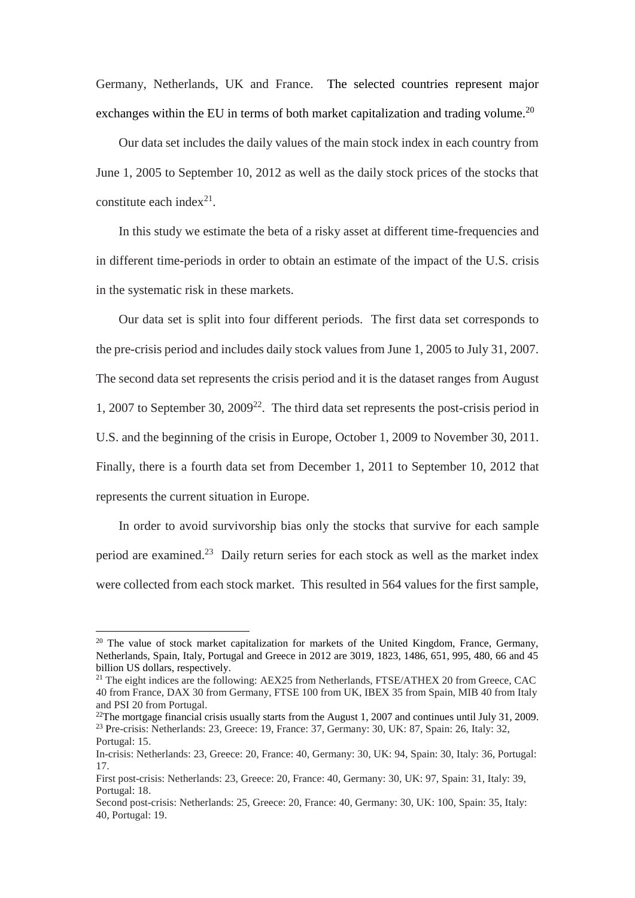Germany, Netherlands, UK and France. The selected countries represent major exchanges within the EU in terms of both market capitalization and trading volume.[20]

Our data set includes the daily values of the main stock index in each country from June 1, 2005 to September 10, 2012 as well as the daily stock prices of the stocks that constitute each index[21].

In this study we estimate the beta of a risky asset at different time-frequencies and in different time-periods in order to obtain an estimate of the impact of the U.S. crisis in the systematic risk in these markets.

Our data set is split into four different periods. The first data set corresponds to the pre-crisis period and includes daily stock values from June 1, 2005 to July 31, 2007. The second data set represents the crisis period and it is the dataset ranges from August 1, 2007 to September 30, 2009[22]. The third data set represents the post-crisis period in U.S. and the beginning of the crisis in Europe, October 1, 2009 to November 30, 2011. Finally, there is a fourth data set from December 1, 2011 to September 10, 2012 that represents the current situation in Europe.

In order to avoid survivorship bias only the stocks that survive for each sample period are examined.[23] Daily return series for each stock as well as the market index were collected from each stock market. This resulted in 564 values for the first sample,

---

[20] The value of stock market capitalization for markets of the United Kingdom, France, Germany, Netherlands, Spain, Italy, Portugal and Greece in 2012 are 3019, 1823, 1486, 651, 995, 480, 66 and 45 billion US dollars, respectively.

[21] The eight indices are the following: AEX25 from Netherlands, FTSE/ATHEX 20 from Greece, CAC 40 from France, DAX 30 from Germany, FTSE 100 from UK, IBEX 35 from Spain, MIB 40 from Italy and PSI 20 from Portugal.

[22] The mortgage financial crisis usually starts from the August 1, 2007 and continues until July 31, 2009.

[23] Pre-crisis: Netherlands: 23, Greece: 19, France: 37, Germany: 30, UK: 87, Spain: 26, Italy: 32, Portugal: 15.

In-crisis: Netherlands: 23, Greece: 20, France: 40, Germany: 30, UK: 94, Spain: 30, Italy: 36, Portugal: 17.

First post-crisis: Netherlands: 23, Greece: 20, France: 40, Germany: 30, UK: 97, Spain: 31, Italy: 39, Portugal: 18.

Second post-crisis: Netherlands: 25, Greece: 20, France: 40, Germany: 30, UK: 100, Spain: 35, Italy: 40, Portugal: 19.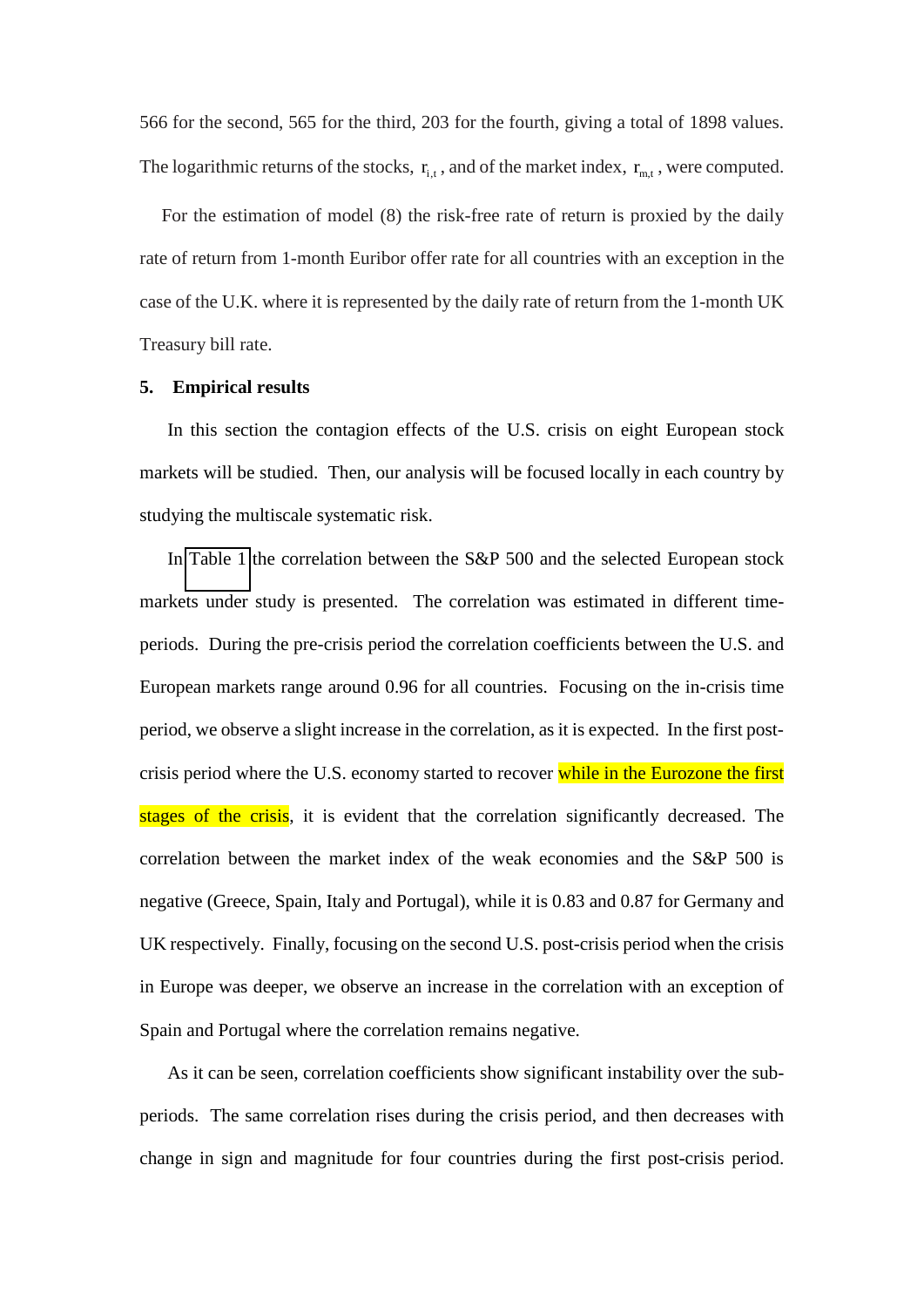566 for the second, 565 for the third, 203 for the fourth, giving a total of 1898 values. The logarithmic returns of the stocks, $r_{i,t}$, and of the market index, $r_{m,t}$, were computed.

For the estimation of model (8) the risk-free rate of return is proxied by the daily rate of return from 1-month Euribor offer rate for all countries with an exception in the case of the U.K. where it is represented by the daily rate of return from the 1-month UK Treasury bill rate.

## 5. Empirical results

In this section the contagion effects of the U.S. crisis on eight European stock markets will be studied. Then, our analysis will be focused locally in each country by studying the multiscale systematic risk.

In Table 1 the correlation between the S&P 500 and the selected European stock markets under study is presented. The correlation was estimated in different time-periods. During the pre-crisis period the correlation coefficients between the U.S. and European markets range around 0.96 for all countries. Focusing on the in-crisis time period, we observe a slight increase in the correlation, as it is expected. In the first post-crisis period where the U.S. economy started to recover while in the Eurozone the first stages of the crisis, it is evident that the correlation significantly decreased. The correlation between the market index of the weak economies and the S&P 500 is negative (Greece, Spain, Italy and Portugal), while it is 0.83 and 0.87 for Germany and UK respectively. Finally, focusing on the second U.S. post-crisis period when the crisis in Europe was deeper, we observe an increase in the correlation with an exception of Spain and Portugal where the correlation remains negative.

As it can be seen, correlation coefficients show significant instability over the sub-periods. The same correlation rises during the crisis period, and then decreases with change in sign and magnitude for four countries during the first post-crisis period.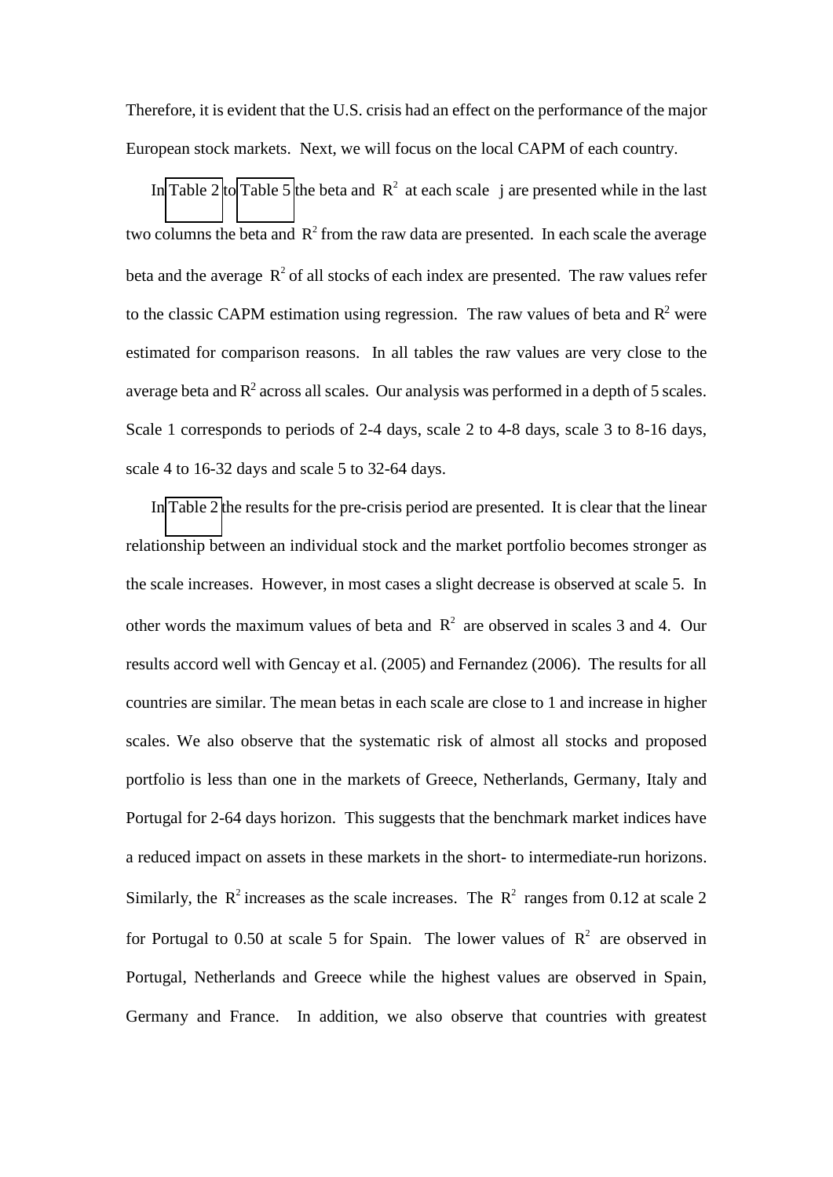Therefore, it is evident that the U.S. crisis had an effect on the performance of the major European stock markets. Next, we will focus on the local CAPM of each country.

In Table 2 to Table 5 the beta and $R^2$ at each scale $j$ are presented while in the last two columns the beta and $R^2$ from the raw data are presented. In each scale the average beta and the average $R^2$ of all stocks of each index are presented. The raw values refer to the classic CAPM estimation using regression. The raw values of beta and $R^2$ were estimated for comparison reasons. In all tables the raw values are very close to the average beta and $R^2$ across all scales. Our analysis was performed in a depth of 5 scales. Scale 1 corresponds to periods of 2-4 days, scale 2 to 4-8 days, scale 3 to 8-16 days, scale 4 to 16-32 days and scale 5 to 32-64 days.

In Table 2 the results for the pre-crisis period are presented. It is clear that the linear relationship between an individual stock and the market portfolio becomes stronger as the scale increases. However, in most cases a slight decrease is observed at scale 5. In other words the maximum values of beta and $R^2$ are observed in scales 3 and 4. Our results accord well with Gencay et al. (2005) and Fernandez (2006). The results for all countries are similar. The mean betas in each scale are close to 1 and increase in higher scales. We also observe that the systematic risk of almost all stocks and proposed portfolio is less than one in the markets of Greece, Netherlands, Germany, Italy and Portugal for 2-64 days horizon. This suggests that the benchmark market indices have a reduced impact on assets in these markets in the short- to intermediate-run horizons. Similarly, the $R^2$ increases as the scale increases. The $R^2$ ranges from 0.12 at scale 2 for Portugal to 0.50 at scale 5 for Spain. The lower values of $R^2$ are observed in Portugal, Netherlands and Greece while the highest values are observed in Spain, Germany and France. In addition, we also observe that countries with greatest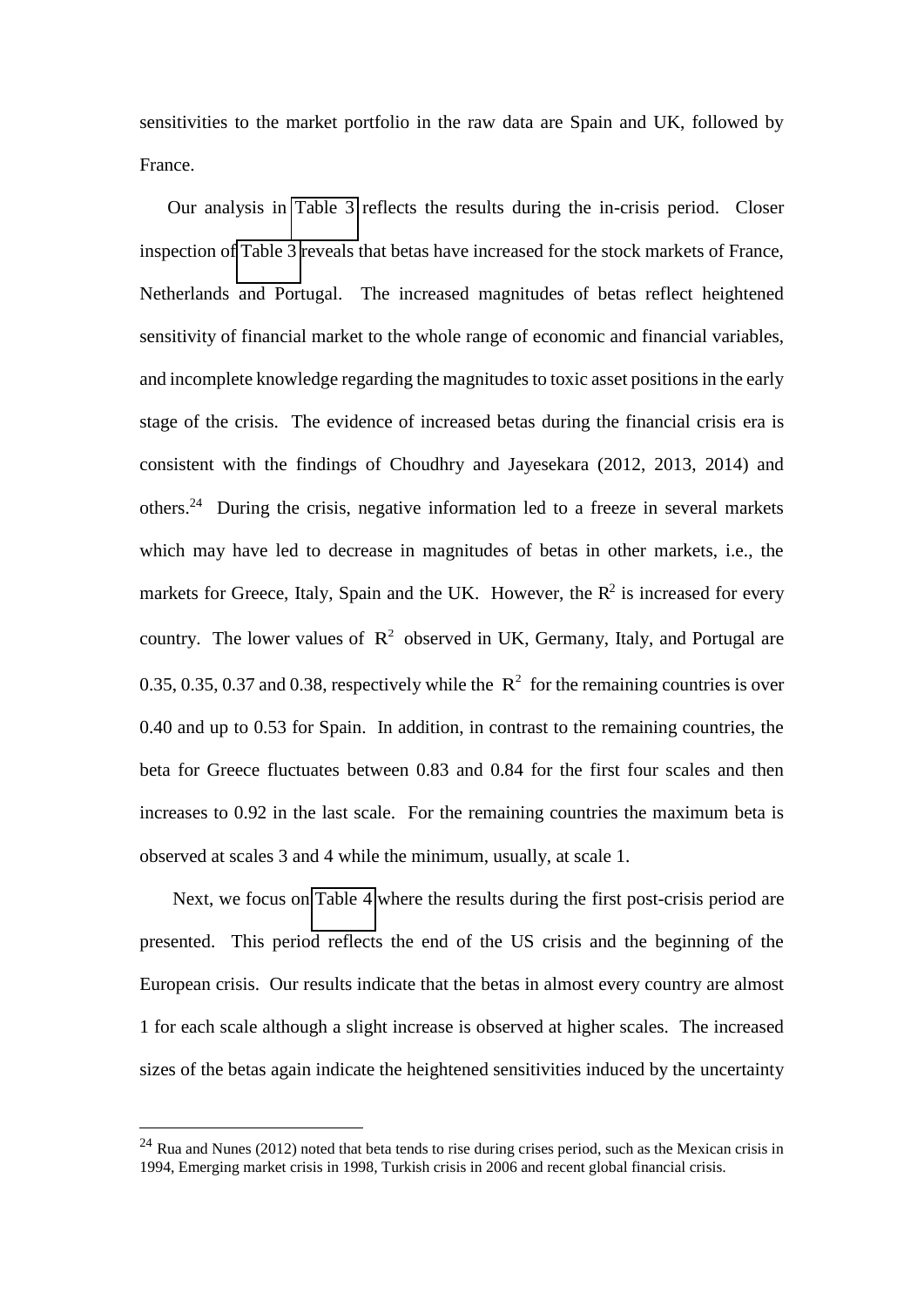sensitivities to the market portfolio in the raw data are Spain and UK, followed by France.

Our analysis in Table 3 reflects the results during the in-crisis period. Closer inspection of Table 3 reveals that betas have increased for the stock markets of France, Netherlands and Portugal. The increased magnitudes of betas reflect heightened sensitivity of financial market to the whole range of economic and financial variables, and incomplete knowledge regarding the magnitudes to toxic asset positions in the early stage of the crisis. The evidence of increased betas during the financial crisis era is consistent with the findings of Choudhry and Jayesekara (2012, 2013, 2014) and others.[24] During the crisis, negative information led to a freeze in several markets which may have led to decrease in magnitudes of betas in other markets, i.e., the markets for Greece, Italy, Spain and the UK. However, the $R^2$ is increased for every country. The lower values of $R^2$ observed in UK, Germany, Italy, and Portugal are 0.35, 0.35, 0.37 and 0.38, respectively while the $R^2$ for the remaining countries is over 0.40 and up to 0.53 for Spain. In addition, in contrast to the remaining countries, the beta for Greece fluctuates between 0.83 and 0.84 for the first four scales and then increases to 0.92 in the last scale. For the remaining countries the maximum beta is observed at scales 3 and 4 while the minimum, usually, at scale 1.

Next, we focus on Table 4 where the results during the first post-crisis period are presented. This period reflects the end of the US crisis and the beginning of the European crisis. Our results indicate that the betas in almost every country are almost 1 for each scale although a slight increase is observed at higher scales. The increased sizes of the betas again indicate the heightened sensitivities induced by the uncertainty

[24] Rua and Nunes (2012) noted that beta tends to rise during crises period, such as the Mexican crisis in 1994, Emerging market crisis in 1998, Turkish crisis in 2006 and recent global financial crisis.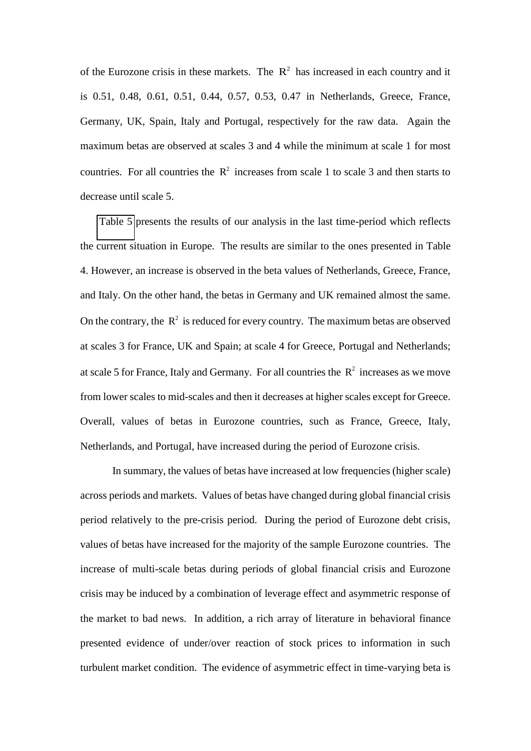of the Eurozone crisis in these markets. The $R^2$ has increased in each country and it is 0.51, 0.48, 0.61, 0.51, 0.44, 0.57, 0.53, 0.47 in Netherlands, Greece, France, Germany, UK, Spain, Italy and Portugal, respectively for the raw data. Again the maximum betas are observed at scales 3 and 4 while the minimum at scale 1 for most countries. For all countries the $R^2$ increases from scale 1 to scale 3 and then starts to decrease until scale 5.

Table 5 presents the results of our analysis in the last time-period which reflects the current situation in Europe. The results are similar to the ones presented in Table 4. However, an increase is observed in the beta values of Netherlands, Greece, France, and Italy. On the other hand, the betas in Germany and UK remained almost the same. On the contrary, the $R^2$ is reduced for every country. The maximum betas are observed at scales 3 for France, UK and Spain; at scale 4 for Greece, Portugal and Netherlands; at scale 5 for France, Italy and Germany. For all countries the $R^2$ increases as we move from lower scales to mid-scales and then it decreases at higher scales except for Greece. Overall, values of betas in Eurozone countries, such as France, Greece, Italy, Netherlands, and Portugal, have increased during the period of Eurozone crisis.

In summary, the values of betas have increased at low frequencies (higher scale) across periods and markets. Values of betas have changed during global financial crisis period relatively to the pre-crisis period. During the period of Eurozone debt crisis, values of betas have increased for the majority of the sample Eurozone countries. The increase of multi-scale betas during periods of global financial crisis and Eurozone crisis may be induced by a combination of leverage effect and asymmetric response of the market to bad news. In addition, a rich array of literature in behavioral finance presented evidence of under/over reaction of stock prices to information in such turbulent market condition. The evidence of asymmetric effect in time-varying beta is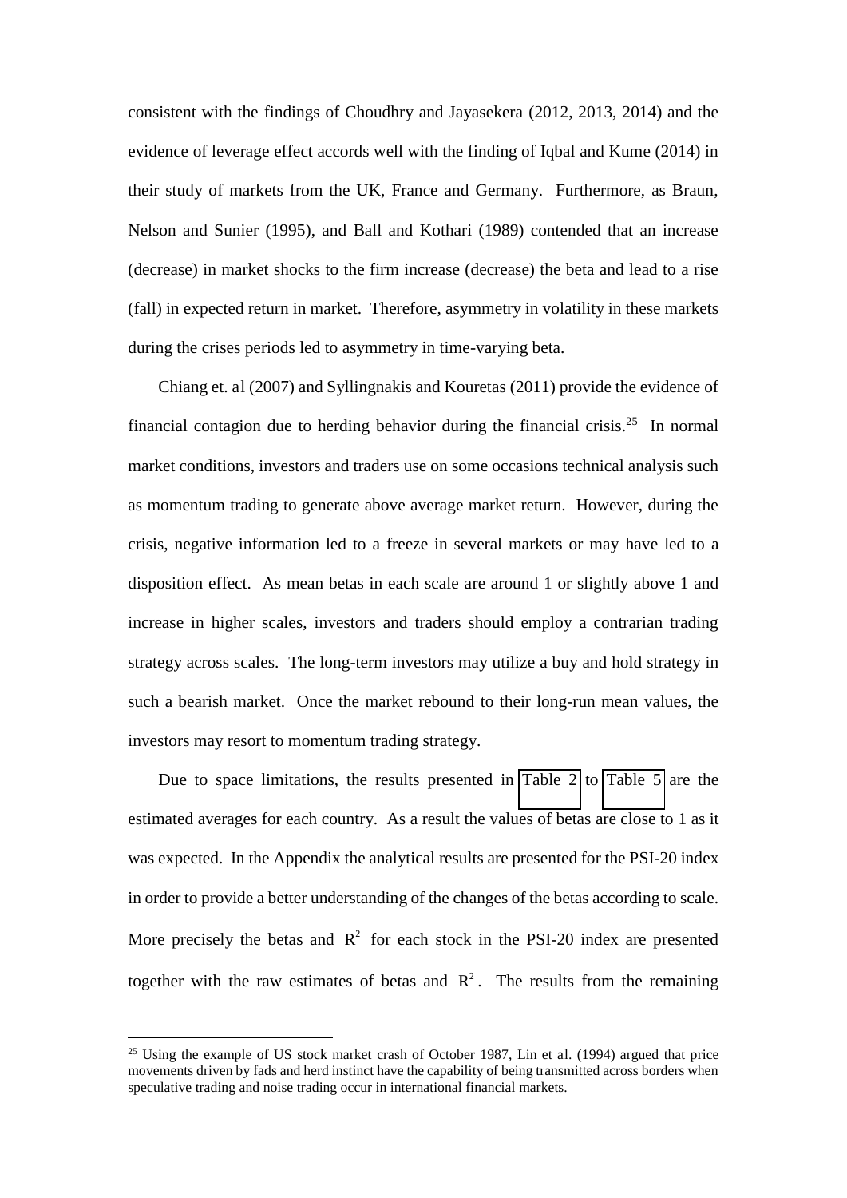consistent with the findings of Choudhry and Jayasekera (2012, 2013, 2014) and the evidence of leverage effect accords well with the finding of Iqbal and Kume (2014) in their study of markets from the UK, France and Germany. Furthermore, as Braun, Nelson and Sunier (1995), and Ball and Kothari (1989) contended that an increase (decrease) in market shocks to the firm increase (decrease) the beta and lead to a rise (fall) in expected return in market. Therefore, asymmetry in volatility in these markets during the crises periods led to asymmetry in time-varying beta.

Chiang et. al (2007) and Syllingnakis and Kouretas (2011) provide the evidence of financial contagion due to herding behavior during the financial crisis.[25] In normal market conditions, investors and traders use on some occasions technical analysis such as momentum trading to generate above average market return. However, during the crisis, negative information led to a freeze in several markets or may have led to a disposition effect. As mean betas in each scale are around 1 or slightly above 1 and increase in higher scales, investors and traders should employ a contrarian trading strategy across scales. The long-term investors may utilize a buy and hold strategy in such a bearish market. Once the market rebound to their long-run mean values, the investors may resort to momentum trading strategy.

Due to space limitations, the results presented in Table 2 to Table 5 are the estimated averages for each country. As a result the values of betas are close to 1 as it was expected. In the Appendix the analytical results are presented for the PSI-20 index in order to provide a better understanding of the changes of the betas according to scale. More precisely the betas and $R^2$ for each stock in the PSI-20 index are presented together with the raw estimates of betas and $R^2$. The results from the remaining

[25] Using the example of US stock market crash of October 1987, Lin et al. (1994) argued that price movements driven by fads and herd instinct have the capability of being transmitted across borders when speculative trading and noise trading occur in international financial markets.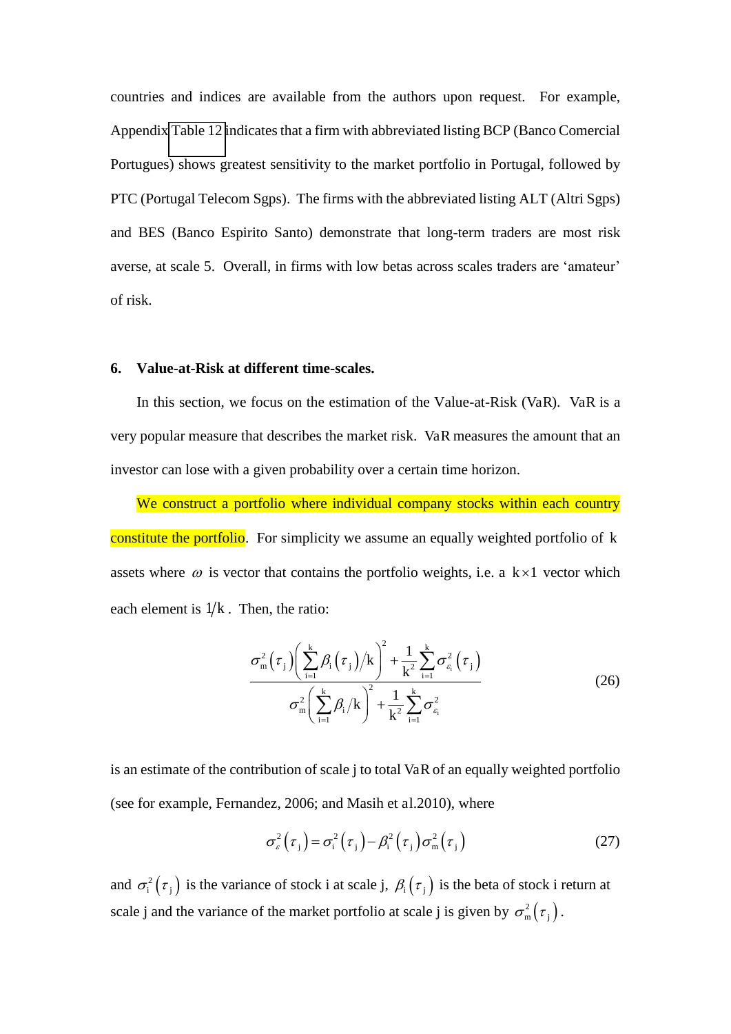countries and indices are available from the authors upon request. For example, Appendix Table 12 indicates that a firm with abbreviated listing BCP (Banco Comercial Portugues) shows greatest sensitivity to the market portfolio in Portugal, followed by PTC (Portugal Telecom Sgps). The firms with the abbreviated listing ALT (Altri Sgps) and BES (Banco Espirito Santo) demonstrate that long-term traders are most risk averse, at scale 5. Overall, in firms with low betas across scales traders are 'amateur' of risk.

## 6. Value-at-Risk at different time-scales.

In this section, we focus on the estimation of the Value-at-Risk (VaR). VaR is a very popular measure that describes the market risk. VaR measures the amount that an investor can lose with a given probability over a certain time horizon.

We construct a portfolio where individual company stocks within each country constitute the portfolio. For simplicity we assume an equally weighted portfolio of $k$ assets where $\omega$ is vector that contains the portfolio weights, i.e. a $k \times 1$ vector which each element is $1/k$. Then, the ratio:

$$\frac{\sigma_m^2(\tau_j)\left(\sum_{i=1}^{k}\beta_i(\tau_j)/k\right)^2 + \frac{1}{k^2}\sum_{i=1}^{k}\sigma_{\varepsilon_i}^2(\tau_j)}{\sigma_m^2\left(\sum_{i=1}^{k}\beta_i/k\right)^2 + \frac{1}{k^2}\sum_{i=1}^{k}\sigma_{\varepsilon_i}^2} \tag{26}$$

is an estimate of the contribution of scale j to total VaR of an equally weighted portfolio (see for example, Fernandez, 2006; and Masih et al.2010), where

$$\sigma_\varepsilon^2(\tau_j) = \sigma_i^2(\tau_j) - \beta_i^2(\tau_j)\sigma_m^2(\tau_j) \tag{27}$$

and $\sigma_i^2(\tau_j)$ is the variance of stock i at scale j, $\beta_i(\tau_j)$ is the beta of stock i return at scale j and the variance of the market portfolio at scale j is given by $\sigma_m^2(\tau_j)$.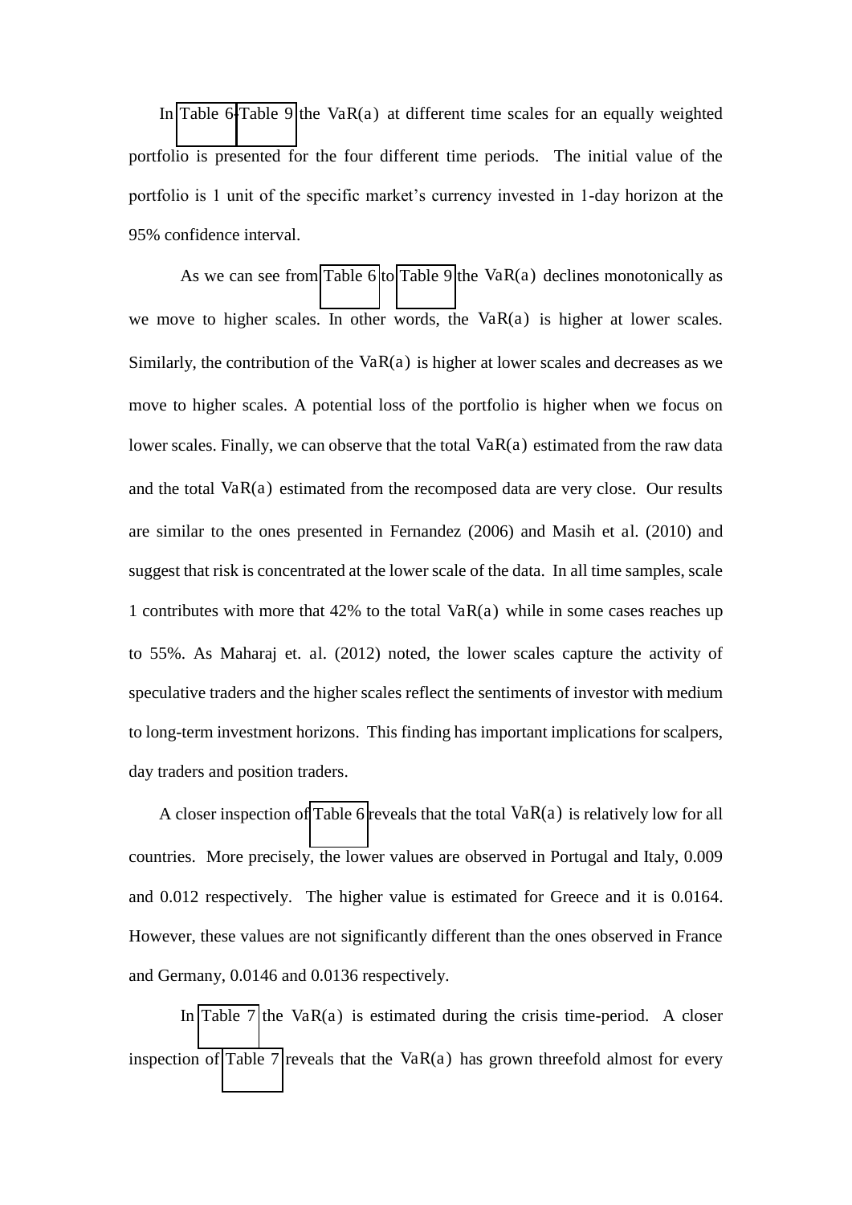In Table 6-Table 9 the $\text{VaR}(a)$ at different time scales for an equally weighted portfolio is presented for the four different time periods. The initial value of the portfolio is 1 unit of the specific market's currency invested in 1-day horizon at the 95% confidence interval.

As we can see from Table 6 to Table 9 the $\text{VaR}(a)$ declines monotonically as we move to higher scales. In other words, the $\text{VaR}(a)$ is higher at lower scales. Similarly, the contribution of the $\text{VaR}(a)$ is higher at lower scales and decreases as we move to higher scales. A potential loss of the portfolio is higher when we focus on lower scales. Finally, we can observe that the total $\text{VaR}(a)$ estimated from the raw data and the total $\text{VaR}(a)$ estimated from the recomposed data are very close. Our results are similar to the ones presented in Fernandez (2006) and Masih et al. (2010) and suggest that risk is concentrated at the lower scale of the data. In all time samples, scale 1 contributes with more that 42% to the total $\text{VaR}(a)$ while in some cases reaches up to 55%. As Maharaj et. al. (2012) noted, the lower scales capture the activity of speculative traders and the higher scales reflect the sentiments of investor with medium to long-term investment horizons. This finding has important implications for scalpers, day traders and position traders.

A closer inspection of Table 6 reveals that the total $\text{VaR}(a)$ is relatively low for all countries. More precisely, the lower values are observed in Portugal and Italy, 0.009 and 0.012 respectively. The higher value is estimated for Greece and it is 0.0164. However, these values are not significantly different than the ones observed in France and Germany, 0.0146 and 0.0136 respectively.

In Table 7 the $\text{VaR}(a)$ is estimated during the crisis time-period. A closer inspection of Table 7 reveals that the $\text{VaR}(a)$ has grown threefold almost for every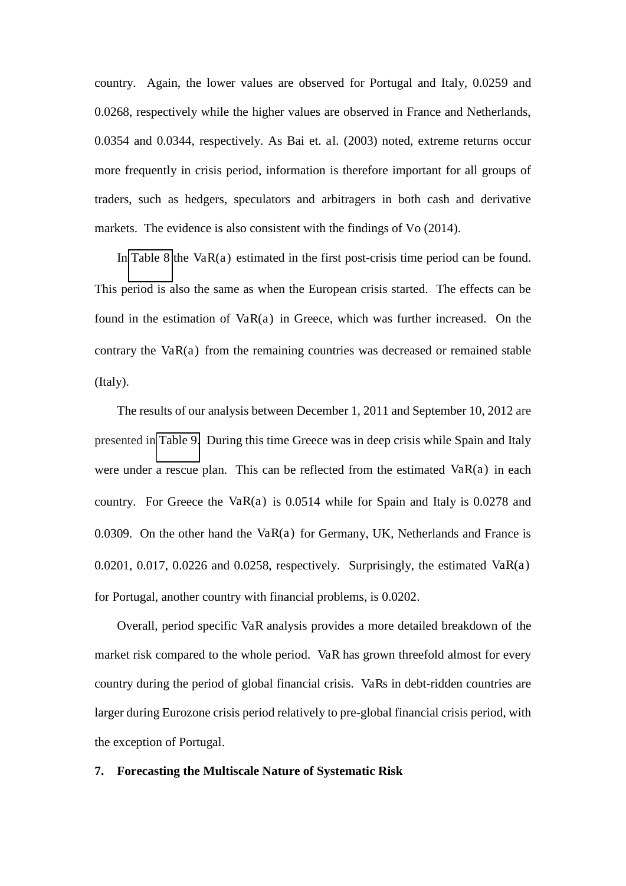country. Again, the lower values are observed for Portugal and Italy, 0.0259 and 0.0268, respectively while the higher values are observed in France and Netherlands, 0.0354 and 0.0344, respectively. As Bai et. al. (2003) noted, extreme returns occur more frequently in crisis period, information is therefore important for all groups of traders, such as hedgers, speculators and arbitragers in both cash and derivative markets. The evidence is also consistent with the findings of Vo (2014).

In Table 8 the $\mathrm{VaR}(a)$ estimated in the first post-crisis time period can be found. This period is also the same as when the European crisis started. The effects can be found in the estimation of $\mathrm{VaR}(a)$ in Greece, which was further increased. On the contrary the $\mathrm{VaR}(a)$ from the remaining countries was decreased or remained stable (Italy).

The results of our analysis between December 1, 2011 and September 10, 2012 are presented in Table 9. During this time Greece was in deep crisis while Spain and Italy were under a rescue plan. This can be reflected from the estimated $\mathrm{VaR}(a)$ in each country. For Greece the $\mathrm{VaR}(a)$ is 0.0514 while for Spain and Italy is 0.0278 and 0.0309. On the other hand the $\mathrm{VaR}(a)$ for Germany, UK, Netherlands and France is 0.0201, 0.017, 0.0226 and 0.0258, respectively. Surprisingly, the estimated $\mathrm{VaR}(a)$ for Portugal, another country with financial problems, is 0.0202.

Overall, period specific VaR analysis provides a more detailed breakdown of the market risk compared to the whole period. VaR has grown threefold almost for every country during the period of global financial crisis. VaRs in debt-ridden countries are larger during Eurozone crisis period relatively to pre-global financial crisis period, with the exception of Portugal.

## 7. Forecasting the Multiscale Nature of Systematic Risk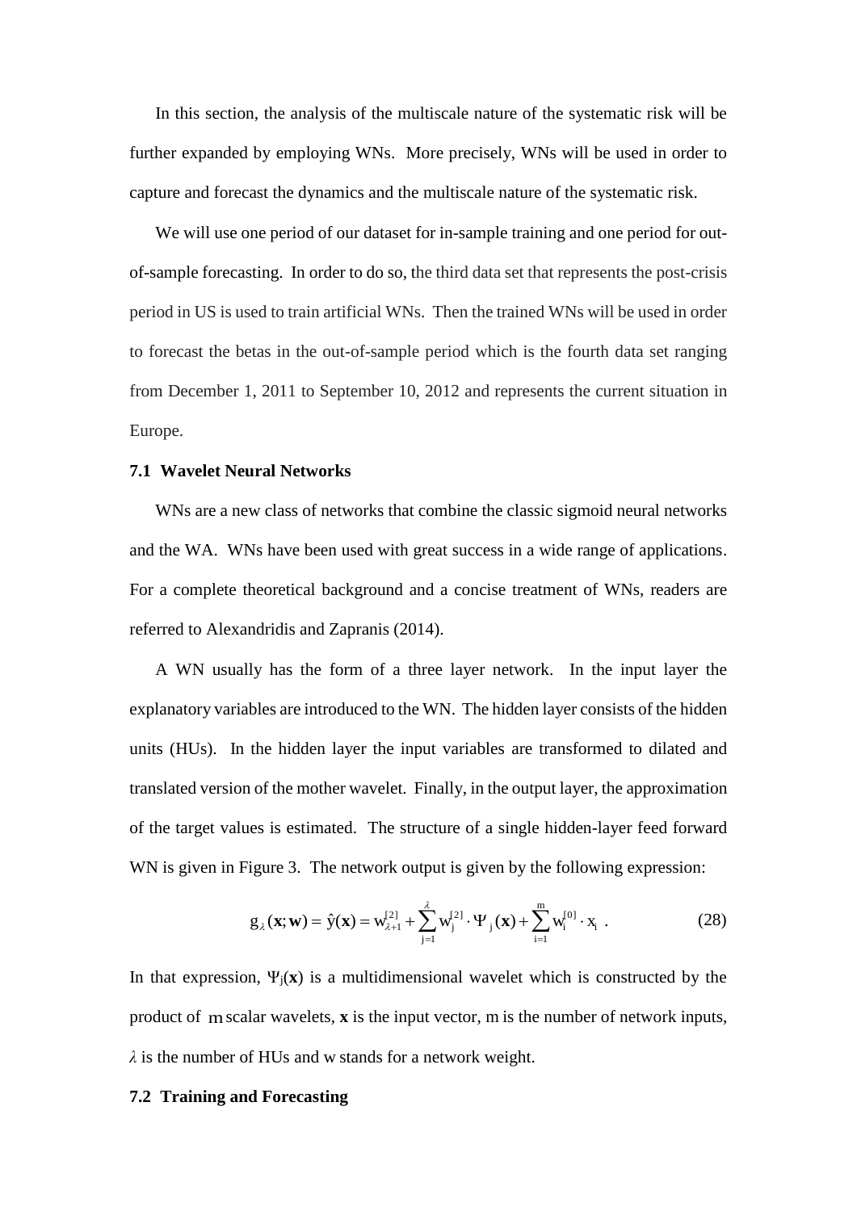In this section, the analysis of the multiscale nature of the systematic risk will be further expanded by employing WNs. More precisely, WNs will be used in order to capture and forecast the dynamics and the multiscale nature of the systematic risk.

We will use one period of our dataset for in-sample training and one period for out-of-sample forecasting. In order to do so, the third data set that represents the post-crisis period in US is used to train artificial WNs. Then the trained WNs will be used in order to forecast the betas in the out-of-sample period which is the fourth data set ranging from December 1, 2011 to September 10, 2012 and represents the current situation in Europe.

### 7.1 Wavelet Neural Networks

WNs are a new class of networks that combine the classic sigmoid neural networks and the WA. WNs have been used with great success in a wide range of applications. For a complete theoretical background and a concise treatment of WNs, readers are referred to Alexandridis and Zapranis (2014).

A WN usually has the form of a three layer network. In the input layer the explanatory variables are introduced to the WN. The hidden layer consists of the hidden units (HUs). In the hidden layer the input variables are transformed to dilated and translated version of the mother wavelet. Finally, in the output layer, the approximation of the target values is estimated. The structure of a single hidden-layer feed forward WN is given in Figure 3. The network output is given by the following expression:

$$g_{\lambda}(\mathbf{x};\mathbf{w}) = \hat{y}(\mathbf{x}) = w_{\lambda+1}^{[2]} + \sum_{j=1}^{\lambda} w_{j}^{[2]} \cdot \Psi_{j}(\mathbf{x}) + \sum_{i=1}^{m} w_{i}^{[0]} \cdot x_{i} \ . \qquad (28)$$

In that expression, $\Psi_j(\mathbf{x})$ is a multidimensional wavelet which is constructed by the product of $m$ scalar wavelets, $\mathbf{x}$ is the input vector, m is the number of network inputs, $\lambda$ is the number of HUs and w stands for a network weight.

### 7.2 Training and Forecasting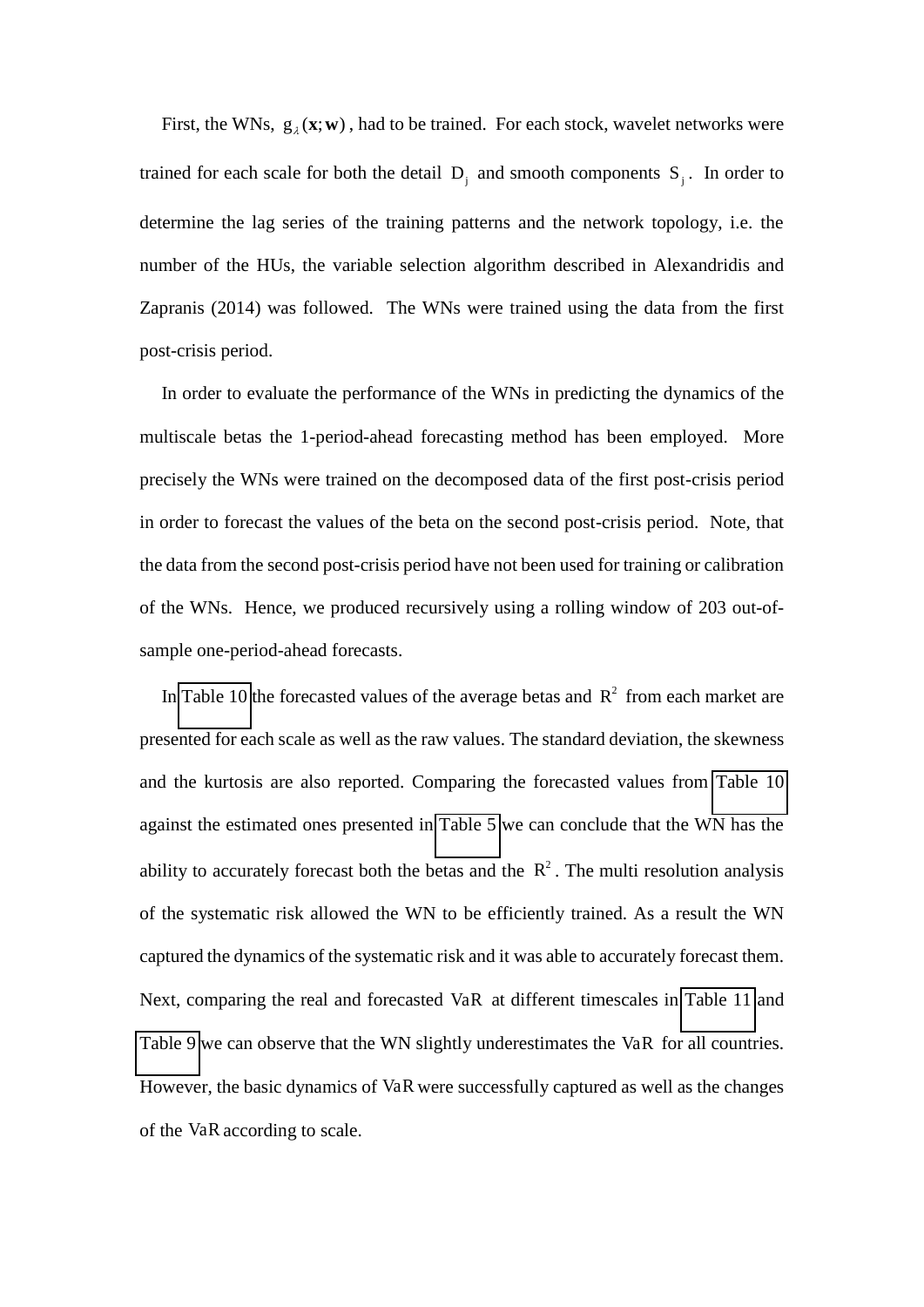First, the WNs, $g_{\lambda}(\mathbf{x};\mathbf{w})$, had to be trained. For each stock, wavelet networks were trained for each scale for both the detail $D_j$ and smooth components $S_j$. In order to determine the lag series of the training patterns and the network topology, i.e. the number of the HUs, the variable selection algorithm described in Alexandridis and Zapranis (2014) was followed. The WNs were trained using the data from the first post-crisis period.

In order to evaluate the performance of the WNs in predicting the dynamics of the multiscale betas the 1-period-ahead forecasting method has been employed. More precisely the WNs were trained on the decomposed data of the first post-crisis period in order to forecast the values of the beta on the second post-crisis period. Note, that the data from the second post-crisis period have not been used for training or calibration of the WNs. Hence, we produced recursively using a rolling window of 203 out-of-sample one-period-ahead forecasts.

In Table 10 the forecasted values of the average betas and $R^2$ from each market are presented for each scale as well as the raw values. The standard deviation, the skewness and the kurtosis are also reported. Comparing the forecasted values from Table 10 against the estimated ones presented in Table 5 we can conclude that the WN has the ability to accurately forecast both the betas and the $R^2$. The multi resolution analysis of the systematic risk allowed the WN to be efficiently trained. As a result the WN captured the dynamics of the systematic risk and it was able to accurately forecast them. Next, comparing the real and forecasted $VaR$ at different timescales in Table 11 and Table 9 we can observe that the WN slightly underestimates the $VaR$ for all countries. However, the basic dynamics of $VaR$ were successfully captured as well as the changes of the $VaR$ according to scale.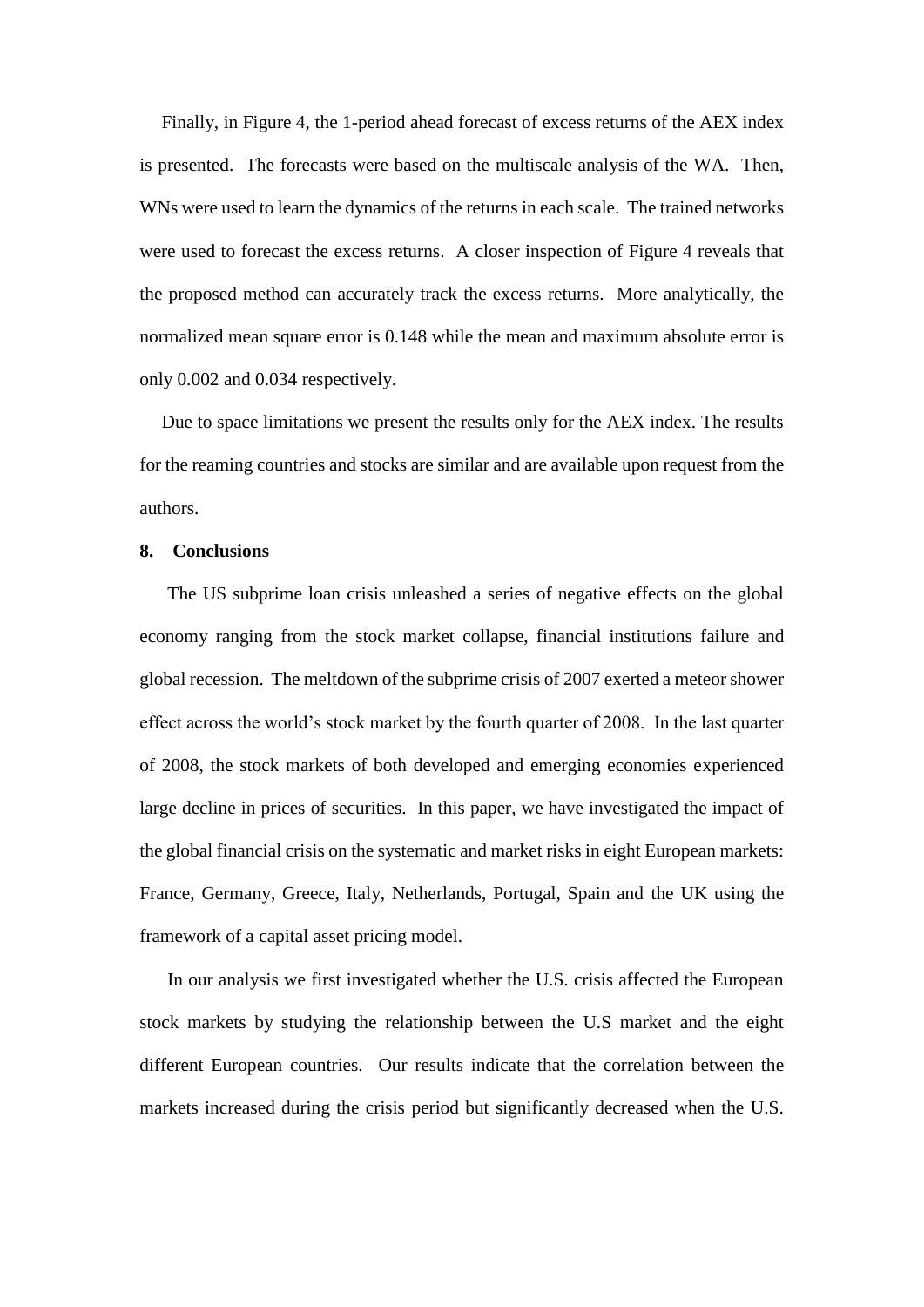Finally, in Figure 4, the 1-period ahead forecast of excess returns of the AEX index is presented. The forecasts were based on the multiscale analysis of the WA. Then, WNs were used to learn the dynamics of the returns in each scale. The trained networks were used to forecast the excess returns. A closer inspection of Figure 4 reveals that the proposed method can accurately track the excess returns. More analytically, the normalized mean square error is 0.148 while the mean and maximum absolute error is only 0.002 and 0.034 respectively.

Due to space limitations we present the results only for the AEX index. The results for the reaming countries and stocks are similar and are available upon request from the authors.

## 8. Conclusions

The US subprime loan crisis unleashed a series of negative effects on the global economy ranging from the stock market collapse, financial institutions failure and global recession. The meltdown of the subprime crisis of 2007 exerted a meteor shower effect across the world's stock market by the fourth quarter of 2008. In the last quarter of 2008, the stock markets of both developed and emerging economies experienced large decline in prices of securities. In this paper, we have investigated the impact of the global financial crisis on the systematic and market risks in eight European markets: France, Germany, Greece, Italy, Netherlands, Portugal, Spain and the UK using the framework of a capital asset pricing model.

In our analysis we first investigated whether the U.S. crisis affected the European stock markets by studying the relationship between the U.S market and the eight different European countries. Our results indicate that the correlation between the markets increased during the crisis period but significantly decreased when the U.S.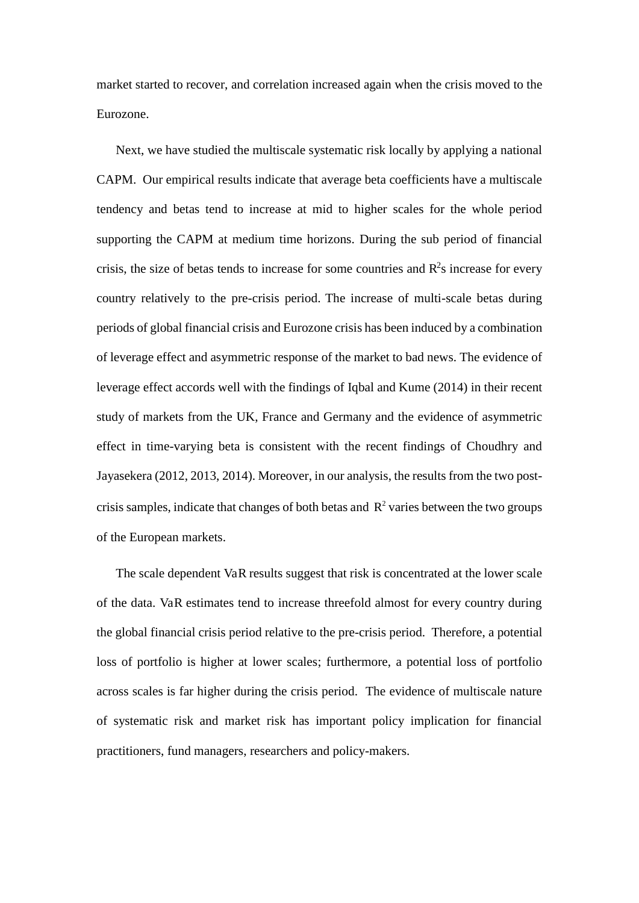market started to recover, and correlation increased again when the crisis moved to the Eurozone.

Next, we have studied the multiscale systematic risk locally by applying a national CAPM. Our empirical results indicate that average beta coefficients have a multiscale tendency and betas tend to increase at mid to higher scales for the whole period supporting the CAPM at medium time horizons. During the sub period of financial crisis, the size of betas tends to increase for some countries and $R^2$s increase for every country relatively to the pre-crisis period. The increase of multi-scale betas during periods of global financial crisis and Eurozone crisis has been induced by a combination of leverage effect and asymmetric response of the market to bad news. The evidence of leverage effect accords well with the findings of Iqbal and Kume (2014) in their recent study of markets from the UK, France and Germany and the evidence of asymmetric effect in time-varying beta is consistent with the recent findings of Choudhry and Jayasekera (2012, 2013, 2014). Moreover, in our analysis, the results from the two post-crisis samples, indicate that changes of both betas and $R^2$ varies between the two groups of the European markets.

The scale dependent VaR results suggest that risk is concentrated at the lower scale of the data. VaR estimates tend to increase threefold almost for every country during the global financial crisis period relative to the pre-crisis period. Therefore, a potential loss of portfolio is higher at lower scales; furthermore, a potential loss of portfolio across scales is far higher during the crisis period. The evidence of multiscale nature of systematic risk and market risk has important policy implication for financial practitioners, fund managers, researchers and policy-makers.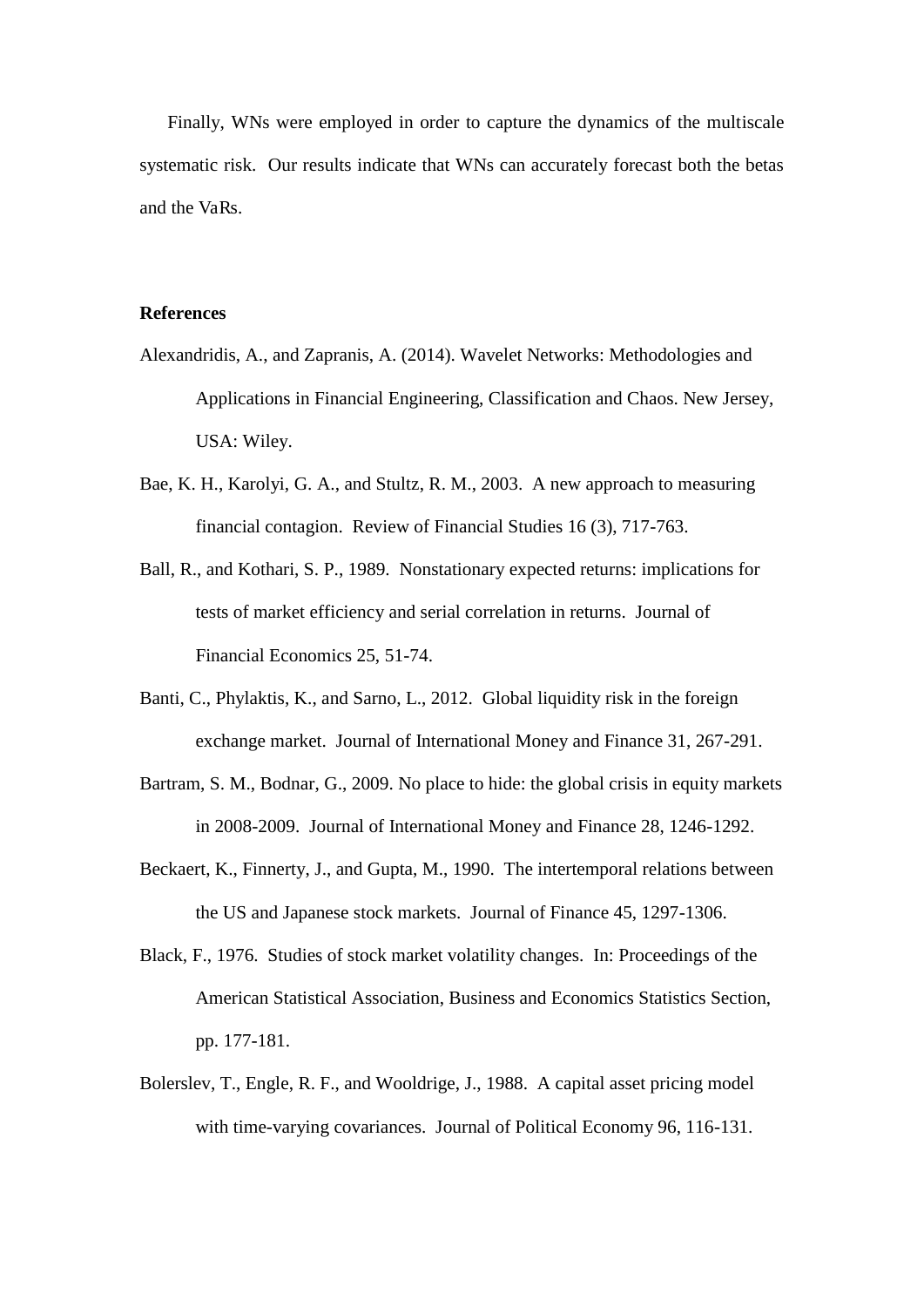Finally, WNs were employed in order to capture the dynamics of the multiscale systematic risk. Our results indicate that WNs can accurately forecast both the betas and the VaRs.

**References**

Alexandridis, A., and Zapranis, A. (2014). Wavelet Networks: Methodologies and Applications in Financial Engineering, Classification and Chaos. New Jersey, USA: Wiley.

Bae, K. H., Karolyi, G. A., and Stultz, R. M., 2003. A new approach to measuring financial contagion. Review of Financial Studies 16 (3), 717-763.

Ball, R., and Kothari, S. P., 1989. Nonstationary expected returns: implications for tests of market efficiency and serial correlation in returns. Journal of Financial Economics 25, 51-74.

Banti, C., Phylaktis, K., and Sarno, L., 2012. Global liquidity risk in the foreign exchange market. Journal of International Money and Finance 31, 267-291.

Bartram, S. M., Bodnar, G., 2009. No place to hide: the global crisis in equity markets in 2008-2009. Journal of International Money and Finance 28, 1246-1292.

Beckaert, K., Finnerty, J., and Gupta, M., 1990. The intertemporal relations between the US and Japanese stock markets. Journal of Finance 45, 1297-1306.

Black, F., 1976. Studies of stock market volatility changes. In: Proceedings of the American Statistical Association, Business and Economics Statistics Section, pp. 177-181.

Bolerslev, T., Engle, R. F., and Wooldrige, J., 1988. A capital asset pricing model with time-varying covariances. Journal of Political Economy 96, 116-131.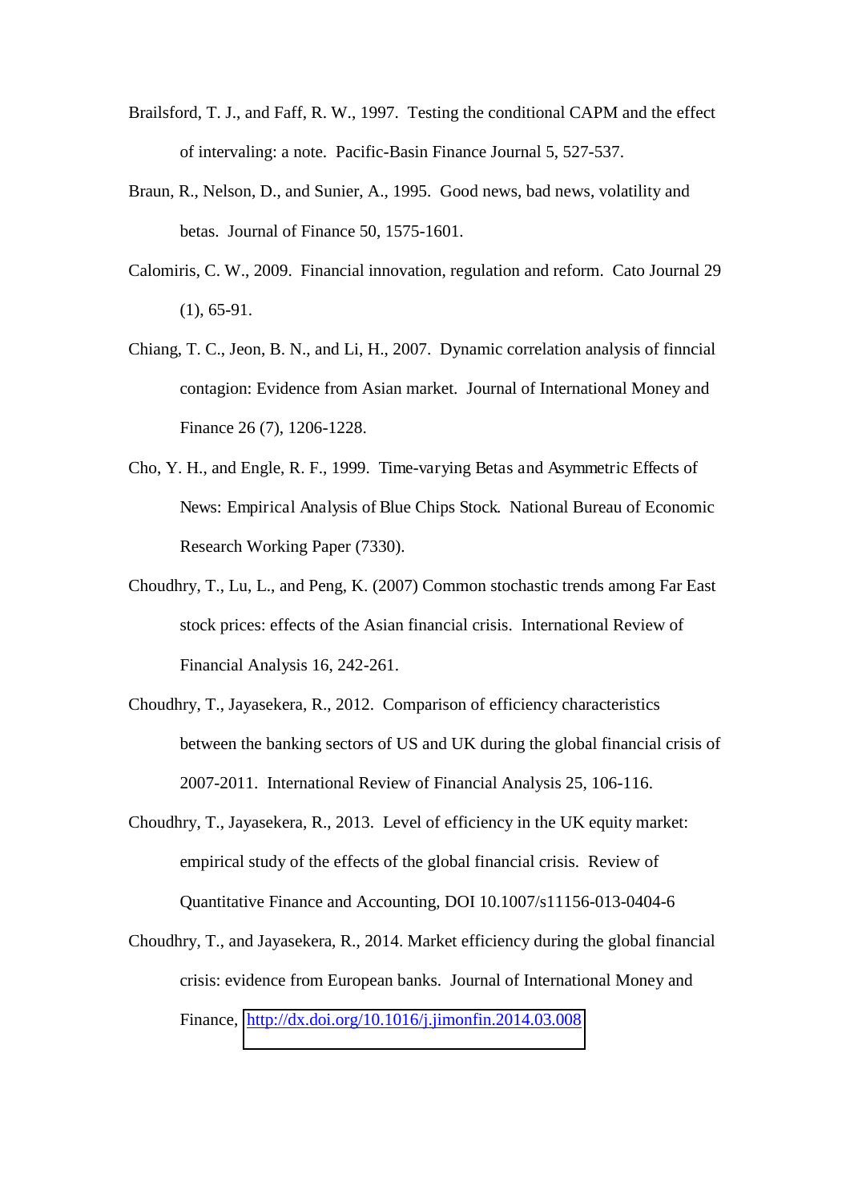Brailsford, T. J., and Faff, R. W., 1997. Testing the conditional CAPM and the effect of intervaling: a note. Pacific-Basin Finance Journal 5, 527-537.

Braun, R., Nelson, D., and Sunier, A., 1995. Good news, bad news, volatility and betas. Journal of Finance 50, 1575-1601.

Calomiris, C. W., 2009. Financial innovation, regulation and reform. Cato Journal 29 (1), 65-91.

Chiang, T. C., Jeon, B. N., and Li, H., 2007. Dynamic correlation analysis of finncial contagion: Evidence from Asian market. Journal of International Money and Finance 26 (7), 1206-1228.

Cho, Y. H., and Engle, R. F., 1999. Time-varying Betas and Asymmetric Effects of News: Empirical Analysis of Blue Chips Stock. National Bureau of Economic Research Working Paper (7330).

Choudhry, T., Lu, L., and Peng, K. (2007) Common stochastic trends among Far East stock prices: effects of the Asian financial crisis. International Review of Financial Analysis 16, 242-261.

Choudhry, T., Jayasekera, R., 2012. Comparison of efficiency characteristics between the banking sectors of US and UK during the global financial crisis of 2007-2011. International Review of Financial Analysis 25, 106-116.

Choudhry, T., Jayasekera, R., 2013. Level of efficiency in the UK equity market: empirical study of the effects of the global financial crisis. Review of Quantitative Finance and Accounting, DOI 10.1007/s11156-013-0404-6

Choudhry, T., and Jayasekera, R., 2014. Market efficiency during the global financial crisis: evidence from European banks. Journal of International Money and Finance, http://dx.doi.org/10.1016/j.jimonfin.2014.03.008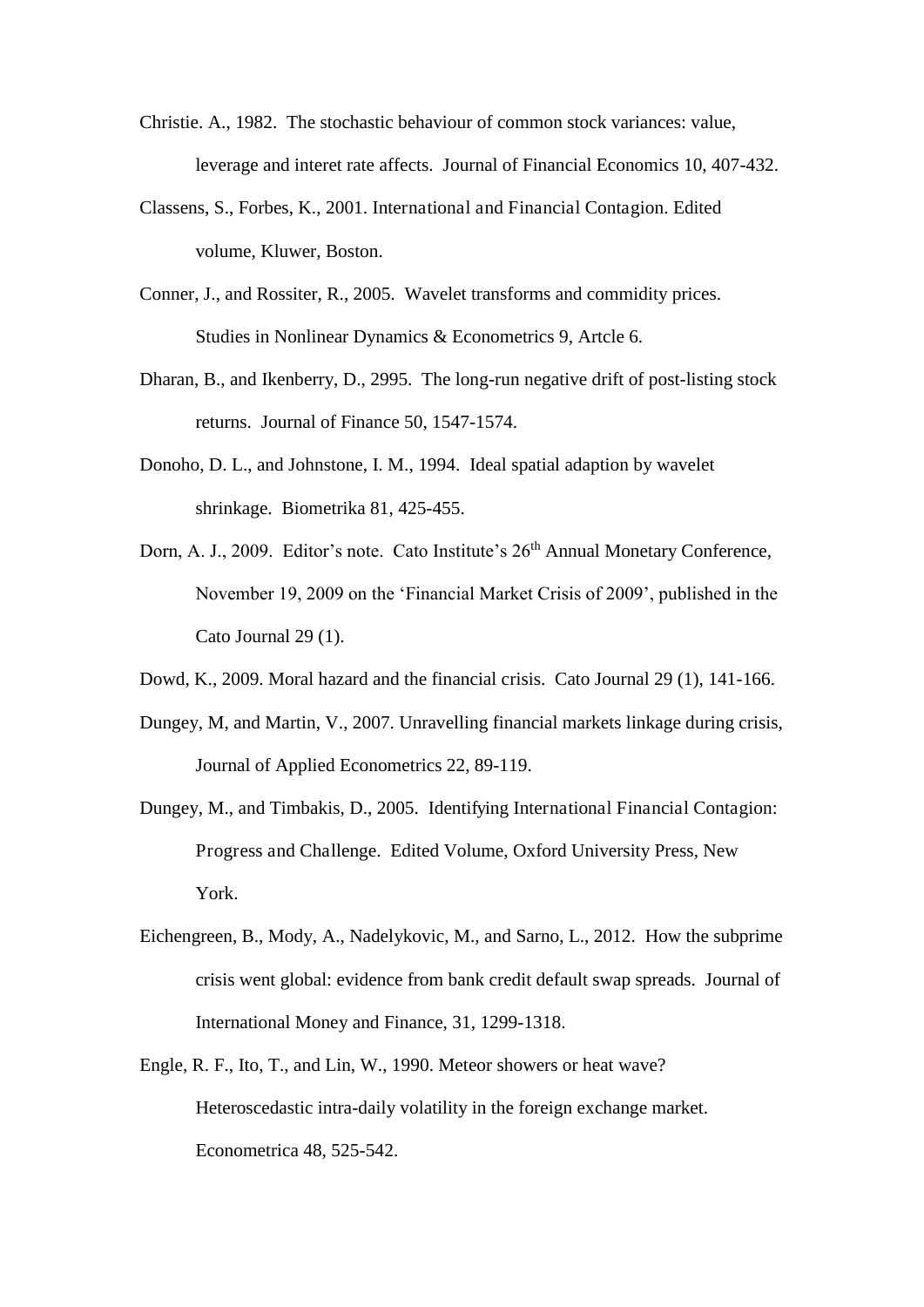Christie. A., 1982. The stochastic behaviour of common stock variances: value, leverage and interet rate affects. Journal of Financial Economics 10, 407-432.

Classens, S., Forbes, K., 2001. International and Financial Contagion. Edited volume, Kluwer, Boston.

Conner, J., and Rossiter, R., 2005. Wavelet transforms and commidity prices. Studies in Nonlinear Dynamics & Econometrics 9, Artcle 6.

Dharan, B., and Ikenberry, D., 2995. The long-run negative drift of post-listing stock returns. Journal of Finance 50, 1547-1574.

Donoho, D. L., and Johnstone, I. M., 1994. Ideal spatial adaption by wavelet shrinkage. Biometrika 81, 425-455.

Dorn, A. J., 2009. Editor's note. Cato Institute's 26th Annual Monetary Conference, November 19, 2009 on the 'Financial Market Crisis of 2009', published in the Cato Journal 29 (1).

Dowd, K., 2009. Moral hazard and the financial crisis. Cato Journal 29 (1), 141-166.

Dungey, M, and Martin, V., 2007. Unravelling financial markets linkage during crisis, Journal of Applied Econometrics 22, 89-119.

Dungey, M., and Timbakis, D., 2005. Identifying International Financial Contagion: Progress and Challenge. Edited Volume, Oxford University Press, New York.

Eichengreen, B., Mody, A., Nadelykovic, M., and Sarno, L., 2012. How the subprime crisis went global: evidence from bank credit default swap spreads. Journal of International Money and Finance, 31, 1299-1318.

Engle, R. F., Ito, T., and Lin, W., 1990. Meteor showers or heat wave? Heteroscedastic intra-daily volatility in the foreign exchange market. Econometrica 48, 525-542.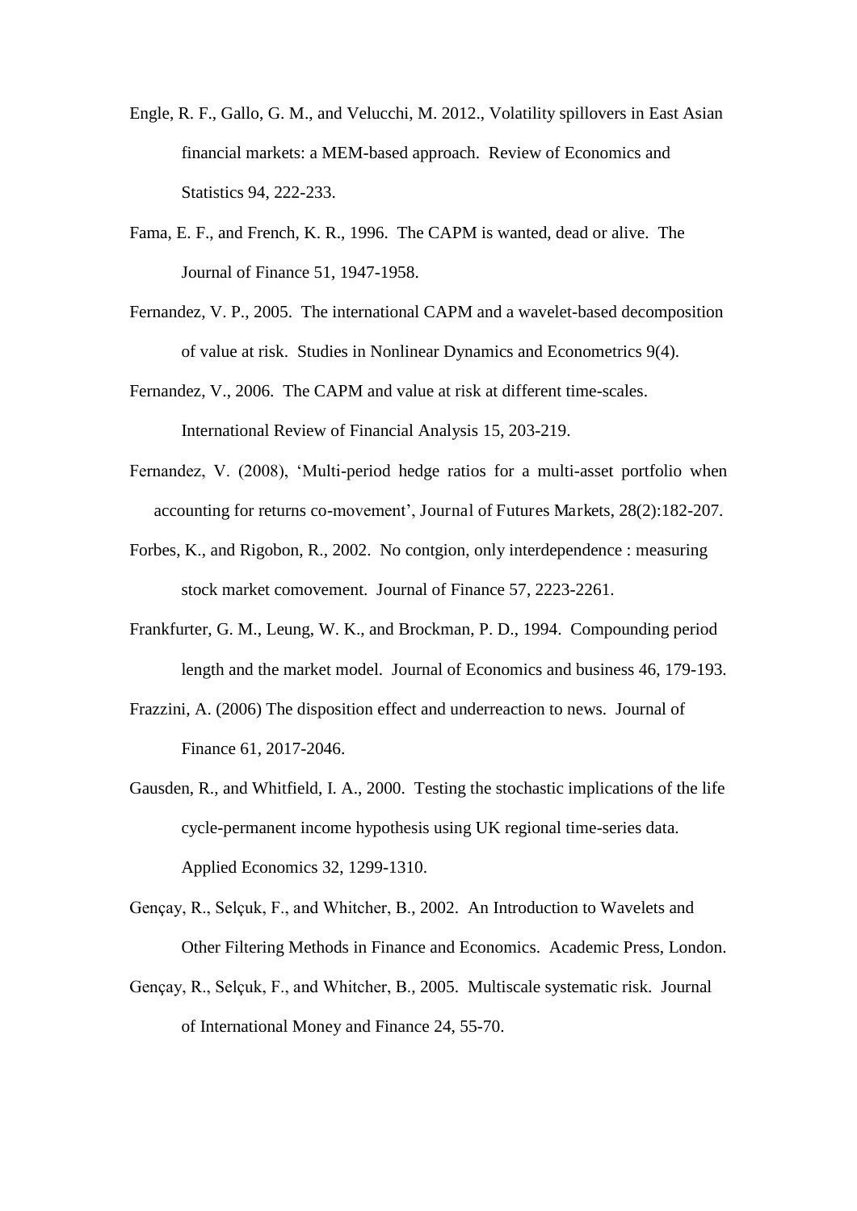Engle, R. F., Gallo, G. M., and Velucchi, M. 2012., Volatility spillovers in East Asian financial markets: a MEM-based approach. Review of Economics and Statistics 94, 222-233.

Fama, E. F., and French, K. R., 1996. The CAPM is wanted, dead or alive. The Journal of Finance 51, 1947-1958.

Fernandez, V. P., 2005. The international CAPM and a wavelet-based decomposition of value at risk. Studies in Nonlinear Dynamics and Econometrics 9(4).

Fernandez, V., 2006. The CAPM and value at risk at different time-scales. International Review of Financial Analysis 15, 203-219.

Fernandez, V. (2008), 'Multi-period hedge ratios for a multi-asset portfolio when accounting for returns co-movement', Journal of Futures Markets, 28(2):182-207.

Forbes, K., and Rigobon, R., 2002. No contgion, only interdependence : measuring stock market comovement. Journal of Finance 57, 2223-2261.

Frankfurter, G. M., Leung, W. K., and Brockman, P. D., 1994. Compounding period length and the market model. Journal of Economics and business 46, 179-193.

Frazzini, A. (2006) The disposition effect and underreaction to news. Journal of Finance 61, 2017-2046.

Gausden, R., and Whitfield, I. A., 2000. Testing the stochastic implications of the life cycle-permanent income hypothesis using UK regional time-series data. Applied Economics 32, 1299-1310.

Gençay, R., Selçuk, F., and Whitcher, B., 2002. An Introduction to Wavelets and Other Filtering Methods in Finance and Economics. Academic Press, London.

Gençay, R., Selçuk, F., and Whitcher, B., 2005. Multiscale systematic risk. Journal of International Money and Finance 24, 55-70.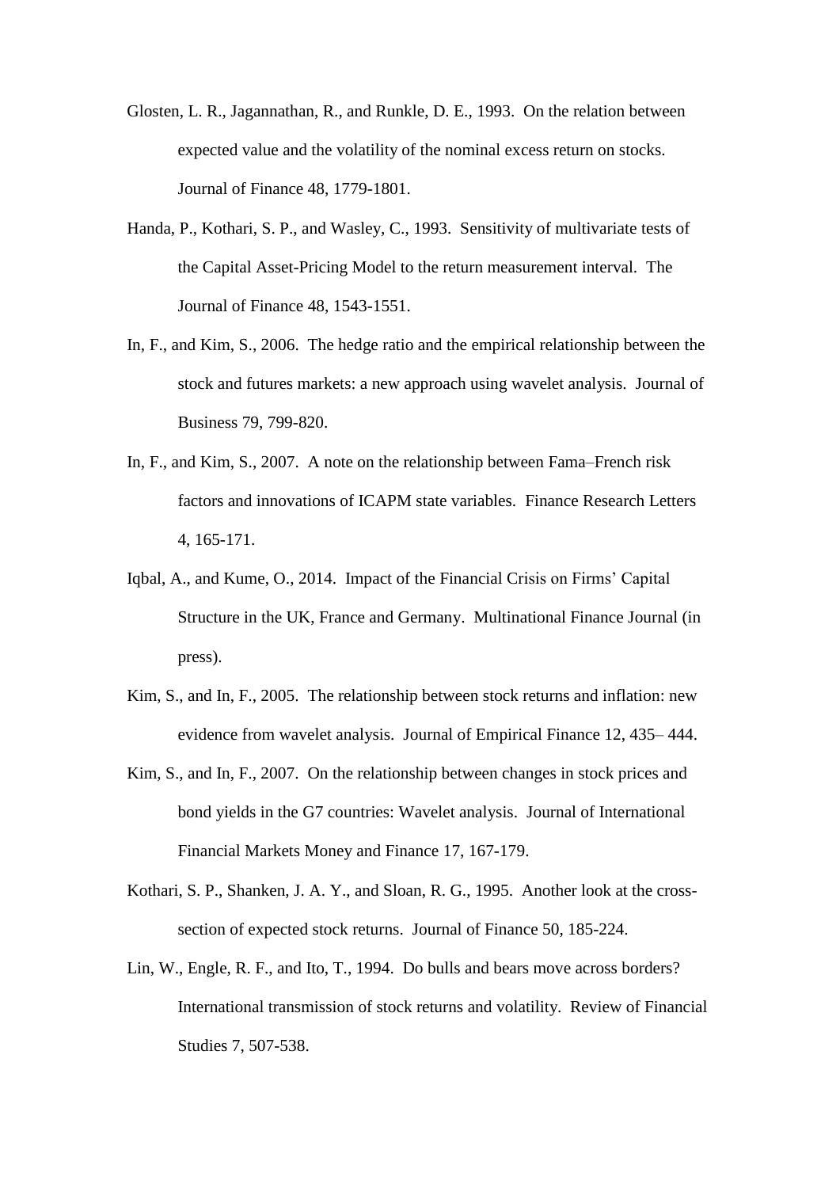Glosten, L. R., Jagannathan, R., and Runkle, D. E., 1993. On the relation between expected value and the volatility of the nominal excess return on stocks. Journal of Finance 48, 1779-1801.

Handa, P., Kothari, S. P., and Wasley, C., 1993. Sensitivity of multivariate tests of the Capital Asset-Pricing Model to the return measurement interval. The Journal of Finance 48, 1543-1551.

In, F., and Kim, S., 2006. The hedge ratio and the empirical relationship between the stock and futures markets: a new approach using wavelet analysis. Journal of Business 79, 799-820.

In, F., and Kim, S., 2007. A note on the relationship between Fama–French risk factors and innovations of ICAPM state variables. Finance Research Letters 4, 165-171.

Iqbal, A., and Kume, O., 2014. Impact of the Financial Crisis on Firms' Capital Structure in the UK, France and Germany. Multinational Finance Journal (in press).

Kim, S., and In, F., 2005. The relationship between stock returns and inflation: new evidence from wavelet analysis. Journal of Empirical Finance 12, 435– 444.

Kim, S., and In, F., 2007. On the relationship between changes in stock prices and bond yields in the G7 countries: Wavelet analysis. Journal of International Financial Markets Money and Finance 17, 167-179.

Kothari, S. P., Shanken, J. A. Y., and Sloan, R. G., 1995. Another look at the cross-section of expected stock returns. Journal of Finance 50, 185-224.

Lin, W., Engle, R. F., and Ito, T., 1994. Do bulls and bears move across borders? International transmission of stock returns and volatility. Review of Financial Studies 7, 507-538.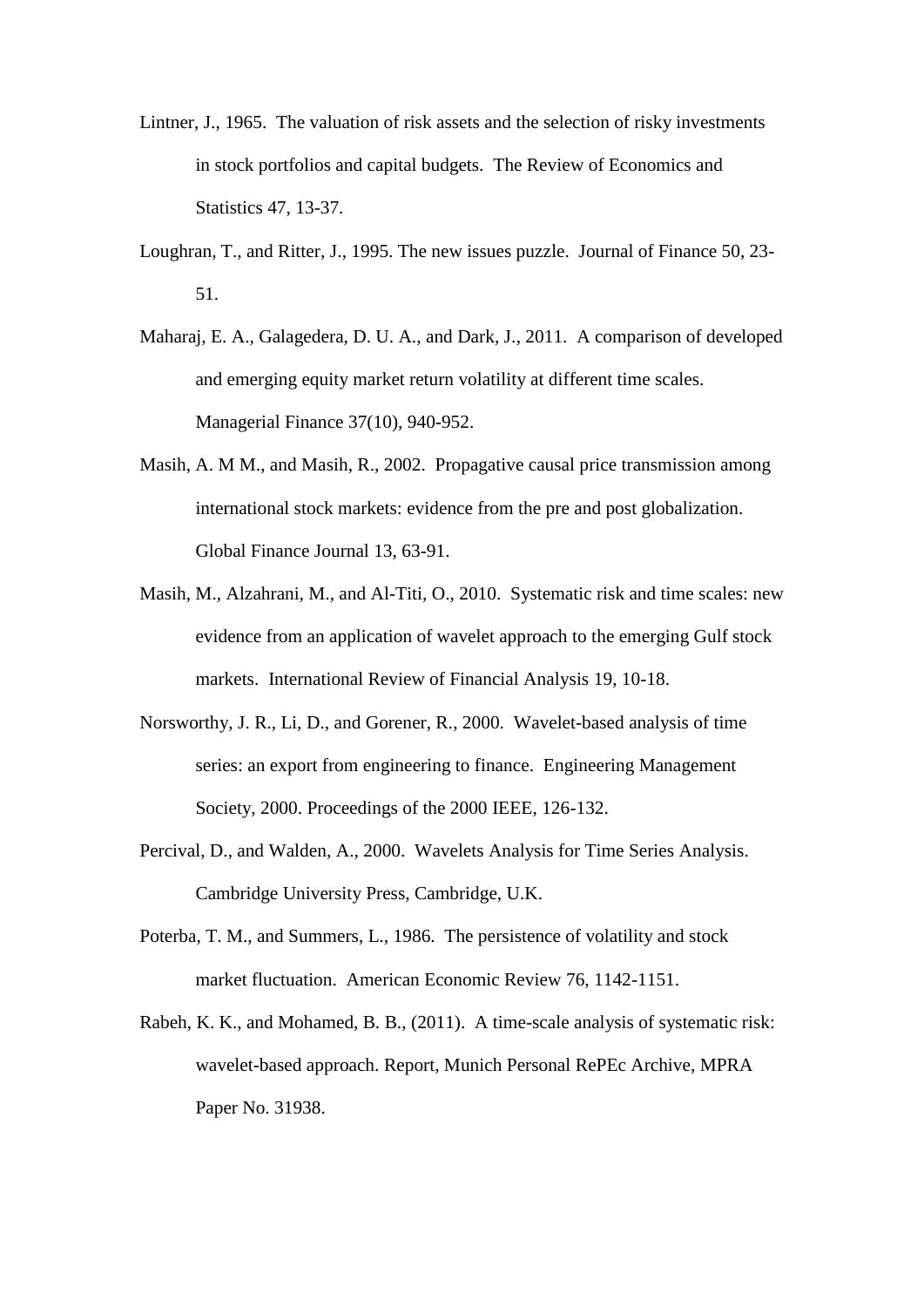Lintner, J., 1965. The valuation of risk assets and the selection of risky investments in stock portfolios and capital budgets. The Review of Economics and Statistics 47, 13-37.

Loughran, T., and Ritter, J., 1995. The new issues puzzle. Journal of Finance 50, 23-51.

Maharaj, E. A., Galagedera, D. U. A., and Dark, J., 2011. A comparison of developed and emerging equity market return volatility at different time scales. Managerial Finance 37(10), 940-952.

Masih, A. M M., and Masih, R., 2002. Propagative causal price transmission among international stock markets: evidence from the pre and post globalization. Global Finance Journal 13, 63-91.

Masih, M., Alzahrani, M., and Al-Titi, O., 2010. Systematic risk and time scales: new evidence from an application of wavelet approach to the emerging Gulf stock markets. International Review of Financial Analysis 19, 10-18.

Norsworthy, J. R., Li, D., and Gorener, R., 2000. Wavelet-based analysis of time series: an export from engineering to finance. Engineering Management Society, 2000. Proceedings of the 2000 IEEE, 126-132.

Percival, D., and Walden, A., 2000. Wavelets Analysis for Time Series Analysis. Cambridge University Press, Cambridge, U.K.

Poterba, T. M., and Summers, L., 1986. The persistence of volatility and stock market fluctuation. American Economic Review 76, 1142-1151.

Rabeh, K. K., and Mohamed, B. B., (2011). A time-scale analysis of systematic risk: wavelet-based approach. Report, Munich Personal RePEc Archive, MPRA Paper No. 31938.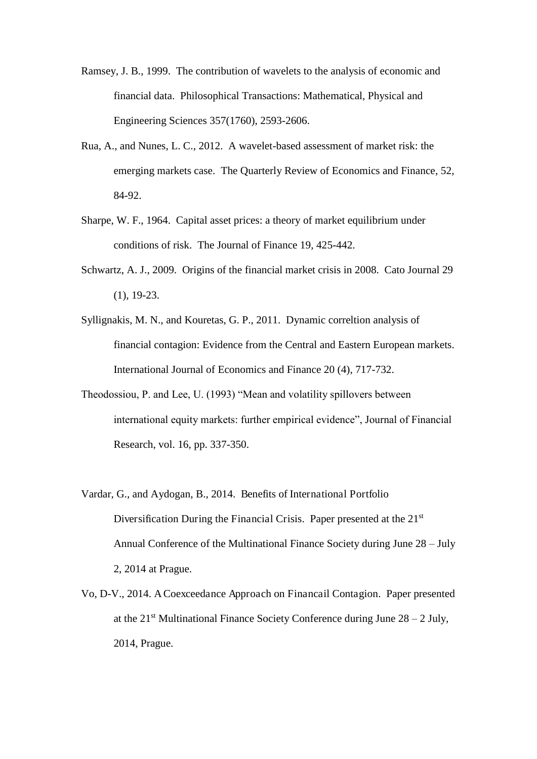Ramsey, J. B., 1999. The contribution of wavelets to the analysis of economic and financial data. Philosophical Transactions: Mathematical, Physical and Engineering Sciences 357(1760), 2593-2606.

Rua, A., and Nunes, L. C., 2012. A wavelet-based assessment of market risk: the emerging markets case. The Quarterly Review of Economics and Finance, 52, 84-92.

Sharpe, W. F., 1964. Capital asset prices: a theory of market equilibrium under conditions of risk. The Journal of Finance 19, 425-442.

Schwartz, A. J., 2009. Origins of the financial market crisis in 2008. Cato Journal 29 (1), 19-23.

Syllignakis, M. N., and Kouretas, G. P., 2011. Dynamic correltion analysis of financial contagion: Evidence from the Central and Eastern European markets. International Journal of Economics and Finance 20 (4), 717-732.

Theodossiou, P. and Lee, U. (1993) "Mean and volatility spillovers between international equity markets: further empirical evidence", Journal of Financial Research, vol. 16, pp. 337-350.

Vardar, G., and Aydogan, B., 2014. Benefits of International Portfolio Diversification During the Financial Crisis. Paper presented at the 21st Annual Conference of the Multinational Finance Society during June 28 – July 2, 2014 at Prague.

Vo, D-V., 2014. A Coexceedance Approach on Financail Contagion. Paper presented at the 21st Multinational Finance Society Conference during June 28 – 2 July, 2014, Prague.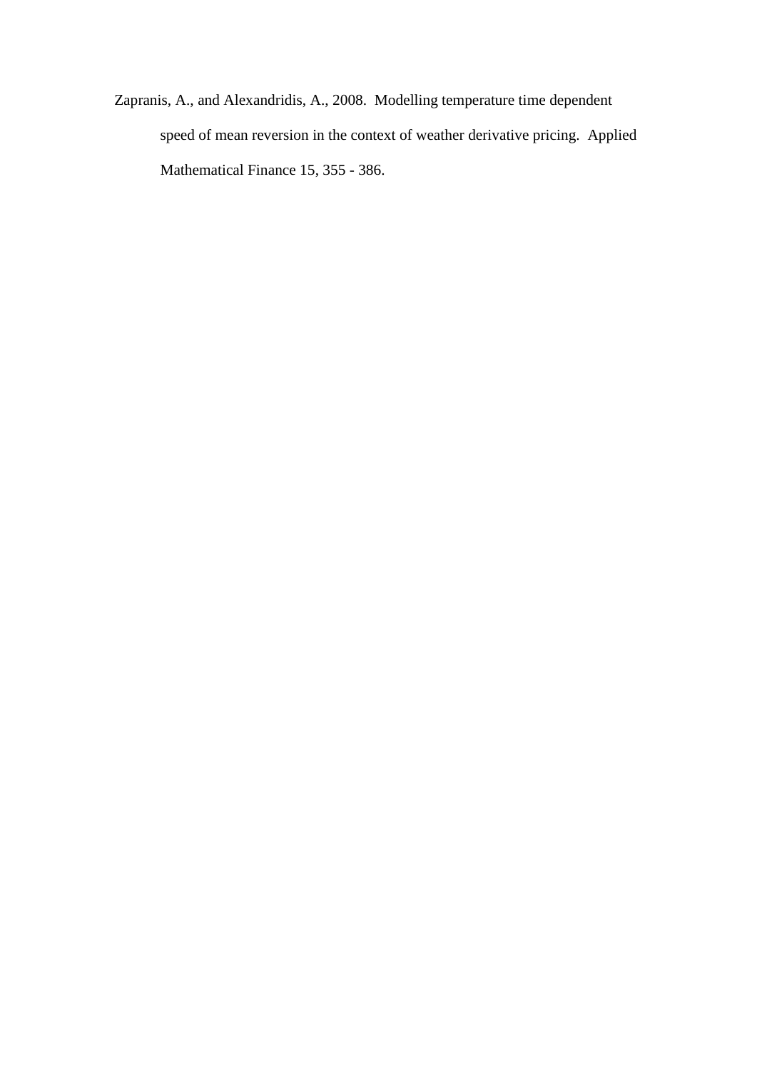Zapranis, A., and Alexandridis, A., 2008. Modelling temperature time dependent speed of mean reversion in the context of weather derivative pricing. Applied Mathematical Finance 15, 355 - 386.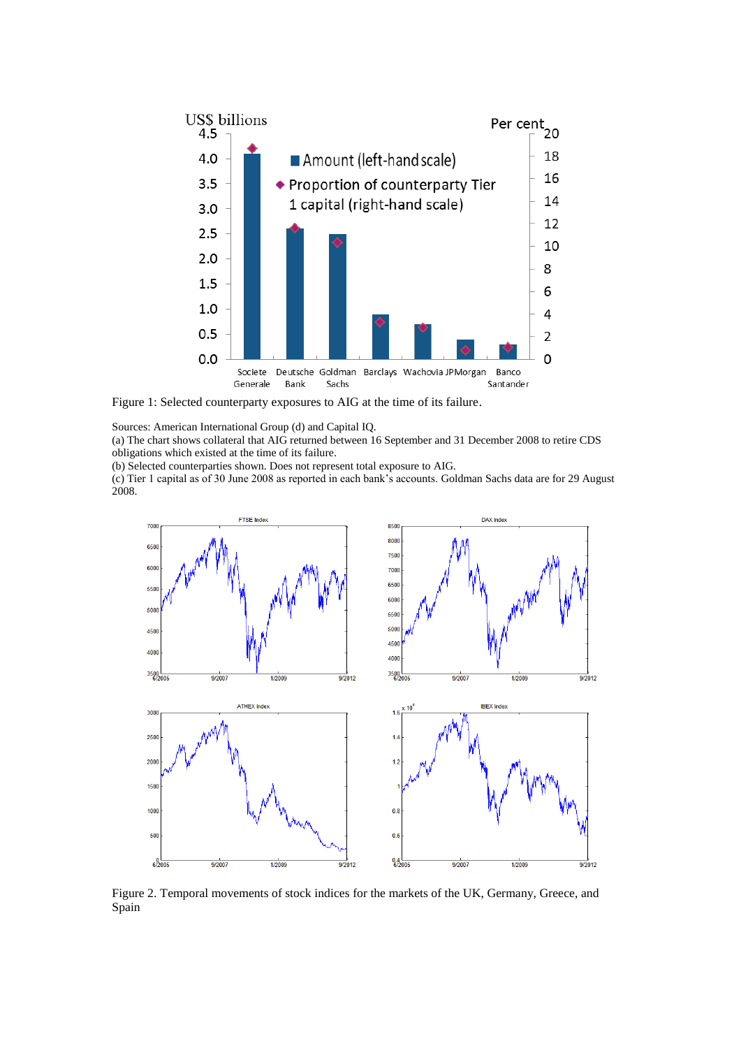Figure 1: Selected counterparty exposures to AIG at the time of its failure.

Sources: American International Group (d) and Capital IQ.
(a) The chart shows collateral that AIG returned between 16 September and 31 December 2008 to retire CDS obligations which existed at the time of its failure.
(b) Selected counterparties shown. Does not represent total exposure to AIG.
(c) Tier 1 capital as of 30 June 2008 as reported in each bank's accounts. Goldman Sachs data are for 29 August 2008.

Figure 2. Temporal movements of stock indices for the markets of the UK, Germany, Greece, and Spain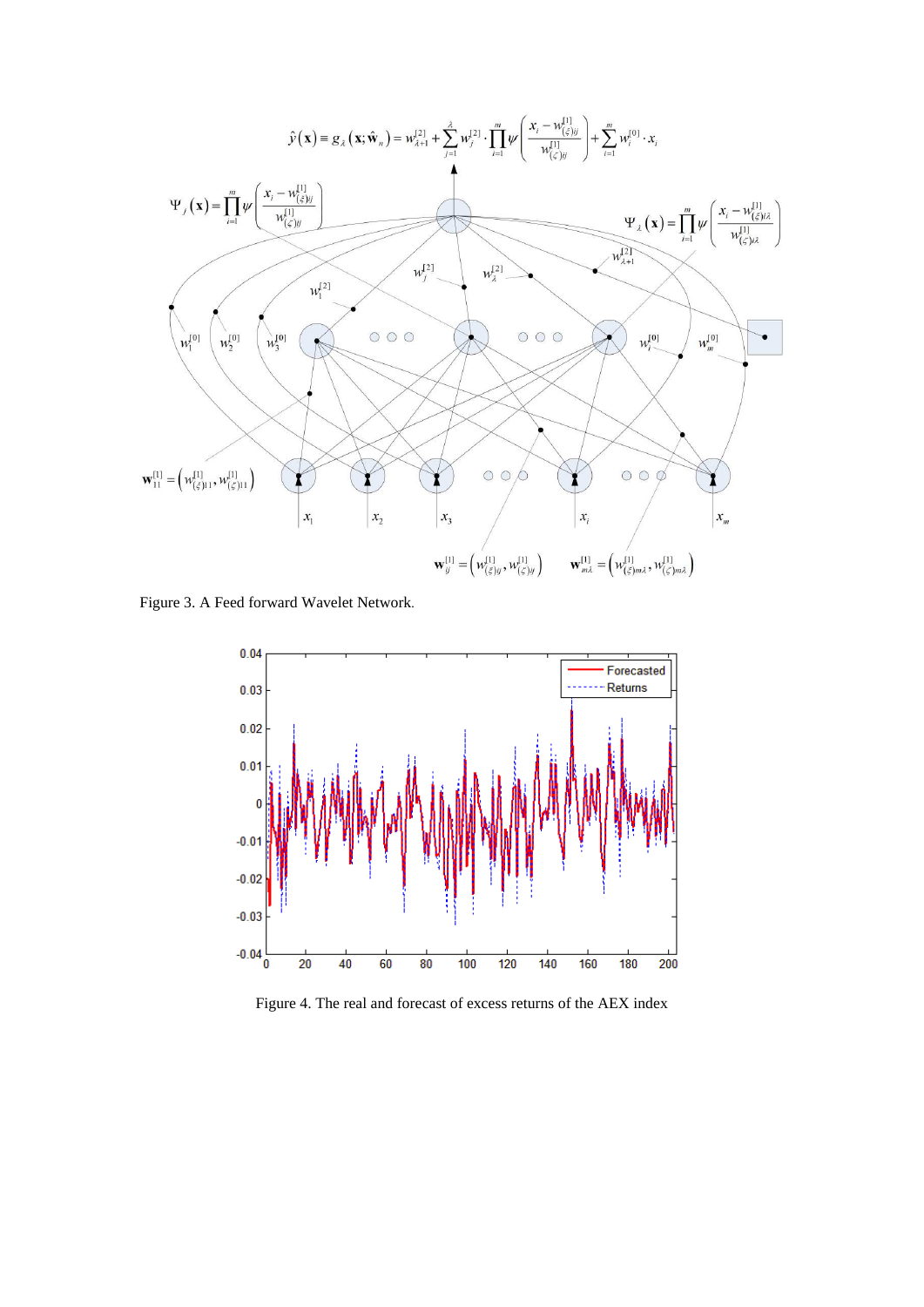Figure 3. A Feed forward Wavelet Network.

Figure 4. The real and forecast of excess returns of the AEX index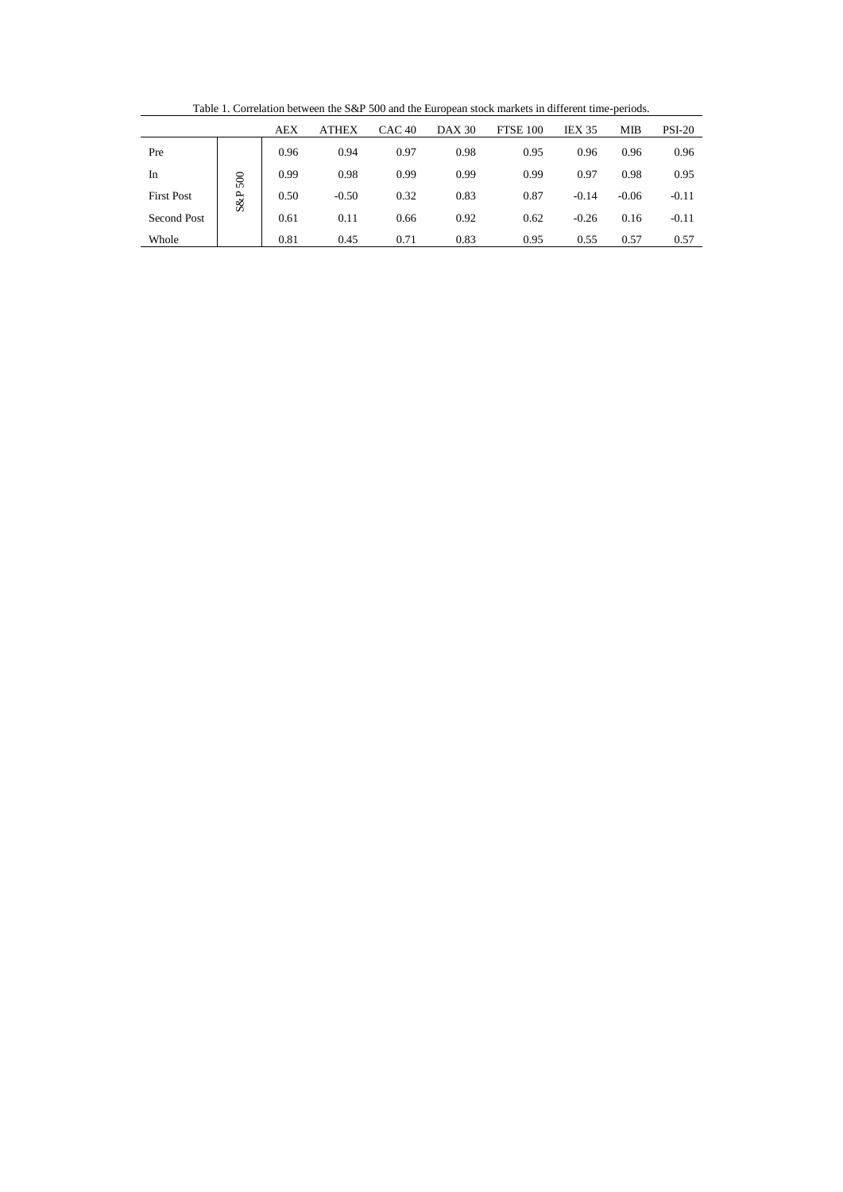Table 1. Correlation between the S&P 500 and the European stock markets in different time-periods.

| | | AEX | ATHEX | CAC 40 | DAX 30 | FTSE 100 | IEX 35 | MIB | PSI-20 |
|---|---|---|---|---|---|---|---|---|---|
| Pre | S&P 500 | 0.96 | 0.94 | 0.97 | 0.98 | 0.95 | 0.96 | 0.96 | 0.96 |
| In | | 0.99 | 0.98 | 0.99 | 0.99 | 0.99 | 0.97 | 0.98 | 0.95 |
| First Post | | 0.50 | -0.50 | 0.32 | 0.83 | 0.87 | -0.14 | -0.06 | -0.11 |
| Second Post | | 0.61 | 0.11 | 0.66 | 0.92 | 0.62 | -0.26 | 0.16 | -0.11 |
| Whole | | 0.81 | 0.45 | 0.71 | 0.83 | 0.95 | 0.55 | 0.57 | 0.57 |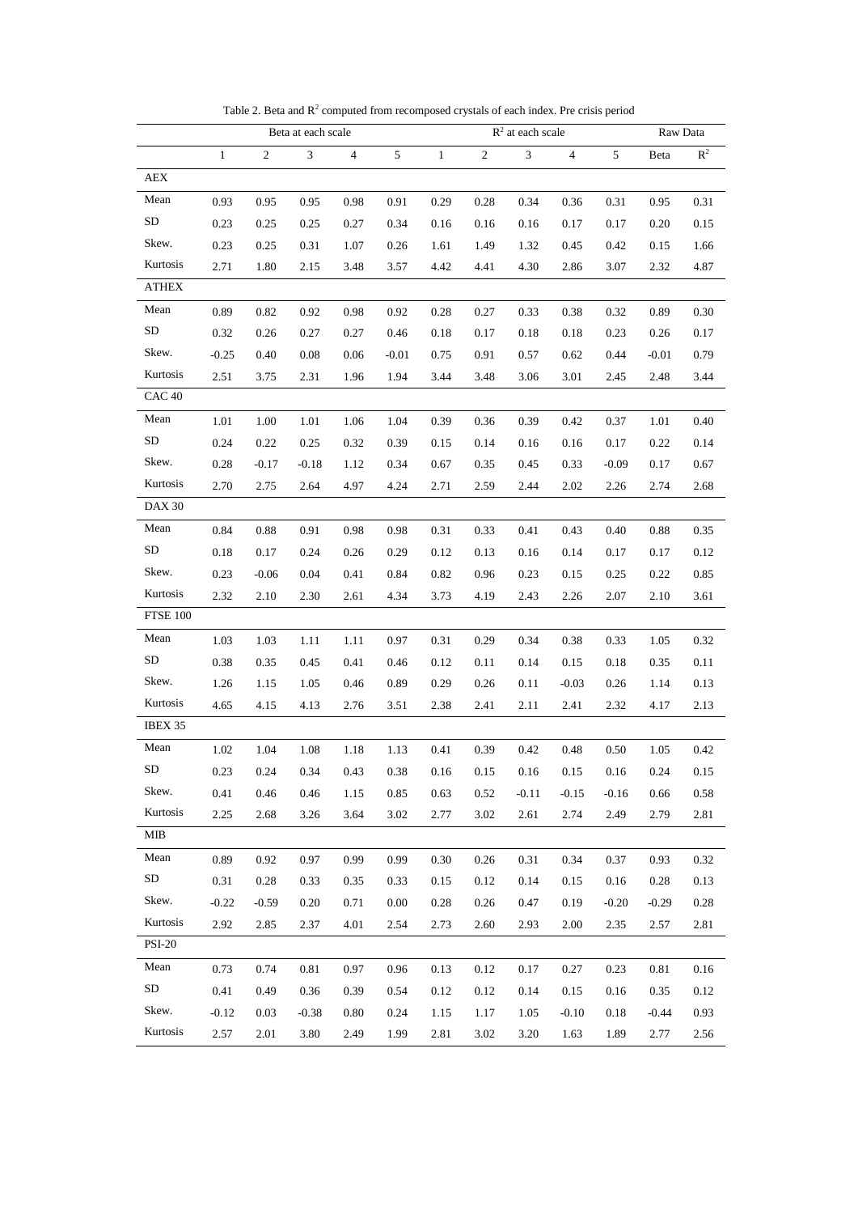Table 2. Beta and $R^2$ computed from recomposed crystals of each index. Pre crisis period

| | Beta at each scale | | | | | $R^2$ at each scale | | | | | Raw Data | |
|---|---|---|---|---|---|---|---|---|---|---|---|---|
| | 1 | 2 | 3 | 4 | 5 | 1 | 2 | 3 | 4 | 5 | Beta | $R^2$ |
| AEX | | | | | | | | | | | | |
| Mean | 0.93 | 0.95 | 0.95 | 0.98 | 0.91 | 0.29 | 0.28 | 0.34 | 0.36 | 0.31 | 0.95 | 0.31 |
| SD | 0.23 | 0.25 | 0.25 | 0.27 | 0.34 | 0.16 | 0.16 | 0.16 | 0.17 | 0.17 | 0.20 | 0.15 |
| Skew. | 0.23 | 0.25 | 0.31 | 1.07 | 0.26 | 1.61 | 1.49 | 1.32 | 0.45 | 0.42 | 0.15 | 1.66 |
| Kurtosis | 2.71 | 1.80 | 2.15 | 3.48 | 3.57 | 4.42 | 4.41 | 4.30 | 2.86 | 3.07 | 2.32 | 4.87 |
| ATHEX | | | | | | | | | | | | |
| Mean | 0.89 | 0.82 | 0.92 | 0.98 | 0.92 | 0.28 | 0.27 | 0.33 | 0.38 | 0.32 | 0.89 | 0.30 |
| SD | 0.32 | 0.26 | 0.27 | 0.27 | 0.46 | 0.18 | 0.17 | 0.18 | 0.18 | 0.23 | 0.26 | 0.17 |
| Skew. | -0.25 | 0.40 | 0.08 | 0.06 | -0.01 | 0.75 | 0.91 | 0.57 | 0.62 | 0.44 | -0.01 | 0.79 |
| Kurtosis | 2.51 | 3.75 | 2.31 | 1.96 | 1.94 | 3.44 | 3.48 | 3.06 | 3.01 | 2.45 | 2.48 | 3.44 |
| CAC 40 | | | | | | | | | | | | |
| Mean | 1.01 | 1.00 | 1.01 | 1.06 | 1.04 | 0.39 | 0.36 | 0.39 | 0.42 | 0.37 | 1.01 | 0.40 |
| SD | 0.24 | 0.22 | 0.25 | 0.32 | 0.39 | 0.15 | 0.14 | 0.16 | 0.16 | 0.17 | 0.22 | 0.14 |
| Skew. | 0.28 | -0.17 | -0.18 | 1.12 | 0.34 | 0.67 | 0.35 | 0.45 | 0.33 | -0.09 | 0.17 | 0.67 |
| Kurtosis | 2.70 | 2.75 | 2.64 | 4.97 | 4.24 | 2.71 | 2.59 | 2.44 | 2.02 | 2.26 | 2.74 | 2.68 |
| DAX 30 | | | | | | | | | | | | |
| Mean | 0.84 | 0.88 | 0.91 | 0.98 | 0.98 | 0.31 | 0.33 | 0.41 | 0.43 | 0.40 | 0.88 | 0.35 |
| SD | 0.18 | 0.17 | 0.24 | 0.26 | 0.29 | 0.12 | 0.13 | 0.16 | 0.14 | 0.17 | 0.17 | 0.12 |
| Skew. | 0.23 | -0.06 | 0.04 | 0.41 | 0.84 | 0.82 | 0.96 | 0.23 | 0.15 | 0.25 | 0.22 | 0.85 |
| Kurtosis | 2.32 | 2.10 | 2.30 | 2.61 | 4.34 | 3.73 | 4.19 | 2.43 | 2.26 | 2.07 | 2.10 | 3.61 |
| FTSE 100 | | | | | | | | | | | | |
| Mean | 1.03 | 1.03 | 1.11 | 1.11 | 0.97 | 0.31 | 0.29 | 0.34 | 0.38 | 0.33 | 1.05 | 0.32 |
| SD | 0.38 | 0.35 | 0.45 | 0.41 | 0.46 | 0.12 | 0.11 | 0.14 | 0.15 | 0.18 | 0.35 | 0.11 |
| Skew. | 1.26 | 1.15 | 1.05 | 0.46 | 0.89 | 0.29 | 0.26 | 0.11 | -0.03 | 0.26 | 1.14 | 0.13 |
| Kurtosis | 4.65 | 4.15 | 4.13 | 2.76 | 3.51 | 2.38 | 2.41 | 2.11 | 2.41 | 2.32 | 4.17 | 2.13 |
| IBEX 35 | | | | | | | | | | | | |
| Mean | 1.02 | 1.04 | 1.08 | 1.18 | 1.13 | 0.41 | 0.39 | 0.42 | 0.48 | 0.50 | 1.05 | 0.42 |
| SD | 0.23 | 0.24 | 0.34 | 0.43 | 0.38 | 0.16 | 0.15 | 0.16 | 0.15 | 0.16 | 0.24 | 0.15 |
| Skew. | 0.41 | 0.46 | 0.46 | 1.15 | 0.85 | 0.63 | 0.52 | -0.11 | -0.15 | -0.16 | 0.66 | 0.58 |
| Kurtosis | 2.25 | 2.68 | 3.26 | 3.64 | 3.02 | 2.77 | 3.02 | 2.61 | 2.74 | 2.49 | 2.79 | 2.81 |
| MIB | | | | | | | | | | | | |
| Mean | 0.89 | 0.92 | 0.97 | 0.99 | 0.99 | 0.30 | 0.26 | 0.31 | 0.34 | 0.37 | 0.93 | 0.32 |
| SD | 0.31 | 0.28 | 0.33 | 0.35 | 0.33 | 0.15 | 0.12 | 0.14 | 0.15 | 0.16 | 0.28 | 0.13 |
| Skew. | -0.22 | -0.59 | 0.20 | 0.71 | 0.00 | 0.28 | 0.26 | 0.47 | 0.19 | -0.20 | -0.29 | 0.28 |
| Kurtosis | 2.92 | 2.85 | 2.37 | 4.01 | 2.54 | 2.73 | 2.60 | 2.93 | 2.00 | 2.35 | 2.57 | 2.81 |
| PSI-20 | | | | | | | | | | | | |
| Mean | 0.73 | 0.74 | 0.81 | 0.97 | 0.96 | 0.13 | 0.12 | 0.17 | 0.27 | 0.23 | 0.81 | 0.16 |
| SD | 0.41 | 0.49 | 0.36 | 0.39 | 0.54 | 0.12 | 0.12 | 0.14 | 0.15 | 0.16 | 0.35 | 0.12 |
| Skew. | -0.12 | 0.03 | -0.38 | 0.80 | 0.24 | 1.15 | 1.17 | 1.05 | -0.10 | 0.18 | -0.44 | 0.93 |
| Kurtosis | 2.57 | 2.01 | 3.80 | 2.49 | 1.99 | 2.81 | 3.02 | 3.20 | 1.63 | 1.89 | 2.77 | 2.56 |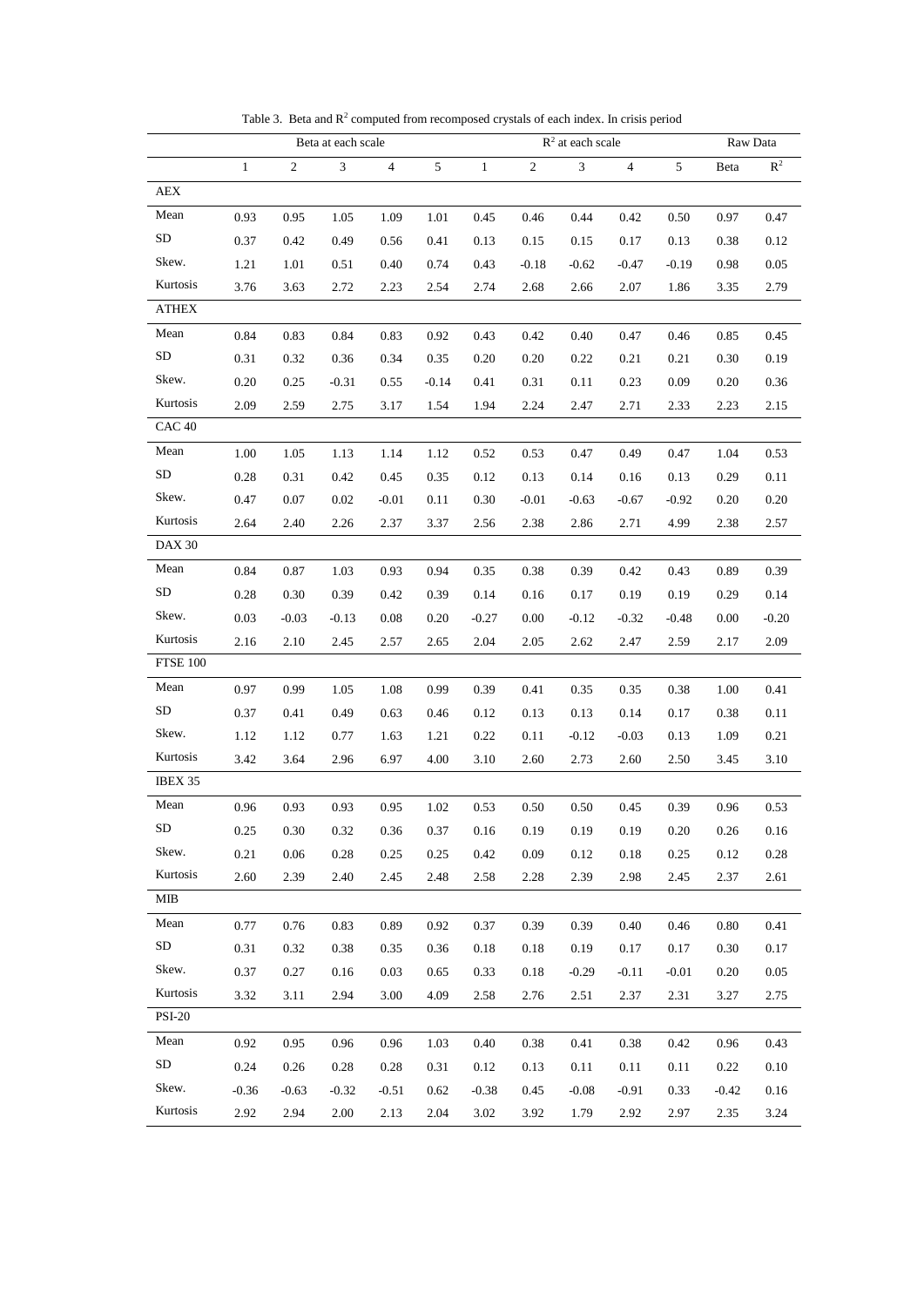Table 3. Beta and $R^2$ computed from recomposed crystals of each index. In crisis period

| | Beta at each scale | | | | | $R^2$ at each scale | | | | | Raw Data | |
|---|---|---|---|---|---|---|---|---|---|---|---|---|
| | 1 | 2 | 3 | 4 | 5 | 1 | 2 | 3 | 4 | 5 | Beta | $R^2$ |
| AEX | | | | | | | | | | | | |
| Mean | 0.93 | 0.95 | 1.05 | 1.09 | 1.01 | 0.45 | 0.46 | 0.44 | 0.42 | 0.50 | 0.97 | 0.47 |
| SD | 0.37 | 0.42 | 0.49 | 0.56 | 0.41 | 0.13 | 0.15 | 0.15 | 0.17 | 0.13 | 0.38 | 0.12 |
| Skew. | 1.21 | 1.01 | 0.51 | 0.40 | 0.74 | 0.43 | -0.18 | -0.62 | -0.47 | -0.19 | 0.98 | 0.05 |
| Kurtosis | 3.76 | 3.63 | 2.72 | 2.23 | 2.54 | 2.74 | 2.68 | 2.66 | 2.07 | 1.86 | 3.35 | 2.79 |
| ATHEX | | | | | | | | | | | | |
| Mean | 0.84 | 0.83 | 0.84 | 0.83 | 0.92 | 0.43 | 0.42 | 0.40 | 0.47 | 0.46 | 0.85 | 0.45 |
| SD | 0.31 | 0.32 | 0.36 | 0.34 | 0.35 | 0.20 | 0.20 | 0.22 | 0.21 | 0.21 | 0.30 | 0.19 |
| Skew. | 0.20 | 0.25 | -0.31 | 0.55 | -0.14 | 0.41 | 0.31 | 0.11 | 0.23 | 0.09 | 0.20 | 0.36 |
| Kurtosis | 2.09 | 2.59 | 2.75 | 3.17 | 1.54 | 1.94 | 2.24 | 2.47 | 2.71 | 2.33 | 2.23 | 2.15 |
| CAC 40 | | | | | | | | | | | | |
| Mean | 1.00 | 1.05 | 1.13 | 1.14 | 1.12 | 0.52 | 0.53 | 0.47 | 0.49 | 0.47 | 1.04 | 0.53 |
| SD | 0.28 | 0.31 | 0.42 | 0.45 | 0.35 | 0.12 | 0.13 | 0.14 | 0.16 | 0.13 | 0.29 | 0.11 |
| Skew. | 0.47 | 0.07 | 0.02 | -0.01 | 0.11 | 0.30 | -0.01 | -0.63 | -0.67 | -0.92 | 0.20 | 0.20 |
| Kurtosis | 2.64 | 2.40 | 2.26 | 2.37 | 3.37 | 2.56 | 2.38 | 2.86 | 2.71 | 4.99 | 2.38 | 2.57 |
| DAX 30 | | | | | | | | | | | | |
| Mean | 0.84 | 0.87 | 1.03 | 0.93 | 0.94 | 0.35 | 0.38 | 0.39 | 0.42 | 0.43 | 0.89 | 0.39 |
| SD | 0.28 | 0.30 | 0.39 | 0.42 | 0.39 | 0.14 | 0.16 | 0.17 | 0.19 | 0.19 | 0.29 | 0.14 |
| Skew. | 0.03 | -0.03 | -0.13 | 0.08 | 0.20 | -0.27 | 0.00 | -0.12 | -0.32 | -0.48 | 0.00 | -0.20 |
| Kurtosis | 2.16 | 2.10 | 2.45 | 2.57 | 2.65 | 2.04 | 2.05 | 2.62 | 2.47 | 2.59 | 2.17 | 2.09 |
| FTSE 100 | | | | | | | | | | | | |
| Mean | 0.97 | 0.99 | 1.05 | 1.08 | 0.99 | 0.39 | 0.41 | 0.35 | 0.35 | 0.38 | 1.00 | 0.41 |
| SD | 0.37 | 0.41 | 0.49 | 0.63 | 0.46 | 0.12 | 0.13 | 0.13 | 0.14 | 0.17 | 0.38 | 0.11 |
| Skew. | 1.12 | 1.12 | 0.77 | 1.63 | 1.21 | 0.22 | 0.11 | -0.12 | -0.03 | 0.13 | 1.09 | 0.21 |
| Kurtosis | 3.42 | 3.64 | 2.96 | 6.97 | 4.00 | 3.10 | 2.60 | 2.73 | 2.60 | 2.50 | 3.45 | 3.10 |
| IBEX 35 | | | | | | | | | | | | |
| Mean | 0.96 | 0.93 | 0.93 | 0.95 | 1.02 | 0.53 | 0.50 | 0.50 | 0.45 | 0.39 | 0.96 | 0.53 |
| SD | 0.25 | 0.30 | 0.32 | 0.36 | 0.37 | 0.16 | 0.19 | 0.19 | 0.19 | 0.20 | 0.26 | 0.16 |
| Skew. | 0.21 | 0.06 | 0.28 | 0.25 | 0.25 | 0.42 | 0.09 | 0.12 | 0.18 | 0.25 | 0.12 | 0.28 |
| Kurtosis | 2.60 | 2.39 | 2.40 | 2.45 | 2.48 | 2.58 | 2.28 | 2.39 | 2.98 | 2.45 | 2.37 | 2.61 |
| MIB | | | | | | | | | | | | |
| Mean | 0.77 | 0.76 | 0.83 | 0.89 | 0.92 | 0.37 | 0.39 | 0.39 | 0.40 | 0.46 | 0.80 | 0.41 |
| SD | 0.31 | 0.32 | 0.38 | 0.35 | 0.36 | 0.18 | 0.18 | 0.19 | 0.17 | 0.17 | 0.30 | 0.17 |
| Skew. | 0.37 | 0.27 | 0.16 | 0.03 | 0.65 | 0.33 | 0.18 | -0.29 | -0.11 | -0.01 | 0.20 | 0.05 |
| Kurtosis | 3.32 | 3.11 | 2.94 | 3.00 | 4.09 | 2.58 | 2.76 | 2.51 | 2.37 | 2.31 | 3.27 | 2.75 |
| PSI-20 | | | | | | | | | | | | |
| Mean | 0.92 | 0.95 | 0.96 | 0.96 | 1.03 | 0.40 | 0.38 | 0.41 | 0.38 | 0.42 | 0.96 | 0.43 |
| SD | 0.24 | 0.26 | 0.28 | 0.28 | 0.31 | 0.12 | 0.13 | 0.11 | 0.11 | 0.11 | 0.22 | 0.10 |
| Skew. | -0.36 | -0.63 | -0.32 | -0.51 | 0.62 | -0.38 | 0.45 | -0.08 | -0.91 | 0.33 | -0.42 | 0.16 |
| Kurtosis | 2.92 | 2.94 | 2.00 | 2.13 | 2.04 | 3.02 | 3.92 | 1.79 | 2.92 | 2.97 | 2.35 | 3.24 |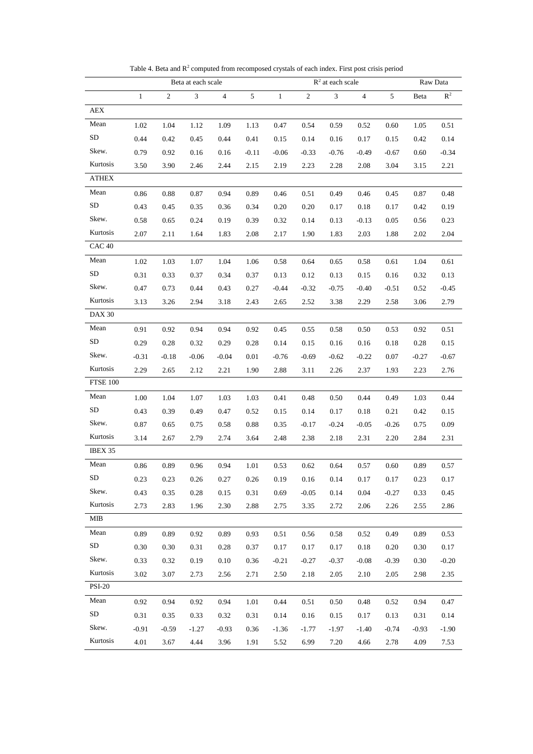Table 4. Beta and $R^2$ computed from recomposed crystals of each index. First post crisis period

| | Beta at each scale | | | | | $R^2$ at each scale | | | | | Raw Data | |
|---|---|---|---|---|---|---|---|---|---|---|---|---|
| | 1 | 2 | 3 | 4 | 5 | 1 | 2 | 3 | 4 | 5 | Beta | $R^2$ |
| AEX | | | | | | | | | | | | |
| Mean | 1.02 | 1.04 | 1.12 | 1.09 | 1.13 | 0.47 | 0.54 | 0.59 | 0.52 | 0.60 | 1.05 | 0.51 |
| SD | 0.44 | 0.42 | 0.45 | 0.44 | 0.41 | 0.15 | 0.14 | 0.16 | 0.17 | 0.15 | 0.42 | 0.14 |
| Skew. | 0.79 | 0.92 | 0.16 | 0.16 | -0.11 | -0.06 | -0.33 | -0.76 | -0.49 | -0.67 | 0.60 | -0.34 |
| Kurtosis | 3.50 | 3.90 | 2.46 | 2.44 | 2.15 | 2.19 | 2.23 | 2.28 | 2.08 | 3.04 | 3.15 | 2.21 |
| ATHEX | | | | | | | | | | | | |
| Mean | 0.86 | 0.88 | 0.87 | 0.94 | 0.89 | 0.46 | 0.51 | 0.49 | 0.46 | 0.45 | 0.87 | 0.48 |
| SD | 0.43 | 0.45 | 0.35 | 0.36 | 0.34 | 0.20 | 0.20 | 0.17 | 0.18 | 0.17 | 0.42 | 0.19 |
| Skew. | 0.58 | 0.65 | 0.24 | 0.19 | 0.39 | 0.32 | 0.14 | 0.13 | -0.13 | 0.05 | 0.56 | 0.23 |
| Kurtosis | 2.07 | 2.11 | 1.64 | 1.83 | 2.08 | 2.17 | 1.90 | 1.83 | 2.03 | 1.88 | 2.02 | 2.04 |
| CAC 40 | | | | | | | | | | | | |
| Mean | 1.02 | 1.03 | 1.07 | 1.04 | 1.06 | 0.58 | 0.64 | 0.65 | 0.58 | 0.61 | 1.04 | 0.61 |
| SD | 0.31 | 0.33 | 0.37 | 0.34 | 0.37 | 0.13 | 0.12 | 0.13 | 0.15 | 0.16 | 0.32 | 0.13 |
| Skew. | 0.47 | 0.73 | 0.44 | 0.43 | 0.27 | -0.44 | -0.32 | -0.75 | -0.40 | -0.51 | 0.52 | -0.45 |
| Kurtosis | 3.13 | 3.26 | 2.94 | 3.18 | 2.43 | 2.65 | 2.52 | 3.38 | 2.29 | 2.58 | 3.06 | 2.79 |
| DAX 30 | | | | | | | | | | | | |
| Mean | 0.91 | 0.92 | 0.94 | 0.94 | 0.92 | 0.45 | 0.55 | 0.58 | 0.50 | 0.53 | 0.92 | 0.51 |
| SD | 0.29 | 0.28 | 0.32 | 0.29 | 0.28 | 0.14 | 0.15 | 0.16 | 0.16 | 0.18 | 0.28 | 0.15 |
| Skew. | -0.31 | -0.18 | -0.06 | -0.04 | 0.01 | -0.76 | -0.69 | -0.62 | -0.22 | 0.07 | -0.27 | -0.67 |
| Kurtosis | 2.29 | 2.65 | 2.12 | 2.21 | 1.90 | 2.88 | 3.11 | 2.26 | 2.37 | 1.93 | 2.23 | 2.76 |
| FTSE 100 | | | | | | | | | | | | |
| Mean | 1.00 | 1.04 | 1.07 | 1.03 | 1.03 | 0.41 | 0.48 | 0.50 | 0.44 | 0.49 | 1.03 | 0.44 |
| SD | 0.43 | 0.39 | 0.49 | 0.47 | 0.52 | 0.15 | 0.14 | 0.17 | 0.18 | 0.21 | 0.42 | 0.15 |
| Skew. | 0.87 | 0.65 | 0.75 | 0.58 | 0.88 | 0.35 | -0.17 | -0.24 | -0.05 | -0.26 | 0.75 | 0.09 |
| Kurtosis | 3.14 | 2.67 | 2.79 | 2.74 | 3.64 | 2.48 | 2.38 | 2.18 | 2.31 | 2.20 | 2.84 | 2.31 |
| IBEX 35 | | | | | | | | | | | | |
| Mean | 0.86 | 0.89 | 0.96 | 0.94 | 1.01 | 0.53 | 0.62 | 0.64 | 0.57 | 0.60 | 0.89 | 0.57 |
| SD | 0.23 | 0.23 | 0.26 | 0.27 | 0.26 | 0.19 | 0.16 | 0.14 | 0.17 | 0.17 | 0.23 | 0.17 |
| Skew. | 0.43 | 0.35 | 0.28 | 0.15 | 0.31 | 0.69 | -0.05 | 0.14 | 0.04 | -0.27 | 0.33 | 0.45 |
| Kurtosis | 2.73 | 2.83 | 1.96 | 2.30 | 2.88 | 2.75 | 3.35 | 2.72 | 2.06 | 2.26 | 2.55 | 2.86 |
| MIB | | | | | | | | | | | | |
| Mean | 0.89 | 0.89 | 0.92 | 0.89 | 0.93 | 0.51 | 0.56 | 0.58 | 0.52 | 0.49 | 0.89 | 0.53 |
| SD | 0.30 | 0.30 | 0.31 | 0.28 | 0.37 | 0.17 | 0.17 | 0.17 | 0.18 | 0.20 | 0.30 | 0.17 |
| Skew. | 0.33 | 0.32 | 0.19 | 0.10 | 0.36 | -0.21 | -0.27 | -0.37 | -0.08 | -0.39 | 0.30 | -0.20 |
| Kurtosis | 3.02 | 3.07 | 2.73 | 2.56 | 2.71 | 2.50 | 2.18 | 2.05 | 2.10 | 2.05 | 2.98 | 2.35 |
| PSI-20 | | | | | | | | | | | | |
| Mean | 0.92 | 0.94 | 0.92 | 0.94 | 1.01 | 0.44 | 0.51 | 0.50 | 0.48 | 0.52 | 0.94 | 0.47 |
| SD | 0.31 | 0.35 | 0.33 | 0.32 | 0.31 | 0.14 | 0.16 | 0.15 | 0.17 | 0.13 | 0.31 | 0.14 |
| Skew. | -0.91 | -0.59 | -1.27 | -0.93 | 0.36 | -1.36 | -1.77 | -1.97 | -1.40 | -0.74 | -0.93 | -1.90 |
| Kurtosis | 4.01 | 3.67 | 4.44 | 3.96 | 1.91 | 5.52 | 6.99 | 7.20 | 4.66 | 2.78 | 4.09 | 7.53 |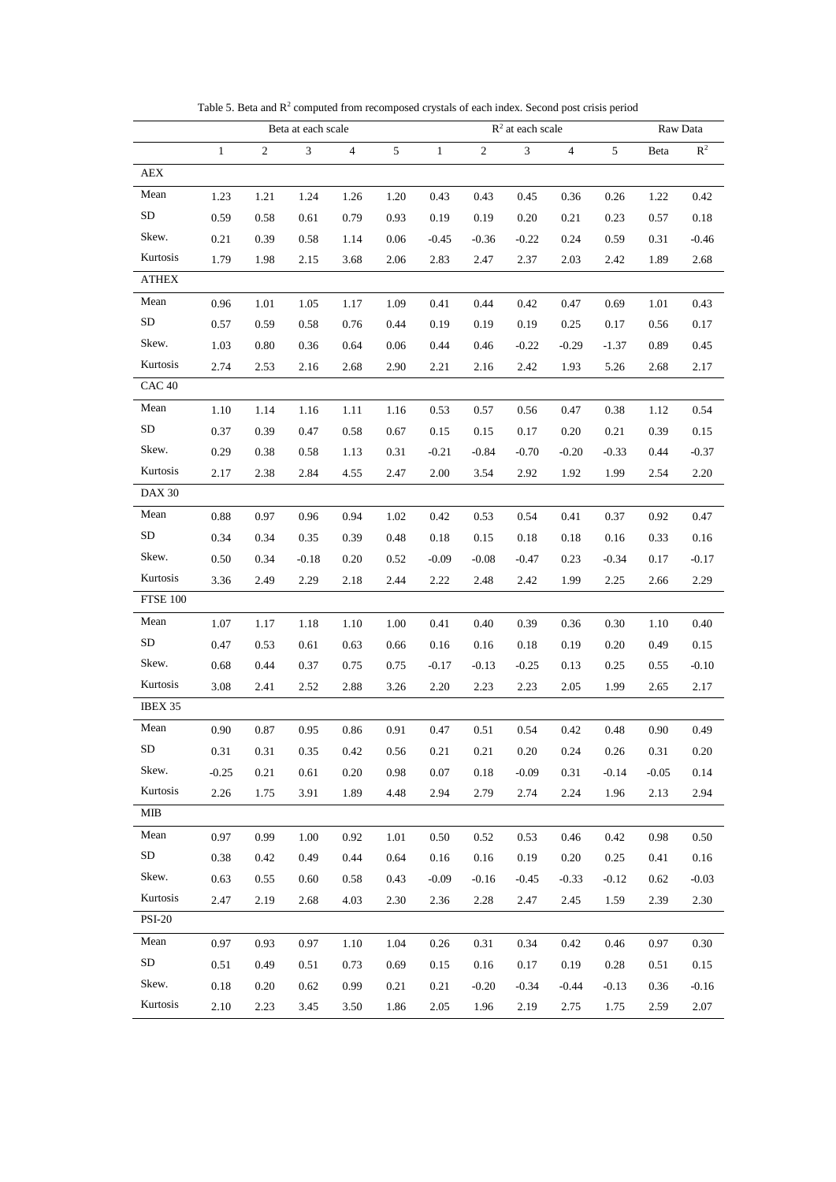Table 5. Beta and $R^2$ computed from recomposed crystals of each index. Second post crisis period

| | Beta at each scale | | | | | $R^2$ at each scale | | | | | Raw Data | |
|---|---|---|---|---|---|---|---|---|---|---|---|---|
| | 1 | 2 | 3 | 4 | 5 | 1 | 2 | 3 | 4 | 5 | Beta | $R^2$ |
| AEX | | | | | | | | | | | | |
| Mean | 1.23 | 1.21 | 1.24 | 1.26 | 1.20 | 0.43 | 0.43 | 0.45 | 0.36 | 0.26 | 1.22 | 0.42 |
| SD | 0.59 | 0.58 | 0.61 | 0.79 | 0.93 | 0.19 | 0.19 | 0.20 | 0.21 | 0.23 | 0.57 | 0.18 |
| Skew. | 0.21 | 0.39 | 0.58 | 1.14 | 0.06 | -0.45 | -0.36 | -0.22 | 0.24 | 0.59 | 0.31 | -0.46 |
| Kurtosis | 1.79 | 1.98 | 2.15 | 3.68 | 2.06 | 2.83 | 2.47 | 2.37 | 2.03 | 2.42 | 1.89 | 2.68 |
| ATHEX | | | | | | | | | | | | |
| Mean | 0.96 | 1.01 | 1.05 | 1.17 | 1.09 | 0.41 | 0.44 | 0.42 | 0.47 | 0.69 | 1.01 | 0.43 |
| SD | 0.57 | 0.59 | 0.58 | 0.76 | 0.44 | 0.19 | 0.19 | 0.19 | 0.25 | 0.17 | 0.56 | 0.17 |
| Skew. | 1.03 | 0.80 | 0.36 | 0.64 | 0.06 | 0.44 | 0.46 | -0.22 | -0.29 | -1.37 | 0.89 | 0.45 |
| Kurtosis | 2.74 | 2.53 | 2.16 | 2.68 | 2.90 | 2.21 | 2.16 | 2.42 | 1.93 | 5.26 | 2.68 | 2.17 |
| CAC 40 | | | | | | | | | | | | |
| Mean | 1.10 | 1.14 | 1.16 | 1.11 | 1.16 | 0.53 | 0.57 | 0.56 | 0.47 | 0.38 | 1.12 | 0.54 |
| SD | 0.37 | 0.39 | 0.47 | 0.58 | 0.67 | 0.15 | 0.15 | 0.17 | 0.20 | 0.21 | 0.39 | 0.15 |
| Skew. | 0.29 | 0.38 | 0.58 | 1.13 | 0.31 | -0.21 | -0.84 | -0.70 | -0.20 | -0.33 | 0.44 | -0.37 |
| Kurtosis | 2.17 | 2.38 | 2.84 | 4.55 | 2.47 | 2.00 | 3.54 | 2.92 | 1.92 | 1.99 | 2.54 | 2.20 |
| DAX 30 | | | | | | | | | | | | |
| Mean | 0.88 | 0.97 | 0.96 | 0.94 | 1.02 | 0.42 | 0.53 | 0.54 | 0.41 | 0.37 | 0.92 | 0.47 |
| SD | 0.34 | 0.34 | 0.35 | 0.39 | 0.48 | 0.18 | 0.15 | 0.18 | 0.18 | 0.16 | 0.33 | 0.16 |
| Skew. | 0.50 | 0.34 | -0.18 | 0.20 | 0.52 | -0.09 | -0.08 | -0.47 | 0.23 | -0.34 | 0.17 | -0.17 |
| Kurtosis | 3.36 | 2.49 | 2.29 | 2.18 | 2.44 | 2.22 | 2.48 | 2.42 | 1.99 | 2.25 | 2.66 | 2.29 |
| FTSE 100 | | | | | | | | | | | | |
| Mean | 1.07 | 1.17 | 1.18 | 1.10 | 1.00 | 0.41 | 0.40 | 0.39 | 0.36 | 0.30 | 1.10 | 0.40 |
| SD | 0.47 | 0.53 | 0.61 | 0.63 | 0.66 | 0.16 | 0.16 | 0.18 | 0.19 | 0.20 | 0.49 | 0.15 |
| Skew. | 0.68 | 0.44 | 0.37 | 0.75 | 0.75 | -0.17 | -0.13 | -0.25 | 0.13 | 0.25 | 0.55 | -0.10 |
| Kurtosis | 3.08 | 2.41 | 2.52 | 2.88 | 3.26 | 2.20 | 2.23 | 2.23 | 2.05 | 1.99 | 2.65 | 2.17 |
| IBEX 35 | | | | | | | | | | | | |
| Mean | 0.90 | 0.87 | 0.95 | 0.86 | 0.91 | 0.47 | 0.51 | 0.54 | 0.42 | 0.48 | 0.90 | 0.49 |
| SD | 0.31 | 0.31 | 0.35 | 0.42 | 0.56 | 0.21 | 0.21 | 0.20 | 0.24 | 0.26 | 0.31 | 0.20 |
| Skew. | -0.25 | 0.21 | 0.61 | 0.20 | 0.98 | 0.07 | 0.18 | -0.09 | 0.31 | -0.14 | -0.05 | 0.14 |
| Kurtosis | 2.26 | 1.75 | 3.91 | 1.89 | 4.48 | 2.94 | 2.79 | 2.74 | 2.24 | 1.96 | 2.13 | 2.94 |
| MIB | | | | | | | | | | | | |
| Mean | 0.97 | 0.99 | 1.00 | 0.92 | 1.01 | 0.50 | 0.52 | 0.53 | 0.46 | 0.42 | 0.98 | 0.50 |
| SD | 0.38 | 0.42 | 0.49 | 0.44 | 0.64 | 0.16 | 0.16 | 0.19 | 0.20 | 0.25 | 0.41 | 0.16 |
| Skew. | 0.63 | 0.55 | 0.60 | 0.58 | 0.43 | -0.09 | -0.16 | -0.45 | -0.33 | -0.12 | 0.62 | -0.03 |
| Kurtosis | 2.47 | 2.19 | 2.68 | 4.03 | 2.30 | 2.36 | 2.28 | 2.47 | 2.45 | 1.59 | 2.39 | 2.30 |
| PSI-20 | | | | | | | | | | | | |
| Mean | 0.97 | 0.93 | 0.97 | 1.10 | 1.04 | 0.26 | 0.31 | 0.34 | 0.42 | 0.46 | 0.97 | 0.30 |
| SD | 0.51 | 0.49 | 0.51 | 0.73 | 0.69 | 0.15 | 0.16 | 0.17 | 0.19 | 0.28 | 0.51 | 0.15 |
| Skew. | 0.18 | 0.20 | 0.62 | 0.99 | 0.21 | 0.21 | -0.20 | -0.34 | -0.44 | -0.13 | 0.36 | -0.16 |
| Kurtosis | 2.10 | 2.23 | 3.45 | 3.50 | 1.86 | 2.05 | 1.96 | 2.19 | 2.75 | 1.75 | 2.59 | 2.07 |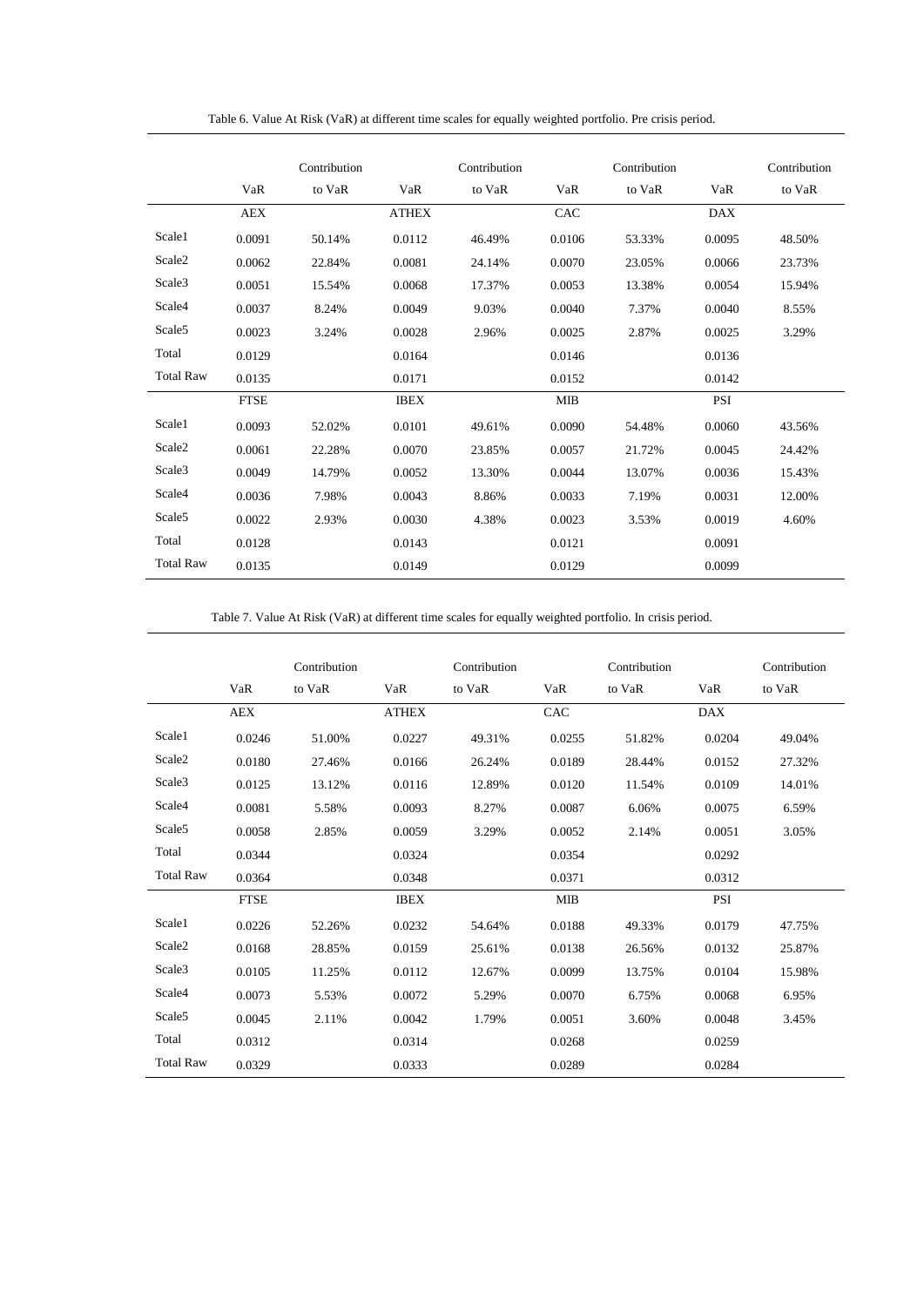Table 6. Value At Risk (VaR) at different time scales for equally weighted portfolio. Pre crisis period.

| | VaR | Contribution to VaR | VaR | Contribution to VaR | VaR | Contribution to VaR | VaR | Contribution to VaR |
|---|---|---|---|---|---|---|---|---|
| | AEX | | ATHEX | | CAC | | DAX | |
| Scale1 | 0.0091 | 50.14% | 0.0112 | 46.49% | 0.0106 | 53.33% | 0.0095 | 48.50% |
| Scale2 | 0.0062 | 22.84% | 0.0081 | 24.14% | 0.0070 | 23.05% | 0.0066 | 23.73% |
| Scale3 | 0.0051 | 15.54% | 0.0068 | 17.37% | 0.0053 | 13.38% | 0.0054 | 15.94% |
| Scale4 | 0.0037 | 8.24% | 0.0049 | 9.03% | 0.0040 | 7.37% | 0.0040 | 8.55% |
| Scale5 | 0.0023 | 3.24% | 0.0028 | 2.96% | 0.0025 | 2.87% | 0.0025 | 3.29% |
| Total | 0.0129 | | 0.0164 | | 0.0146 | | 0.0136 | |
| Total Raw | 0.0135 | | 0.0171 | | 0.0152 | | 0.0142 | |
| | FTSE | | IBEX | | MIB | | PSI | |
| Scale1 | 0.0093 | 52.02% | 0.0101 | 49.61% | 0.0090 | 54.48% | 0.0060 | 43.56% |
| Scale2 | 0.0061 | 22.28% | 0.0070 | 23.85% | 0.0057 | 21.72% | 0.0045 | 24.42% |
| Scale3 | 0.0049 | 14.79% | 0.0052 | 13.30% | 0.0044 | 13.07% | 0.0036 | 15.43% |
| Scale4 | 0.0036 | 7.98% | 0.0043 | 8.86% | 0.0033 | 7.19% | 0.0031 | 12.00% |
| Scale5 | 0.0022 | 2.93% | 0.0030 | 4.38% | 0.0023 | 3.53% | 0.0019 | 4.60% |
| Total | 0.0128 | | 0.0143 | | 0.0121 | | 0.0091 | |
| Total Raw | 0.0135 | | 0.0149 | | 0.0129 | | 0.0099 | |

Table 7. Value At Risk (VaR) at different time scales for equally weighted portfolio. In crisis period.

| | VaR | Contribution to VaR | VaR | Contribution to VaR | VaR | Contribution to VaR | VaR | Contribution to VaR |
|---|---|---|---|---|---|---|---|---|
| | AEX | | ATHEX | | CAC | | DAX | |
| Scale1 | 0.0246 | 51.00% | 0.0227 | 49.31% | 0.0255 | 51.82% | 0.0204 | 49.04% |
| Scale2 | 0.0180 | 27.46% | 0.0166 | 26.24% | 0.0189 | 28.44% | 0.0152 | 27.32% |
| Scale3 | 0.0125 | 13.12% | 0.0116 | 12.89% | 0.0120 | 11.54% | 0.0109 | 14.01% |
| Scale4 | 0.0081 | 5.58% | 0.0093 | 8.27% | 0.0087 | 6.06% | 0.0075 | 6.59% |
| Scale5 | 0.0058 | 2.85% | 0.0059 | 3.29% | 0.0052 | 2.14% | 0.0051 | 3.05% |
| Total | 0.0344 | | 0.0324 | | 0.0354 | | 0.0292 | |
| Total Raw | 0.0364 | | 0.0348 | | 0.0371 | | 0.0312 | |
| | FTSE | | IBEX | | MIB | | PSI | |
| Scale1 | 0.0226 | 52.26% | 0.0232 | 54.64% | 0.0188 | 49.33% | 0.0179 | 47.75% |
| Scale2 | 0.0168 | 28.85% | 0.0159 | 25.61% | 0.0138 | 26.56% | 0.0132 | 25.87% |
| Scale3 | 0.0105 | 11.25% | 0.0112 | 12.67% | 0.0099 | 13.75% | 0.0104 | 15.98% |
| Scale4 | 0.0073 | 5.53% | 0.0072 | 5.29% | 0.0070 | 6.75% | 0.0068 | 6.95% |
| Scale5 | 0.0045 | 2.11% | 0.0042 | 1.79% | 0.0051 | 3.60% | 0.0048 | 3.45% |
| Total | 0.0312 | | 0.0314 | | 0.0268 | | 0.0259 | |
| Total Raw | 0.0329 | | 0.0333 | | 0.0289 | | 0.0284 | |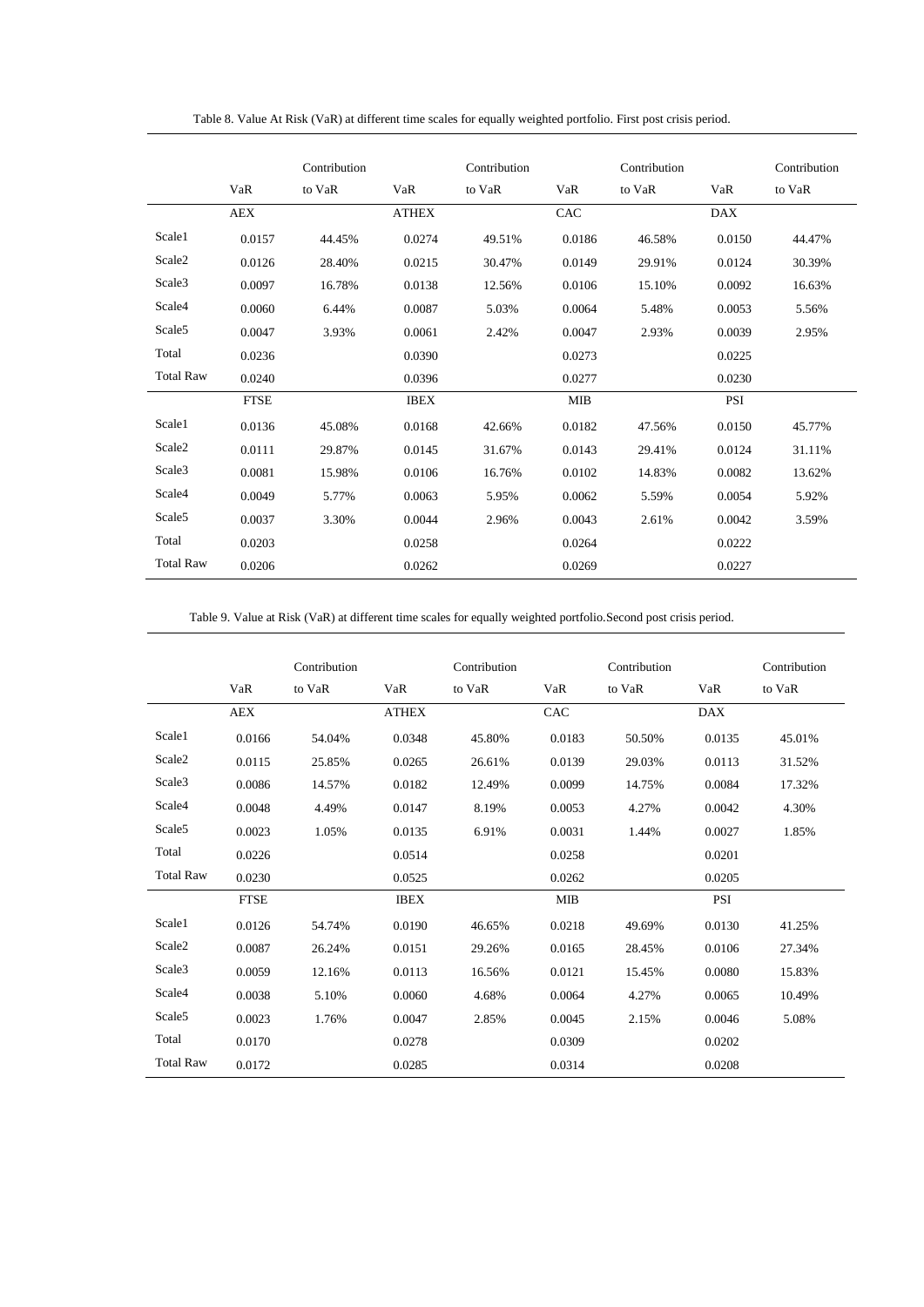Table 8. Value At Risk (VaR) at different time scales for equally weighted portfolio. First post crisis period.

| | VaR | Contribution to VaR | VaR | Contribution to VaR | VaR | Contribution to VaR | VaR | Contribution to VaR |
|---|---|---|---|---|---|---|---|---|
| | AEX | | ATHEX | | CAC | | DAX | |
| Scale1 | 0.0157 | 44.45% | 0.0274 | 49.51% | 0.0186 | 46.58% | 0.0150 | 44.47% |
| Scale2 | 0.0126 | 28.40% | 0.0215 | 30.47% | 0.0149 | 29.91% | 0.0124 | 30.39% |
| Scale3 | 0.0097 | 16.78% | 0.0138 | 12.56% | 0.0106 | 15.10% | 0.0092 | 16.63% |
| Scale4 | 0.0060 | 6.44% | 0.0087 | 5.03% | 0.0064 | 5.48% | 0.0053 | 5.56% |
| Scale5 | 0.0047 | 3.93% | 0.0061 | 2.42% | 0.0047 | 2.93% | 0.0039 | 2.95% |
| Total | 0.0236 | | 0.0390 | | 0.0273 | | 0.0225 | |
| Total Raw | 0.0240 | | 0.0396 | | 0.0277 | | 0.0230 | |
| | FTSE | | IBEX | | MIB | | PSI | |
| Scale1 | 0.0136 | 45.08% | 0.0168 | 42.66% | 0.0182 | 47.56% | 0.0150 | 45.77% |
| Scale2 | 0.0111 | 29.87% | 0.0145 | 31.67% | 0.0143 | 29.41% | 0.0124 | 31.11% |
| Scale3 | 0.0081 | 15.98% | 0.0106 | 16.76% | 0.0102 | 14.83% | 0.0082 | 13.62% |
| Scale4 | 0.0049 | 5.77% | 0.0063 | 5.95% | 0.0062 | 5.59% | 0.0054 | 5.92% |
| Scale5 | 0.0037 | 3.30% | 0.0044 | 2.96% | 0.0043 | 2.61% | 0.0042 | 3.59% |
| Total | 0.0203 | | 0.0258 | | 0.0264 | | 0.0222 | |
| Total Raw | 0.0206 | | 0.0262 | | 0.0269 | | 0.0227 | |

Table 9. Value at Risk (VaR) at different time scales for equally weighted portfolio.Second post crisis period.

| | VaR | Contribution to VaR | VaR | Contribution to VaR | VaR | Contribution to VaR | VaR | Contribution to VaR |
|---|---|---|---|---|---|---|---|---|
| | AEX | | ATHEX | | CAC | | DAX | |
| Scale1 | 0.0166 | 54.04% | 0.0348 | 45.80% | 0.0183 | 50.50% | 0.0135 | 45.01% |
| Scale2 | 0.0115 | 25.85% | 0.0265 | 26.61% | 0.0139 | 29.03% | 0.0113 | 31.52% |
| Scale3 | 0.0086 | 14.57% | 0.0182 | 12.49% | 0.0099 | 14.75% | 0.0084 | 17.32% |
| Scale4 | 0.0048 | 4.49% | 0.0147 | 8.19% | 0.0053 | 4.27% | 0.0042 | 4.30% |
| Scale5 | 0.0023 | 1.05% | 0.0135 | 6.91% | 0.0031 | 1.44% | 0.0027 | 1.85% |
| Total | 0.0226 | | 0.0514 | | 0.0258 | | 0.0201 | |
| Total Raw | 0.0230 | | 0.0525 | | 0.0262 | | 0.0205 | |
| | FTSE | | IBEX | | MIB | | PSI | |
| Scale1 | 0.0126 | 54.74% | 0.0190 | 46.65% | 0.0218 | 49.69% | 0.0130 | 41.25% |
| Scale2 | 0.0087 | 26.24% | 0.0151 | 29.26% | 0.0165 | 28.45% | 0.0106 | 27.34% |
| Scale3 | 0.0059 | 12.16% | 0.0113 | 16.56% | 0.0121 | 15.45% | 0.0080 | 15.83% |
| Scale4 | 0.0038 | 5.10% | 0.0060 | 4.68% | 0.0064 | 4.27% | 0.0065 | 10.49% |
| Scale5 | 0.0023 | 1.76% | 0.0047 | 2.85% | 0.0045 | 2.15% | 0.0046 | 5.08% |
| Total | 0.0170 | | 0.0278 | | 0.0309 | | 0.0202 | |
| Total Raw | 0.0172 | | 0.0285 | | 0.0314 | | 0.0208 | |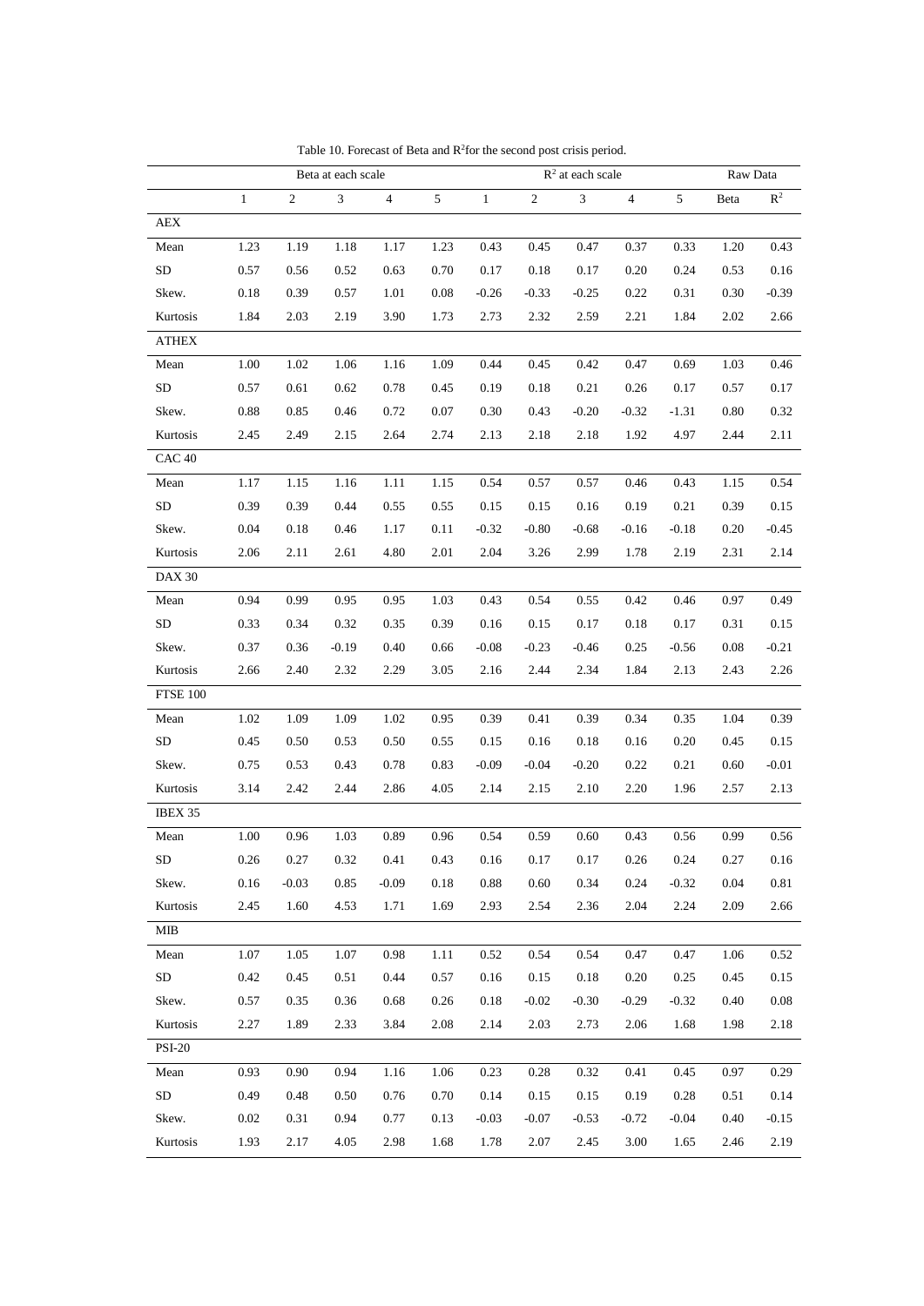Table 10. Forecast of Beta and $R^2$ for the second post crisis period.

| | Beta at each scale | | | | | $R^2$ at each scale | | | | | Raw Data | |
|---|---|---|---|---|---|---|---|---|---|---|---|---|
| | 1 | 2 | 3 | 4 | 5 | 1 | 2 | 3 | 4 | 5 | Beta | $R^2$ |
| AEX | | | | | | | | | | | | |
| Mean | 1.23 | 1.19 | 1.18 | 1.17 | 1.23 | 0.43 | 0.45 | 0.47 | 0.37 | 0.33 | 1.20 | 0.43 |
| SD | 0.57 | 0.56 | 0.52 | 0.63 | 0.70 | 0.17 | 0.18 | 0.17 | 0.20 | 0.24 | 0.53 | 0.16 |
| Skew. | 0.18 | 0.39 | 0.57 | 1.01 | 0.08 | -0.26 | -0.33 | -0.25 | 0.22 | 0.31 | 0.30 | -0.39 |
| Kurtosis | 1.84 | 2.03 | 2.19 | 3.90 | 1.73 | 2.73 | 2.32 | 2.59 | 2.21 | 1.84 | 2.02 | 2.66 |
| ATHEX | | | | | | | | | | | | |
| Mean | 1.00 | 1.02 | 1.06 | 1.16 | 1.09 | 0.44 | 0.45 | 0.42 | 0.47 | 0.69 | 1.03 | 0.46 |
| SD | 0.57 | 0.61 | 0.62 | 0.78 | 0.45 | 0.19 | 0.18 | 0.21 | 0.26 | 0.17 | 0.57 | 0.17 |
| Skew. | 0.88 | 0.85 | 0.46 | 0.72 | 0.07 | 0.30 | 0.43 | -0.20 | -0.32 | -1.31 | 0.80 | 0.32 |
| Kurtosis | 2.45 | 2.49 | 2.15 | 2.64 | 2.74 | 2.13 | 2.18 | 2.18 | 1.92 | 4.97 | 2.44 | 2.11 |
| CAC 40 | | | | | | | | | | | | |
| Mean | 1.17 | 1.15 | 1.16 | 1.11 | 1.15 | 0.54 | 0.57 | 0.57 | 0.46 | 0.43 | 1.15 | 0.54 |
| SD | 0.39 | 0.39 | 0.44 | 0.55 | 0.55 | 0.15 | 0.15 | 0.16 | 0.19 | 0.21 | 0.39 | 0.15 |
| Skew. | 0.04 | 0.18 | 0.46 | 1.17 | 0.11 | -0.32 | -0.80 | -0.68 | -0.16 | -0.18 | 0.20 | -0.45 |
| Kurtosis | 2.06 | 2.11 | 2.61 | 4.80 | 2.01 | 2.04 | 3.26 | 2.99 | 1.78 | 2.19 | 2.31 | 2.14 |
| DAX 30 | | | | | | | | | | | | |
| Mean | 0.94 | 0.99 | 0.95 | 0.95 | 1.03 | 0.43 | 0.54 | 0.55 | 0.42 | 0.46 | 0.97 | 0.49 |
| SD | 0.33 | 0.34 | 0.32 | 0.35 | 0.39 | 0.16 | 0.15 | 0.17 | 0.18 | 0.17 | 0.31 | 0.15 |
| Skew. | 0.37 | 0.36 | -0.19 | 0.40 | 0.66 | -0.08 | -0.23 | -0.46 | 0.25 | -0.56 | 0.08 | -0.21 |
| Kurtosis | 2.66 | 2.40 | 2.32 | 2.29 | 3.05 | 2.16 | 2.44 | 2.34 | 1.84 | 2.13 | 2.43 | 2.26 |
| FTSE 100 | | | | | | | | | | | | |
| Mean | 1.02 | 1.09 | 1.09 | 1.02 | 0.95 | 0.39 | 0.41 | 0.39 | 0.34 | 0.35 | 1.04 | 0.39 |
| SD | 0.45 | 0.50 | 0.53 | 0.50 | 0.55 | 0.15 | 0.16 | 0.18 | 0.16 | 0.20 | 0.45 | 0.15 |
| Skew. | 0.75 | 0.53 | 0.43 | 0.78 | 0.83 | -0.09 | -0.04 | -0.20 | 0.22 | 0.21 | 0.60 | -0.01 |
| Kurtosis | 3.14 | 2.42 | 2.44 | 2.86 | 4.05 | 2.14 | 2.15 | 2.10 | 2.20 | 1.96 | 2.57 | 2.13 |
| IBEX 35 | | | | | | | | | | | | |
| Mean | 1.00 | 0.96 | 1.03 | 0.89 | 0.96 | 0.54 | 0.59 | 0.60 | 0.43 | 0.56 | 0.99 | 0.56 |
| SD | 0.26 | 0.27 | 0.32 | 0.41 | 0.43 | 0.16 | 0.17 | 0.17 | 0.26 | 0.24 | 0.27 | 0.16 |
| Skew. | 0.16 | -0.03 | 0.85 | -0.09 | 0.18 | 0.88 | 0.60 | 0.34 | 0.24 | -0.32 | 0.04 | 0.81 |
| Kurtosis | 2.45 | 1.60 | 4.53 | 1.71 | 1.69 | 2.93 | 2.54 | 2.36 | 2.04 | 2.24 | 2.09 | 2.66 |
| MIB | | | | | | | | | | | | |
| Mean | 1.07 | 1.05 | 1.07 | 0.98 | 1.11 | 0.52 | 0.54 | 0.54 | 0.47 | 0.47 | 1.06 | 0.52 |
| SD | 0.42 | 0.45 | 0.51 | 0.44 | 0.57 | 0.16 | 0.15 | 0.18 | 0.20 | 0.25 | 0.45 | 0.15 |
| Skew. | 0.57 | 0.35 | 0.36 | 0.68 | 0.26 | 0.18 | -0.02 | -0.30 | -0.29 | -0.32 | 0.40 | 0.08 |
| Kurtosis | 2.27 | 1.89 | 2.33 | 3.84 | 2.08 | 2.14 | 2.03 | 2.73 | 2.06 | 1.68 | 1.98 | 2.18 |
| PSI-20 | | | | | | | | | | | | |
| Mean | 0.93 | 0.90 | 0.94 | 1.16 | 1.06 | 0.23 | 0.28 | 0.32 | 0.41 | 0.45 | 0.97 | 0.29 |
| SD | 0.49 | 0.48 | 0.50 | 0.76 | 0.70 | 0.14 | 0.15 | 0.15 | 0.19 | 0.28 | 0.51 | 0.14 |
| Skew. | 0.02 | 0.31 | 0.94 | 0.77 | 0.13 | -0.03 | -0.07 | -0.53 | -0.72 | -0.04 | 0.40 | -0.15 |
| Kurtosis | 1.93 | 2.17 | 4.05 | 2.98 | 1.68 | 1.78 | 2.07 | 2.45 | 3.00 | 1.65 | 2.46 | 2.19 |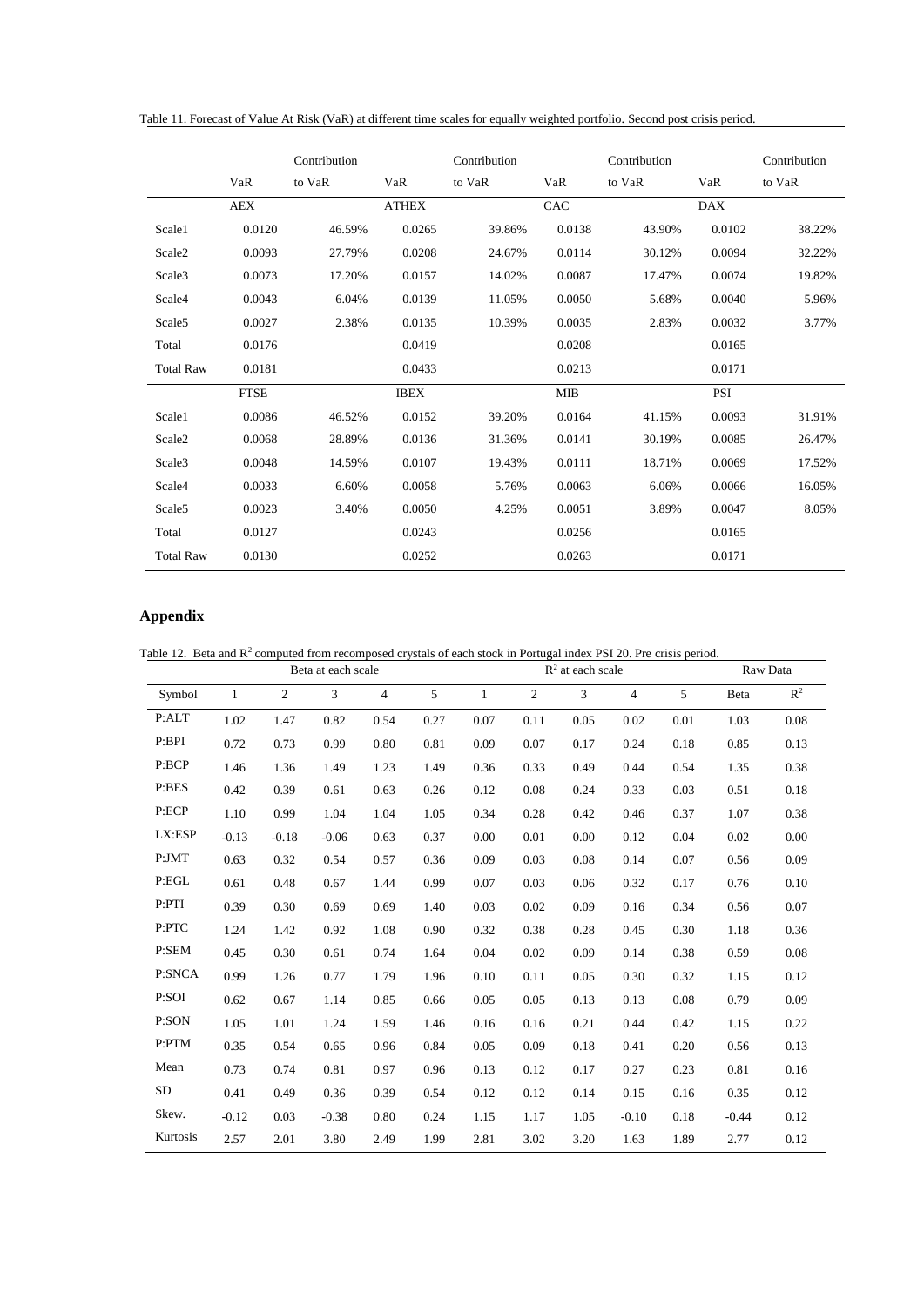Table 11. Forecast of Value At Risk (VaR) at different time scales for equally weighted portfolio. Second post crisis period.

| | VaR | Contribution to VaR | VaR | Contribution to VaR | VaR | Contribution to VaR | VaR | Contribution to VaR |
|---|---|---|---|---|---|---|---|---|
| | AEX | | ATHEX | | CAC | | DAX | |
| Scale1 | 0.0120 | 46.59% | 0.0265 | 39.86% | 0.0138 | 43.90% | 0.0102 | 38.22% |
| Scale2 | 0.0093 | 27.79% | 0.0208 | 24.67% | 0.0114 | 30.12% | 0.0094 | 32.22% |
| Scale3 | 0.0073 | 17.20% | 0.0157 | 14.02% | 0.0087 | 17.47% | 0.0074 | 19.82% |
| Scale4 | 0.0043 | 6.04% | 0.0139 | 11.05% | 0.0050 | 5.68% | 0.0040 | 5.96% |
| Scale5 | 0.0027 | 2.38% | 0.0135 | 10.39% | 0.0035 | 2.83% | 0.0032 | 3.77% |
| Total | 0.0176 | | 0.0419 | | 0.0208 | | 0.0165 | |
| Total Raw | 0.0181 | | 0.0433 | | 0.0213 | | 0.0171 | |
| | FTSE | | IBEX | | MIB | | PSI | |
| Scale1 | 0.0086 | 46.52% | 0.0152 | 39.20% | 0.0164 | 41.15% | 0.0093 | 31.91% |
| Scale2 | 0.0068 | 28.89% | 0.0136 | 31.36% | 0.0141 | 30.19% | 0.0085 | 26.47% |
| Scale3 | 0.0048 | 14.59% | 0.0107 | 19.43% | 0.0111 | 18.71% | 0.0069 | 17.52% |
| Scale4 | 0.0033 | 6.60% | 0.0058 | 5.76% | 0.0063 | 6.06% | 0.0066 | 16.05% |
| Scale5 | 0.0023 | 3.40% | 0.0050 | 4.25% | 0.0051 | 3.89% | 0.0047 | 8.05% |
| Total | 0.0127 | | 0.0243 | | 0.0256 | | 0.0165 | |
| Total Raw | 0.0130 | | 0.0252 | | 0.0263 | | 0.0171 | |

## Appendix

Table 12. Beta and $R^2$ computed from recomposed crystals of each stock in Portugal index PSI 20. Pre crisis period.

| | Beta at each scale | | | | | $R^2$ at each scale | | | | | Raw Data | |
|---|---|---|---|---|---|---|---|---|---|---|---|---|
| Symbol | 1 | 2 | 3 | 4 | 5 | 1 | 2 | 3 | 4 | 5 | Beta | $R^2$ |
| P:ALT | 1.02 | 1.47 | 0.82 | 0.54 | 0.27 | 0.07 | 0.11 | 0.05 | 0.02 | 0.01 | 1.03 | 0.08 |
| P:BPI | 0.72 | 0.73 | 0.99 | 0.80 | 0.81 | 0.09 | 0.07 | 0.17 | 0.24 | 0.18 | 0.85 | 0.13 |
| P:BCP | 1.46 | 1.36 | 1.49 | 1.23 | 1.49 | 0.36 | 0.33 | 0.49 | 0.44 | 0.54 | 1.35 | 0.38 |
| P:BES | 0.42 | 0.39 | 0.61 | 0.63 | 0.26 | 0.12 | 0.08 | 0.24 | 0.33 | 0.03 | 0.51 | 0.18 |
| P:ECP | 1.10 | 0.99 | 1.04 | 1.04 | 1.05 | 0.34 | 0.28 | 0.42 | 0.46 | 0.37 | 1.07 | 0.38 |
| LX:ESP | -0.13 | -0.18 | -0.06 | 0.63 | 0.37 | 0.00 | 0.01 | 0.00 | 0.12 | 0.04 | 0.02 | 0.00 |
| P:JMT | 0.63 | 0.32 | 0.54 | 0.57 | 0.36 | 0.09 | 0.03 | 0.08 | 0.14 | 0.07 | 0.56 | 0.09 |
| P:EGL | 0.61 | 0.48 | 0.67 | 1.44 | 0.99 | 0.07 | 0.03 | 0.06 | 0.32 | 0.17 | 0.76 | 0.10 |
| P:PTI | 0.39 | 0.30 | 0.69 | 0.69 | 1.40 | 0.03 | 0.02 | 0.09 | 0.16 | 0.34 | 0.56 | 0.07 |
| P:PTC | 1.24 | 1.42 | 0.92 | 1.08 | 0.90 | 0.32 | 0.38 | 0.28 | 0.45 | 0.30 | 1.18 | 0.36 |
| P:SEM | 0.45 | 0.30 | 0.61 | 0.74 | 1.64 | 0.04 | 0.02 | 0.09 | 0.14 | 0.38 | 0.59 | 0.08 |
| P:SNCA | 0.99 | 1.26 | 0.77 | 1.79 | 1.96 | 0.10 | 0.11 | 0.05 | 0.30 | 0.32 | 1.15 | 0.12 |
| P:SOI | 0.62 | 0.67 | 1.14 | 0.85 | 0.66 | 0.05 | 0.05 | 0.13 | 0.13 | 0.08 | 0.79 | 0.09 |
| P:SON | 1.05 | 1.01 | 1.24 | 1.59 | 1.46 | 0.16 | 0.16 | 0.21 | 0.44 | 0.42 | 1.15 | 0.22 |
| P:PTM | 0.35 | 0.54 | 0.65 | 0.96 | 0.84 | 0.05 | 0.09 | 0.18 | 0.41 | 0.20 | 0.56 | 0.13 |
| Mean | 0.73 | 0.74 | 0.81 | 0.97 | 0.96 | 0.13 | 0.12 | 0.17 | 0.27 | 0.23 | 0.81 | 0.16 |
| SD | 0.41 | 0.49 | 0.36 | 0.39 | 0.54 | 0.12 | 0.12 | 0.14 | 0.15 | 0.16 | 0.35 | 0.12 |
| Skew. | -0.12 | 0.03 | -0.38 | 0.80 | 0.24 | 1.15 | 1.17 | 1.05 | -0.10 | 0.18 | -0.44 | 0.12 |
| Kurtosis | 2.57 | 2.01 | 3.80 | 2.49 | 1.99 | 2.81 | 3.02 | 3.20 | 1.63 | 1.89 | 2.77 | 0.12 |